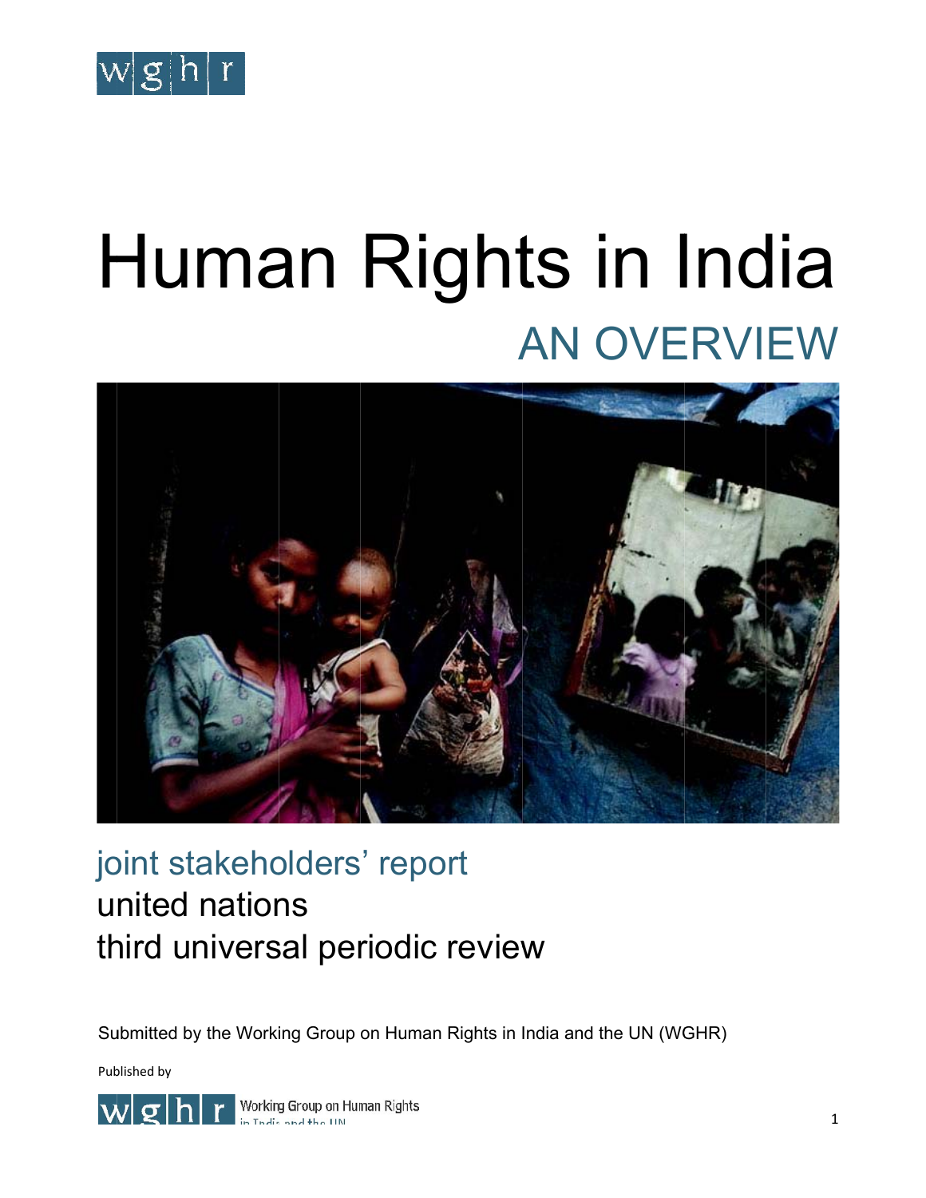wghr

# Human Rights in India

## AN OVERVIEW

joint stakeholders' report

united nations

third universal periodic review

Submitted by the Working Group on Human Rights in India and the UN (WGHR)

Published by

wghr Working Group on Human Rights in India and the UN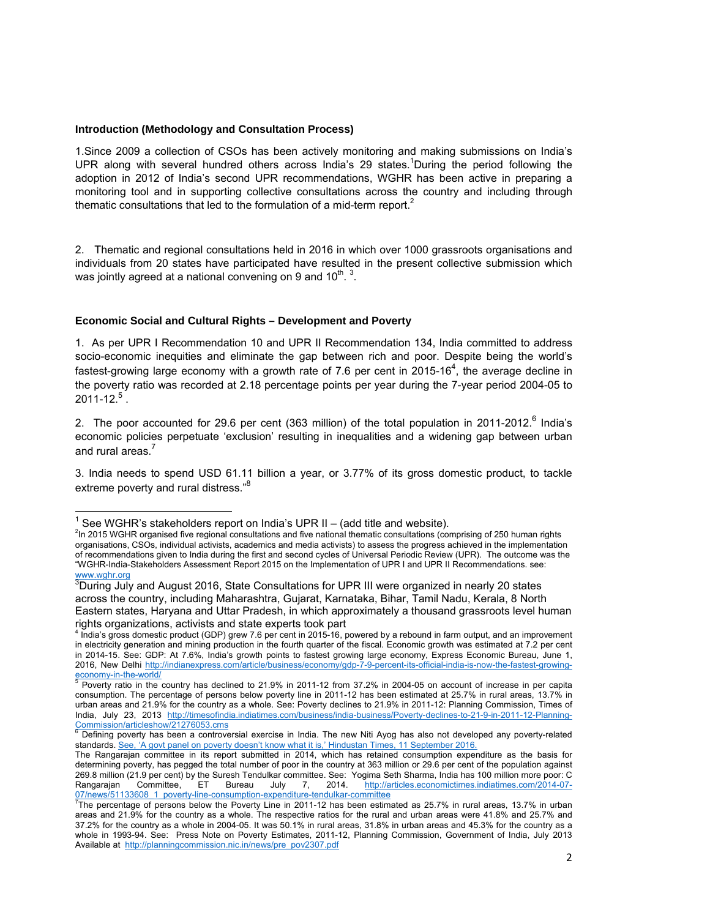**Introduction (Methodology and Consultation Process)**

1.Since 2009 a collection of CSOs has been actively monitoring and making submissions on India's UPR along with several hundred others across India's 29 states.[1]During the period following the adoption in 2012 of India's second UPR recommendations, WGHR has been active in preparing a monitoring tool and in supporting collective consultations across the country and including through thematic consultations that led to the formulation of a mid-term report.[2]

2. Thematic and regional consultations held in 2016 in which over 1000 grassroots organisations and individuals from 20 states have participated have resulted in the present collective submission which was jointly agreed at a national convening on 9 and 10th. [3].

**Economic Social and Cultural Rights – Development and Poverty**

1. As per UPR I Recommendation 10 and UPR II Recommendation 134, India committed to address socio-economic inequities and eliminate the gap between rich and poor. Despite being the world's fastest-growing large economy with a growth rate of 7.6 per cent in 2015-16[4], the average decline in the poverty ratio was recorded at 2.18 percentage points per year during the 7-year period 2004-05 to 2011-12.[5] .

2. The poor accounted for 29.6 per cent (363 million) of the total population in 2011-2012.[6] India's economic policies perpetuate 'exclusion' resulting in inequalities and a widening gap between urban and rural areas.[7]

3. India needs to spend USD 61.11 billion a year, or 3.77% of its gross domestic product, to tackle extreme poverty and rural distress."[8]

---

[1] See WGHR's stakeholders report on India's UPR II – (add title and website).

[2] In 2015 WGHR organised five regional consultations and five national thematic consultations (comprising of 250 human rights organisations, CSOs, individual activists, academics and media activists) to assess the progress achieved in the implementation of recommendations given to India during the first and second cycles of Universal Periodic Review (UPR). The outcome was the "WGHR-India-Stakeholders Assessment Report 2015 on the Implementation of UPR I and UPR II Recommendations. see: www.wghr.org

[3] During July and August 2016, State Consultations for UPR III were organized in nearly 20 states across the country, including Maharashtra, Gujarat, Karnataka, Bihar, Tamil Nadu, Kerala, 8 North Eastern states, Haryana and Uttar Pradesh, in which approximately a thousand grassroots level human rights organizations, activists and state experts took part

[4] India's gross domestic product (GDP) grew 7.6 per cent in 2015-16, powered by a rebound in farm output, and an improvement in electricity generation and mining production in the fourth quarter of the fiscal. Economic growth was estimated at 7.2 per cent in 2014-15. See: GDP: At 7.6%, India's growth points to fastest growing large economy, Express Economic Bureau, June 1, 2016, New Delhi http://indianexpress.com/article/business/economy/gdp-7-9-percent-its-official-india-is-now-the-fastest-growing-economy-in-the-world/

[5] Poverty ratio in the country has declined to 21.9% in 2011-12 from 37.2% in 2004-05 on account of increase in per capita consumption. The percentage of persons below poverty line in 2011-12 has been estimated at 25.7% in rural areas, 13.7% in urban areas and 21.9% for the country as a whole. See: Poverty declines to 21.9% in 2011-12: Planning Commission, Times of India, July 23, 2013 http://timesofindia.indiatimes.com/business/india-business/Poverty-declines-to-21-9-in-2011-12-Planning-Commission/articleshow/21276053.cms

[6] Defining poverty has been a controversial exercise in India. The new Niti Ayog has also not developed any poverty-related standards. See, 'A govt panel on poverty doesn't know what it is,' Hindustan Times, 11 September 2016.

The Rangarajan committee in its report submitted in 2014, which has retained consumption expenditure as the basis for determining poverty, has pegged the total number of poor in the country at 363 million or 29.6 per cent of the population against 269.8 million (21.9 per cent) by the Suresh Tendulkar committee. See: Yogima Seth Sharma, India has 100 million more poor: C Rangarajan Committee, ET Bureau July 7, 2014. http://articles.economictimes.indiatimes.com/2014-07-07/news/51133608_1_poverty-line-consumption-expenditure-tendulkar-committee

[7] The percentage of persons below the Poverty Line in 2011-12 has been estimated as 25.7% in rural areas, 13.7% in urban areas and 21.9% for the country as a whole. The respective ratios for the rural and urban areas were 41.8% and 25.7% and 37.2% for the country as a whole in 2004-05. It was 50.1% in rural areas, 31.8% in urban areas and 45.3% for the country as a whole in 1993-94. See: Press Note on Poverty Estimates, 2011-12, Planning Commission, Government of India, July 2013 Available at http://planningcommission.nic.in/news/pre_pov2307.pdf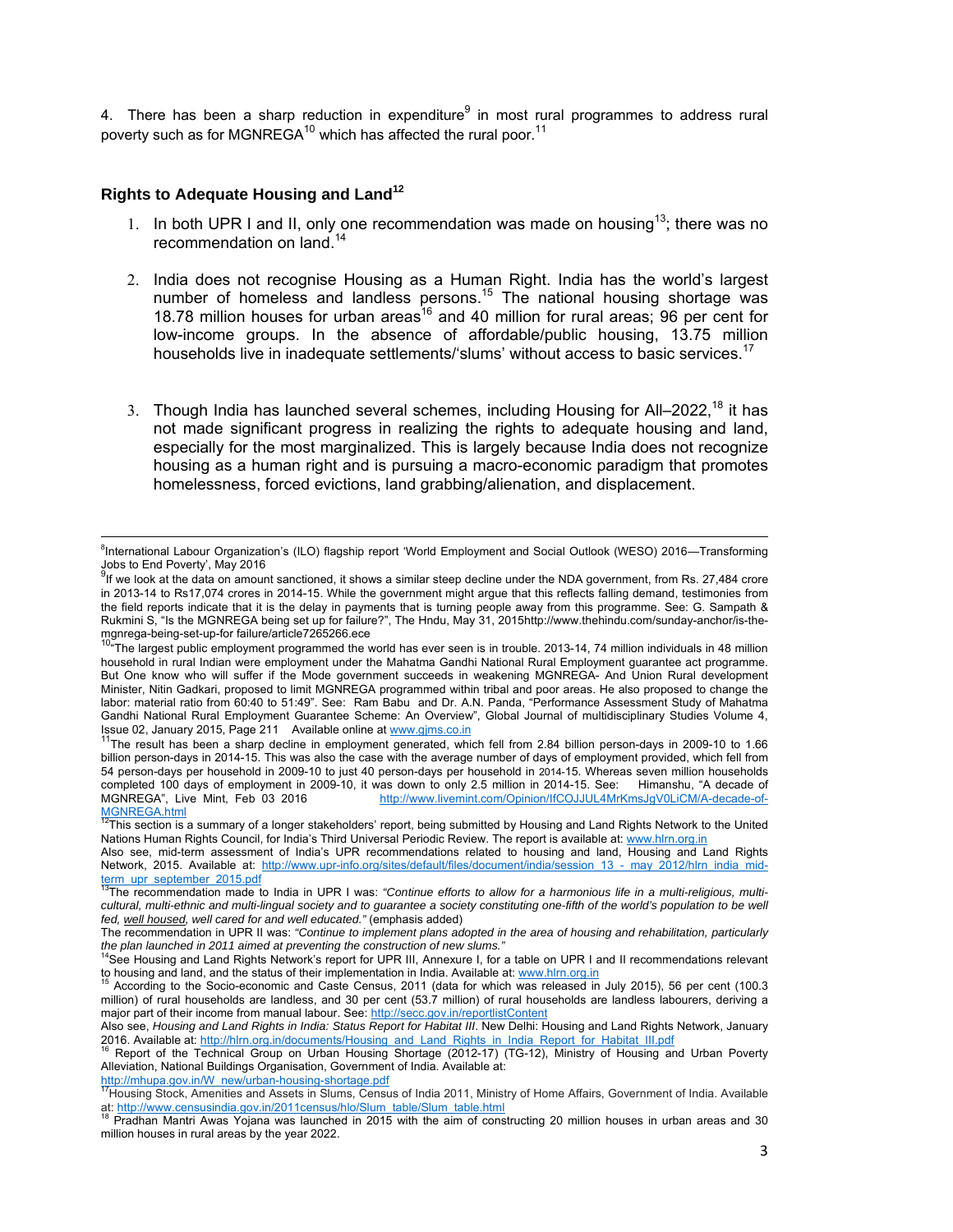4. There has been a sharp reduction in expenditure[9] in most rural programmes to address rural poverty such as for MGNREGA[10] which has affected the rural poor.[11]

## Rights to Adequate Housing and Land[12]

1. In both UPR I and II, only one recommendation was made on housing[13]; there was no recommendation on land.[14]

2. India does not recognise Housing as a Human Right. India has the world's largest number of homeless and landless persons.[15] The national housing shortage was 18.78 million houses for urban areas[16] and 40 million for rural areas; 96 per cent for low-income groups. In the absence of affordable/public housing, 13.75 million households live in inadequate settlements/'slums' without access to basic services.[17]

3. Though India has launched several schemes, including Housing for All–2022,[18] it has not made significant progress in realizing the rights to adequate housing and land, especially for the most marginalized. This is largely because India does not recognize housing as a human right and is pursuing a macro-economic paradigm that promotes homelessness, forced evictions, land grabbing/alienation, and displacement.

---

[8]International Labour Organization's (ILO) flagship report 'World Employment and Social Outlook (WESO) 2016—Transforming Jobs to End Poverty', May 2016

[9]If we look at the data on amount sanctioned, it shows a similar steep decline under the NDA government, from Rs. 27,484 crore in 2013-14 to Rs17,074 crores in 2014-15. While the government might argue that this reflects falling demand, testimonies from the field reports indicate that it is the delay in payments that is turning people away from this programme. See: G. Sampath & Rukmini S, "Is the MGNREGA being set up for failure?", The Hndu, May 31, 2015http://www.thehindu.com/sunday-anchor/is-the-mgnrega-being-set-up-for failure/article7265266.ece

[10]"The largest public employment programmed the world has ever seen is in trouble. 2013-14, 74 million individuals in 48 million household in rural Indian were employment under the Mahatma Gandhi National Rural Employment guarantee act programme. But One know who will suffer if the Mode government succeeds in weakening MGNREGA- And Union Rural development Minister, Nitin Gadkari, proposed to limit MGNREGA programmed within tribal and poor areas. He also proposed to change the labor: material ratio from 60:40 to 51:49". See: Ram Babu and Dr. A.N. Panda, "Performance Assessment Study of Mahatma Gandhi National Rural Employment Guarantee Scheme: An Overview", Global Journal of multidisciplinary Studies Volume 4, Issue 02, January 2015, Page 211 Available online at www.gjms.co.in

[11]The result has been a sharp decline in employment generated, which fell from 2.84 billion person-days in 2009-10 to 1.66 billion person-days in 2014-15. This was also the case with the average number of days of employment provided, which fell from 54 person-days per household in 2009-10 to just 40 person-days per household in 2014-15. Whereas seven million households completed 100 days of employment in 2009-10, it was down to only 2.5 million in 2014-15. See: Himanshu, "A decade of MGNREGA", Live Mint, Feb 03 2016 http://www.livemint.com/Opinion/IfCOJJUL4MrKmsJgV0LiCM/A-decade-of-MGNREGA.html

[12]This section is a summary of a longer stakeholders' report, being submitted by Housing and Land Rights Network to the United Nations Human Rights Council, for India's Third Universal Periodic Review. The report is available at: www.hlrn.org.in

Also see, mid-term assessment of India's UPR recommendations related to housing and land, Housing and Land Rights Network, 2015. Available at: http://www.upr-info.org/sites/default/files/document/india/session_13_-_may_2012/hlrn_india_mid-term_upr_september_2015.pdf

[13]The recommendation made to India in UPR I was: *"Continue efforts to allow for a harmonious life in a multi-religious, multi-cultural, multi-ethnic and multi-lingual society and to guarantee a society constituting one-fifth of the world's population to be well fed, well housed, well cared for and well educated."* (emphasis added)

The recommendation in UPR II was: *"Continue to implement plans adopted in the area of housing and rehabilitation, particularly the plan launched in 2011 aimed at preventing the construction of new slums."*

[14]See Housing and Land Rights Network's report for UPR III, Annexure I, for a table on UPR I and II recommendations relevant to housing and land, and the status of their implementation in India. Available at: www.hlrn.org.in

[15] According to the Socio-economic and Caste Census, 2011 (data for which was released in July 2015), 56 per cent (100.3 million) of rural households are landless, and 30 per cent (53.7 million) of rural households are landless labourers, deriving a major part of their income from manual labour. See: http://secc.gov.in/reportlistContent

Also see, *Housing and Land Rights in India: Status Report for Habitat III*. New Delhi: Housing and Land Rights Network, January 2016. Available at: http://hlrn.org.in/documents/Housing_and_Land_Rights_in_India_Report_for_Habitat_III.pdf

[16] Report of the Technical Group on Urban Housing Shortage (2012-17) (TG-12), Ministry of Housing and Urban Poverty Alleviation, National Buildings Organisation, Government of India. Available at: http://mhupa.gov.in/W_new/urban-housing-shortage.pdf

[17]Housing Stock, Amenities and Assets in Slums, Census of India 2011, Ministry of Home Affairs, Government of India. Available at: http://www.censusindia.gov.in/2011census/hlo/Slum_table/Slum_table.html

[18] Pradhan Mantri Awas Yojana was launched in 2015 with the aim of constructing 20 million houses in urban areas and 30 million houses in rural areas by the year 2022.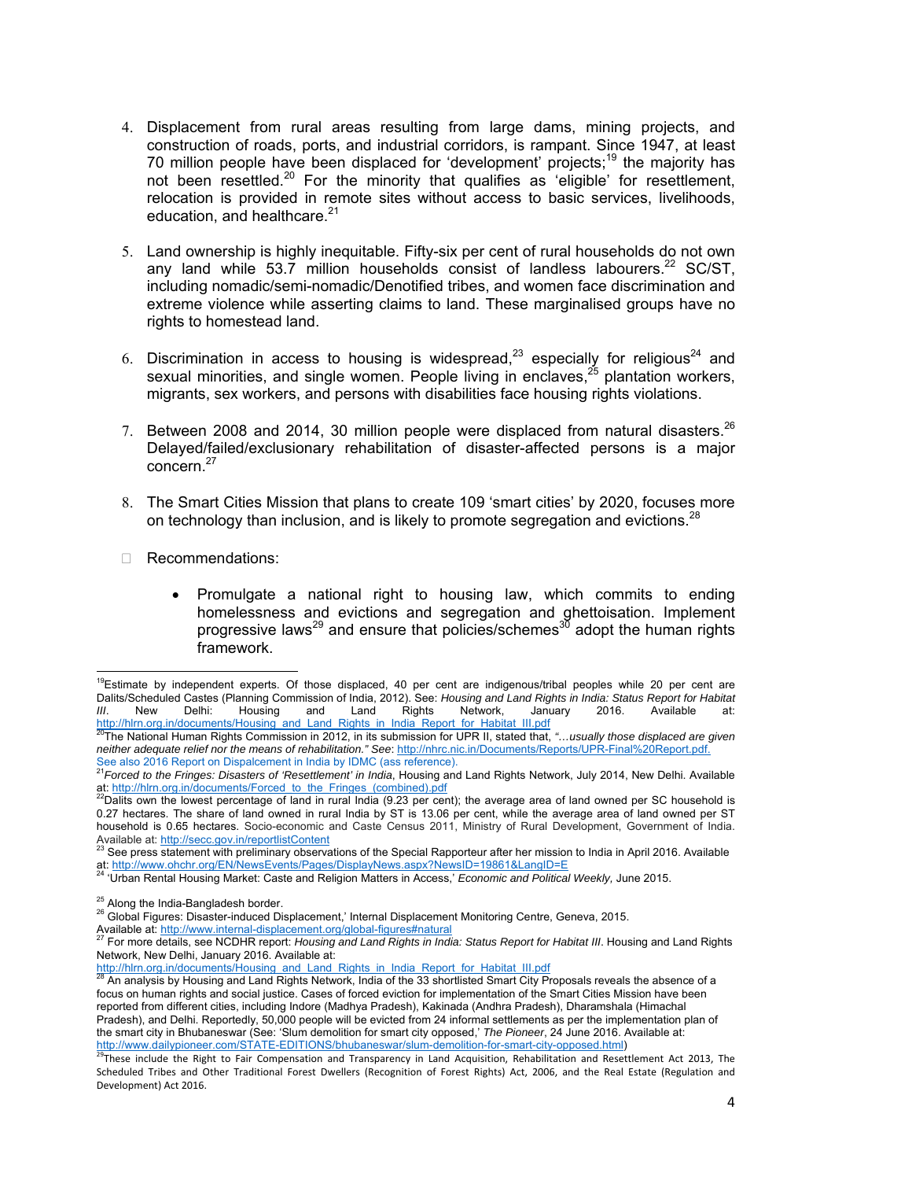4. Displacement from rural areas resulting from large dams, mining projects, and construction of roads, ports, and industrial corridors, is rampant. Since 1947, at least 70 million people have been displaced for 'development' projects;[19] the majority has not been resettled.[20] For the minority that qualifies as 'eligible' for resettlement, relocation is provided in remote sites without access to basic services, livelihoods, education, and healthcare.[21]

5. Land ownership is highly inequitable. Fifty-six per cent of rural households do not own any land while 53.7 million households consist of landless labourers.[22] SC/ST, including nomadic/semi-nomadic/Denotified tribes, and women face discrimination and extreme violence while asserting claims to land. These marginalised groups have no rights to homestead land.

6. Discrimination in access to housing is widespread,[23] especially for religious[24] and sexual minorities, and single women. People living in enclaves,[25] plantation workers, migrants, sex workers, and persons with disabilities face housing rights violations.

7. Between 2008 and 2014, 30 million people were displaced from natural disasters.[26] Delayed/failed/exclusionary rehabilitation of disaster-affected persons is a major concern.[27]

8. The Smart Cities Mission that plans to create 109 'smart cities' by 2020, focuses more on technology than inclusion, and is likely to promote segregation and evictions.[28]

- Recommendations:

    - Promulgate a national right to housing law, which commits to ending homelessness and evictions and segregation and ghettoisation. Implement progressive laws[29] and ensure that policies/schemes[30] adopt the human rights framework.

---

[19]Estimate by independent experts. Of those displaced, 40 per cent are indigenous/tribal peoples while 20 per cent are Dalits/Scheduled Castes (Planning Commission of India, 2012). See: *Housing and Land Rights in India: Status Report for Habitat III*. New Delhi: Housing and Land Rights Network, January 2016. Available at: http://hlrn.org.in/documents/Housing_and_Land_Rights_in_India_Report_for_Habitat_III.pdf

[20]The National Human Rights Commission in 2012, in its submission for UPR II, stated that, *"…usually those displaced are given neither adequate relief nor the means of rehabilitation." See*: http://nhrc.nic.in/Documents/Reports/UPR-Final%20Report.pdf. See also 2016 Report on Dispalcement in India by IDMC (ass reference).

[21]*Forced to the Fringes: Disasters of 'Resettlement' in India*, Housing and Land Rights Network, July 2014, New Delhi. Available at: http://hlrn.org.in/documents/Forced_to_the_Fringes_(combined).pdf

[22]Dalits own the lowest percentage of land in rural India (9.23 per cent); the average area of land owned per SC household is 0.27 hectares. The share of land owned in rural India by ST is 13.06 per cent, while the average area of land owned per ST household is 0.65 hectares. Socio-economic and Caste Census 2011, Ministry of Rural Development, Government of India. Available at: http://secc.gov.in/reportlistContent

[23] See press statement with preliminary observations of the Special Rapporteur after her mission to India in April 2016. Available at: http://www.ohchr.org/EN/NewsEvents/Pages/DisplayNews.aspx?NewsID=19861&LangID=E

[24] 'Urban Rental Housing Market: Caste and Religion Matters in Access,' *Economic and Political Weekly*, June 2015.

[25] Along the India-Bangladesh border.

[26] Global Figures: Disaster-induced Displacement,' Internal Displacement Monitoring Centre, Geneva, 2015. Available at: http://www.internal-displacement.org/global-figures#natural

[27] For more details, see NCDHR report: *Housing and Land Rights in India: Status Report for Habitat III*. Housing and Land Rights Network, New Delhi, January 2016. Available at: http://hlrn.org.in/documents/Housing_and_Land_Rights_in_India_Report_for_Habitat_III.pdf

[28] An analysis by Housing and Land Rights Network, India of the 33 shortlisted Smart City Proposals reveals the absence of a focus on human rights and social justice. Cases of forced eviction for implementation of the Smart Cities Mission have been reported from different cities, including Indore (Madhya Pradesh), Kakinada (Andhra Pradesh), Dharamshala (Himachal Pradesh), and Delhi. Reportedly, 50,000 people will be evicted from 24 informal settlements as per the implementation plan of the smart city in Bhubaneswar (See: 'Slum demolition for smart city opposed,' *The Pioneer*, 24 June 2016. Available at: http://www.dailypioneer.com/STATE-EDITIONS/bhubaneswar/slum-demolition-for-smart-city-opposed.html)

[29]These include the Right to Fair Compensation and Transparency in Land Acquisition, Rehabilitation and Resettlement Act 2013, The Scheduled Tribes and Other Traditional Forest Dwellers (Recognition of Forest Rights) Act, 2006, and the Real Estate (Regulation and Development) Act 2016.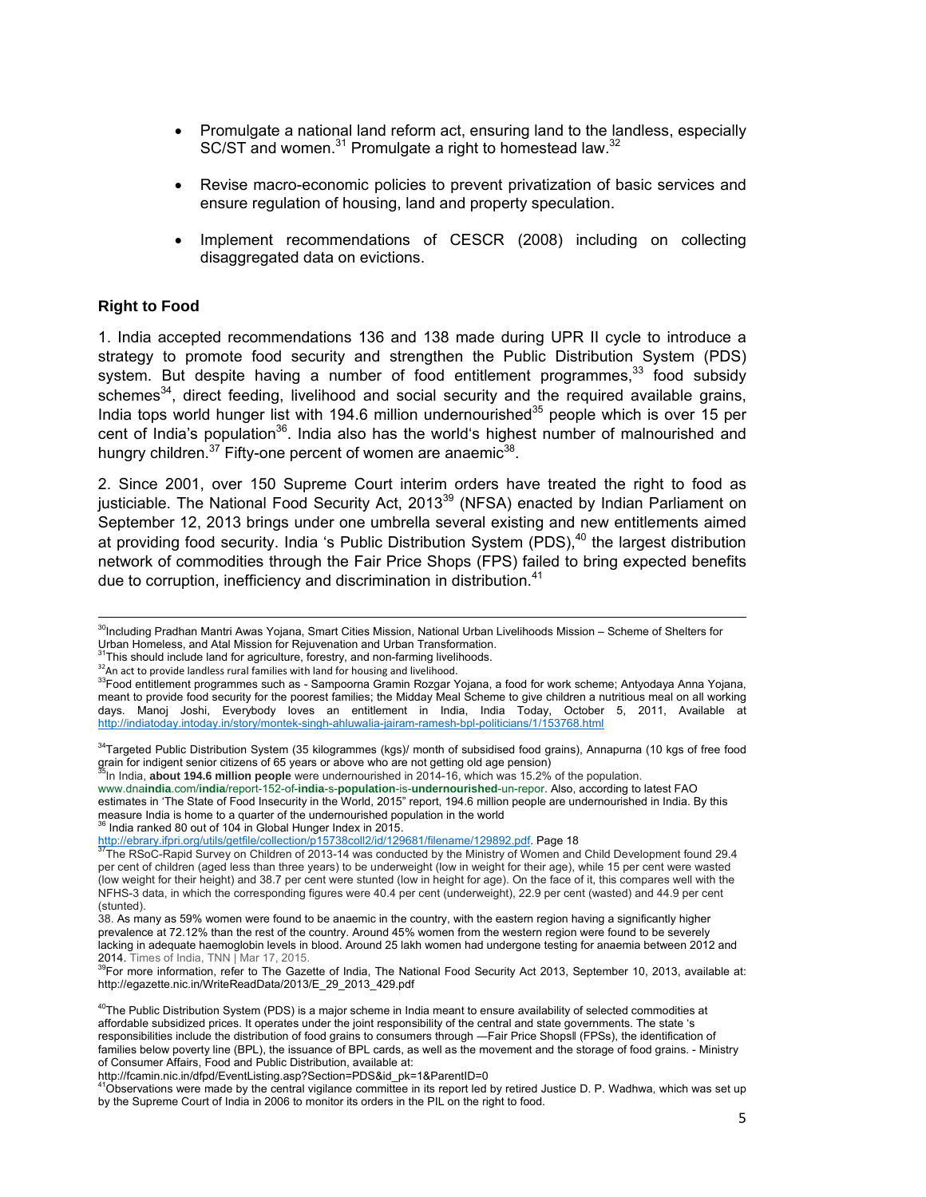- Promulgate a national land reform act, ensuring land to the landless, especially SC/ST and women.[31] Promulgate a right to homestead law.[32]

- Revise macro-economic policies to prevent privatization of basic services and ensure regulation of housing, land and property speculation.

- Implement recommendations of CESCR (2008) including on collecting disaggregated data on evictions.

### Right to Food

1. India accepted recommendations 136 and 138 made during UPR II cycle to introduce a strategy to promote food security and strengthen the Public Distribution System (PDS) system. But despite having a number of food entitlement programmes,[33] food subsidy schemes[34], direct feeding, livelihood and social security and the required available grains, India tops world hunger list with 194.6 million undernourished[35] people which is over 15 per cent of India's population[36]. India also has the world's highest number of malnourished and hungry children.[37] Fifty-one percent of women are anaemic[38].

2. Since 2001, over 150 Supreme Court interim orders have treated the right to food as justiciable. The National Food Security Act, 2013[39] (NFSA) enacted by Indian Parliament on September 12, 2013 brings under one umbrella several existing and new entitlements aimed at providing food security. India 's Public Distribution System (PDS),[40] the largest distribution network of commodities through the Fair Price Shops (FPS) failed to bring expected benefits due to corruption, inefficiency and discrimination in distribution.[41]

---

[30]Including Pradhan Mantri Awas Yojana, Smart Cities Mission, National Urban Livelihoods Mission – Scheme of Shelters for Urban Homeless, and Atal Mission for Rejuvenation and Urban Transformation.

[31]This should include land for agriculture, forestry, and non-farming livelihoods.

[32]An act to provide landless rural families with land for housing and livelihood.

[33]Food entitlement programmes such as - Sampoorna Gramin Rozgar Yojana, a food for work scheme; Antyodaya Anna Yojana, meant to provide food security for the poorest families; the Midday Meal Scheme to give children a nutritious meal on all working days. Manoj Joshi, Everybody loves an entitlement in India, India Today, October 5, 2011, Available at http://indiatoday.intoday.in/story/montek-singh-ahluwalia-jairam-ramesh-bpl-politicians/1/153768.html

[34]Targeted Public Distribution System (35 kilogrammes (kgs)/ month of subsidised food grains), Annapurna (10 kgs of free food grain for indigent senior citizens of 65 years or above who are not getting old age pension)

[35]In India, **about 194.6 million people** were undernourished in 2014-16, which was 15.2% of the population. www.dna**india**.com/**india**/report-152-of-**india**-s-**population**-is-**undernourished**-un-repor. Also, according to latest FAO estimates in 'The State of Food Insecurity in the World, 2015" report, 194.6 million people are undernourished in India. By this measure India is home to a quarter of the undernourished population in the world

[36] India ranked 80 out of 104 in Global Hunger Index in 2015. http://ebrary.ifpri.org/utils/getfile/collection/p15738coll2/id/129681/filename/129892.pdf. Page 18

[37]The RSoC-Rapid Survey on Children of 2013-14 was conducted by the Ministry of Women and Child Development found 29.4 per cent of children (aged less than three years) to be underweight (low in weight for their age), while 15 per cent were wasted (low weight for their height) and 38.7 per cent were stunted (low in height for age). On the face of it, this compares well with the NFHS-3 data, in which the corresponding figures were 40.4 per cent (underweight), 22.9 per cent (wasted) and 44.9 per cent (stunted).

38. As many as 59% women were found to be anaemic in the country, with the eastern region having a significantly higher prevalence at 72.12% than the rest of the country. Around 45% women from the western region were found to be severely lacking in adequate haemoglobin levels in blood. Around 25 lakh women had undergone testing for anaemia between 2012 and 2014. Times of India, TNN | Mar 17, 2015.

[39]For more information, refer to The Gazette of India, The National Food Security Act 2013, September 10, 2013, available at: http://egazette.nic.in/WriteReadData/2013/E_29_2013_429.pdf

[40]The Public Distribution System (PDS) is a major scheme in India meant to ensure availability of selected commodities at affordable subsidized prices. It operates under the joint responsibility of the central and state governments. The state 's responsibilities include the distribution of food grains to consumers through —Fair Price Shops‖ (FPSs), the identification of families below poverty line (BPL), the issuance of BPL cards, as well as the movement and the storage of food grains. - Ministry of Consumer Affairs, Food and Public Distribution, available at: http://fcamin.nic.in/dfpd/EventListing.asp?Section=PDS&id_pk=1&ParentID=0

[41]Observations were made by the central vigilance committee in its report led by retired Justice D. P. Wadhwa, which was set up by the Supreme Court of India in 2006 to monitor its orders in the PIL on the right to food.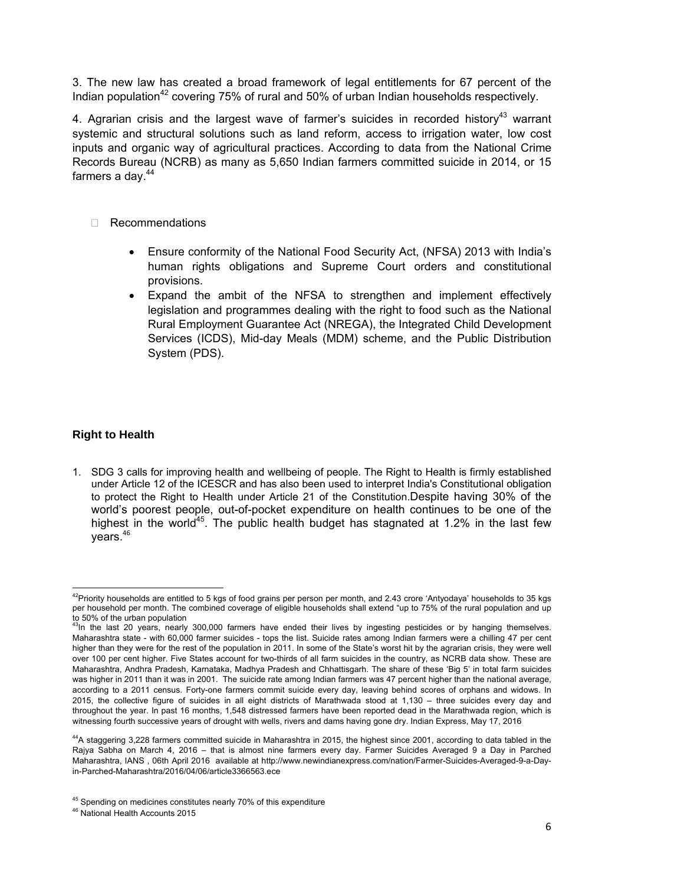3. The new law has created a broad framework of legal entitlements for 67 percent of the Indian population[42] covering 75% of rural and 50% of urban Indian households respectively.

4. Agrarian crisis and the largest wave of farmer's suicides in recorded history[43] warrant systemic and structural solutions such as land reform, access to irrigation water, low cost inputs and organic way of agricultural practices. According to data from the National Crime Records Bureau (NCRB) as many as 5,650 Indian farmers committed suicide in 2014, or 15 farmers a day.[44]

- Recommendations
  - Ensure conformity of the National Food Security Act, (NFSA) 2013 with India's human rights obligations and Supreme Court orders and constitutional provisions.
  - Expand the ambit of the NFSA to strengthen and implement effectively legislation and programmes dealing with the right to food such as the National Rural Employment Guarantee Act (NREGA), the Integrated Child Development Services (ICDS), Mid-day Meals (MDM) scheme, and the Public Distribution System (PDS).

**Right to Health**

1. SDG 3 calls for improving health and wellbeing of people. The Right to Health is firmly established under Article 12 of the ICESCR and has also been used to interpret India's Constitutional obligation to protect the Right to Health under Article 21 of the Constitution.Despite having 30% of the world's poorest people, out-of-pocket expenditure on health continues to be one of the highest in the world[45]. The public health budget has stagnated at 1.2% in the last few years.[46]

---

[42]Priority households are entitled to 5 kgs of food grains per person per month, and 2.43 crore 'Antyodaya' households to 35 kgs per household per month. The combined coverage of eligible households shall extend "up to 75% of the rural population and up to 50% of the urban population

[43]In the last 20 years, nearly 300,000 farmers have ended their lives by ingesting pesticides or by hanging themselves. Maharashtra state - with 60,000 farmer suicides - tops the list. Suicide rates among Indian farmers were a chilling 47 per cent higher than they were for the rest of the population in 2011. In some of the State's worst hit by the agrarian crisis, they were well over 100 per cent higher. Five States account for two-thirds of all farm suicides in the country, as NCRB data show. These are Maharashtra, Andhra Pradesh, Karnataka, Madhya Pradesh and Chhattisgarh. The share of these 'Big 5' in total farm suicides was higher in 2011 than it was in 2001. The suicide rate among Indian farmers was 47 percent higher than the national average, according to a 2011 census. Forty-one farmers commit suicide every day, leaving behind scores of orphans and widows. In 2015, the collective figure of suicides in all eight districts of Marathwada stood at 1,130 – three suicides every day and throughout the year. In past 16 months, 1,548 distressed farmers have been reported dead in the Marathwada region, which is witnessing fourth successive years of drought with wells, rivers and dams having gone dry. Indian Express, May 17, 2016

[44]A staggering 3,228 farmers committed suicide in Maharashtra in 2015, the highest since 2001, according to data tabled in the Rajya Sabha on March 4, 2016 – that is almost nine farmers every day. Farmer Suicides Averaged 9 a Day in Parched Maharashtra, IANS , 06th April 2016 available at http://www.newindianexpress.com/nation/Farmer-Suicides-Averaged-9-a-Day-in-Parched-Maharashtra/2016/04/06/article3366563.ece

[45] Spending on medicines constitutes nearly 70% of this expenditure

[46] National Health Accounts 2015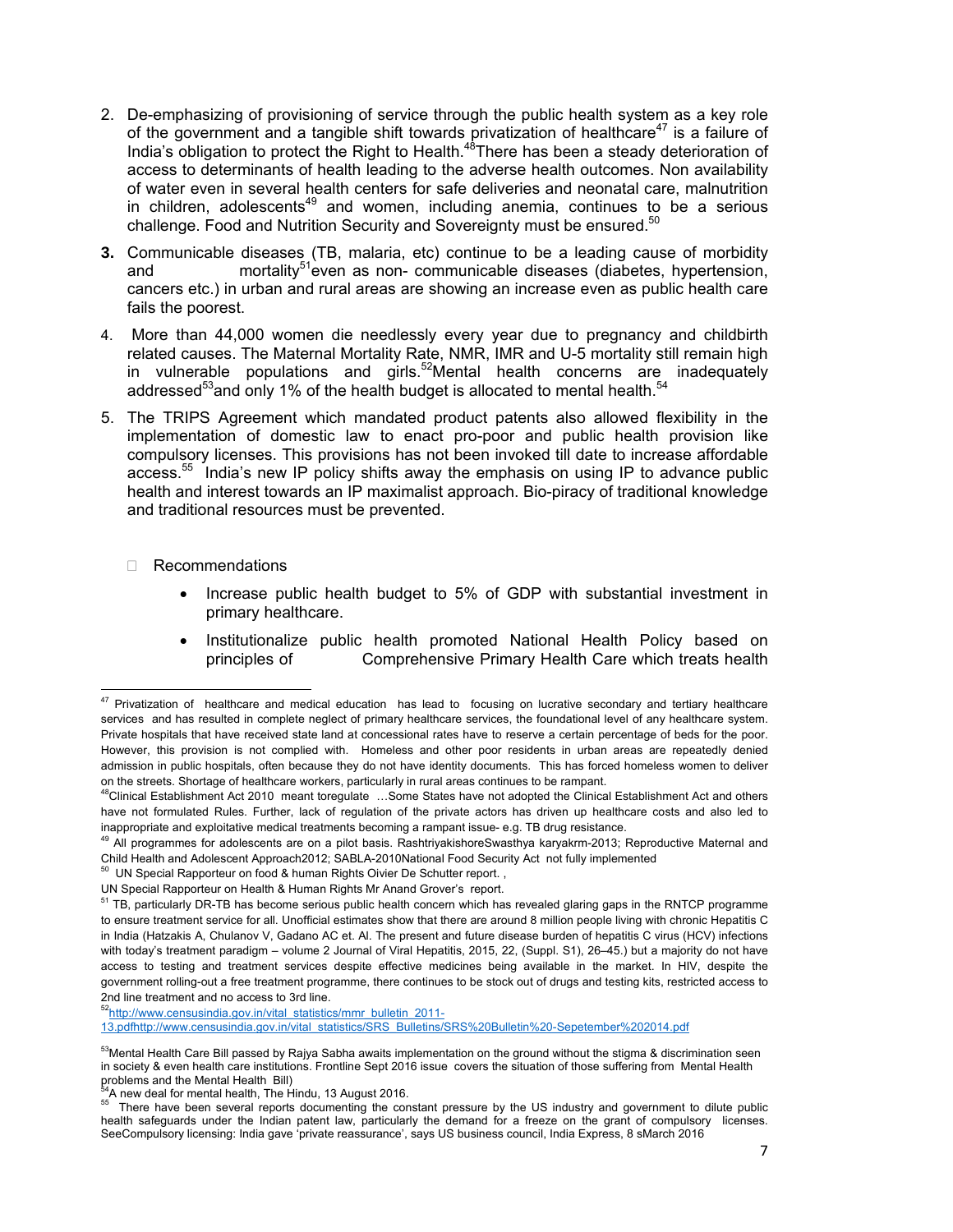2. De-emphasizing of provisioning of service through the public health system as a key role of the government and a tangible shift towards privatization of healthcare[47] is a failure of India's obligation to protect the Right to Health.[48]There has been a steady deterioration of access to determinants of health leading to the adverse health outcomes. Non availability of water even in several health centers for safe deliveries and neonatal care, malnutrition in children, adolescents[49] and women, including anemia, continues to be a serious challenge. Food and Nutrition Security and Sovereignty must be ensured.[50]

**3.** Communicable diseases (TB, malaria, etc) continue to be a leading cause of morbidity and mortality[51]even as non- communicable diseases (diabetes, hypertension, cancers etc.) in urban and rural areas are showing an increase even as public health care fails the poorest.

4. More than 44,000 women die needlessly every year due to pregnancy and childbirth related causes. The Maternal Mortality Rate, NMR, IMR and U-5 mortality still remain high in vulnerable populations and girls.[52]Mental health concerns are inadequately addressed[53]and only 1% of the health budget is allocated to mental health.[54]

5. The TRIPS Agreement which mandated product patents also allowed flexibility in the implementation of domestic law to enact pro-poor and public health provision like compulsory licenses. This provisions has not been invoked till date to increase affordable access.[55] India's new IP policy shifts away the emphasis on using IP to advance public health and interest towards an IP maximalist approach. Bio-piracy of traditional knowledge and traditional resources must be prevented.

- Recommendations
  - Increase public health budget to 5% of GDP with substantial investment in primary healthcare.
  - Institutionalize public health promoted National Health Policy based on principles of Comprehensive Primary Health Care which treats health

---

[47] Privatization of healthcare and medical education has lead to focusing on lucrative secondary and tertiary healthcare services and has resulted in complete neglect of primary healthcare services, the foundational level of any healthcare system. Private hospitals that have received state land at concessional rates have to reserve a certain percentage of beds for the poor. However, this provision is not complied with. Homeless and other poor residents in urban areas are repeatedly denied admission in public hospitals, often because they do not have identity documents. This has forced homeless women to deliver on the streets. Shortage of healthcare workers, particularly in rural areas continues to be rampant.

[48]Clinical Establishment Act 2010 meant toregulate …Some States have not adopted the Clinical Establishment Act and others have not formulated Rules. Further, lack of regulation of the private actors has driven up healthcare costs and also led to inappropriate and exploitative medical treatments becoming a rampant issue- e.g. TB drug resistance.

[49] All programmes for adolescents are on a pilot basis. RashtriyakishoreSwasthya karyakrm-2013; Reproductive Maternal and Child Health and Adolescent Approach2012; SABLA-2010National Food Security Act not fully implemented

[50] UN Special Rapporteur on food & human Rights Oivier De Schutter report. ,

UN Special Rapporteur on Health & Human Rights Mr Anand Grover's report.

[51] TB, particularly DR-TB has become serious public health concern which has revealed glaring gaps in the RNTCP programme to ensure treatment service for all. Unofficial estimates show that there are around 8 million people living with chronic Hepatitis C in India (Hatzakis A, Chulanov V, Gadano AC et. Al. The present and future disease burden of hepatitis C virus (HCV) infections with today's treatment paradigm – volume 2 Journal of Viral Hepatitis, 2015, 22, (Suppl. S1), 26–45.) but a majority do not have access to testing and treatment services despite effective medicines being available in the market. In HIV, despite the government rolling-out a free treatment programme, there continues to be stock out of drugs and testing kits, restricted access to 2nd line treatment and no access to 3rd line.

[52]http://www.censusindia.gov.in/vital_statistics/mmr_bulletin_2011-13.pdfhttp://www.censusindia.gov.in/vital_statistics/SRS_Bulletins/SRS%20Bulletin%20-Sepetember%202014.pdf

[53]Mental Health Care Bill passed by Rajya Sabha awaits implementation on the ground without the stigma & discrimination seen in society & even health care institutions. Frontline Sept 2016 issue covers the situation of those suffering from Mental Health problems and the Mental Health Bill)

[54]A new deal for mental health, The Hindu, 13 August 2016.

[55] There have been several reports documenting the constant pressure by the US industry and government to dilute public health safeguards under the Indian patent law, particularly the demand for a freeze on the grant of compulsory licenses. SeeCompulsory licensing: India gave 'private reassurance', says US business council, India Express, 8 sMarch 2016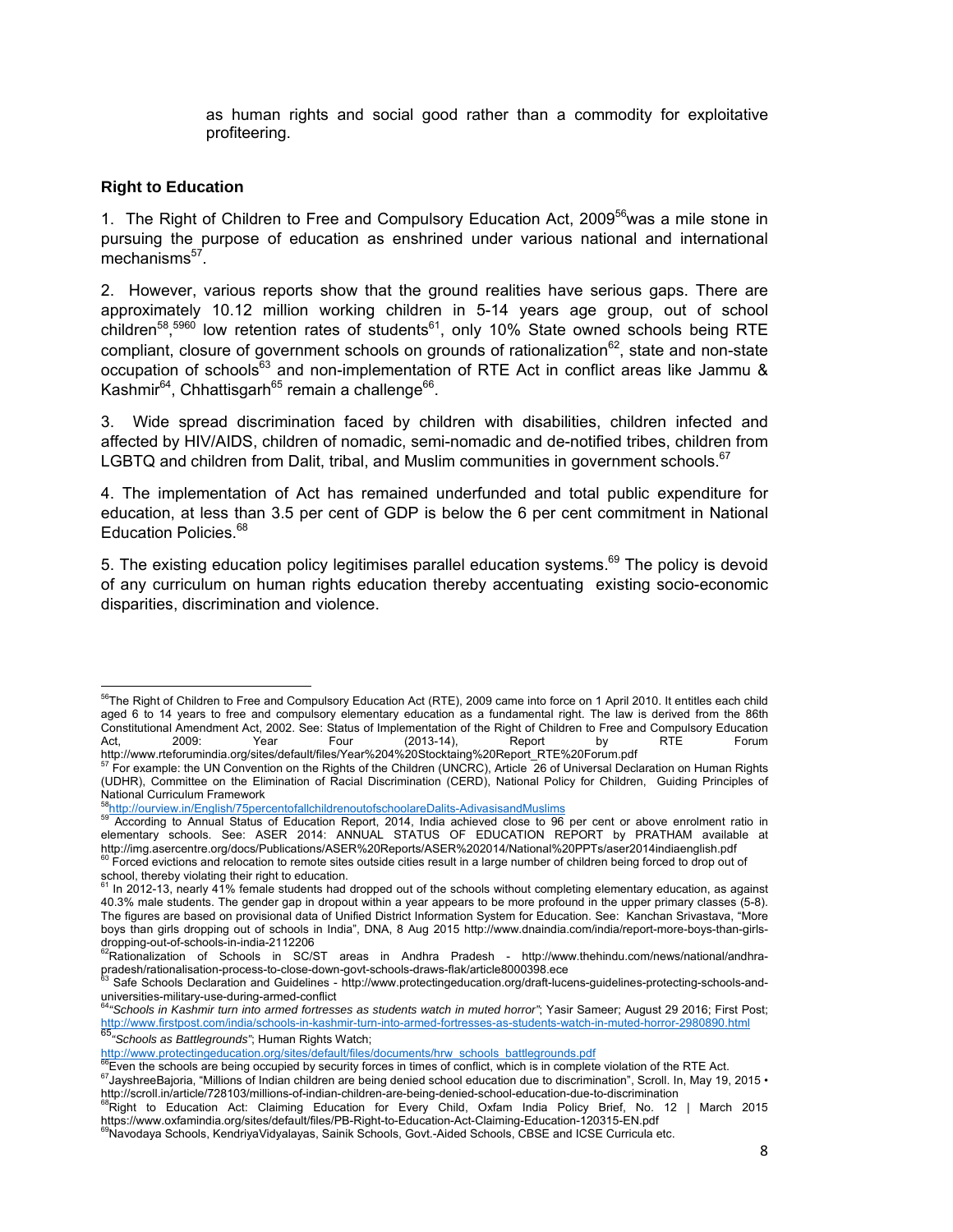as human rights and social good rather than a commodity for exploitative profiteering.

**Right to Education**

1. The Right of Children to Free and Compulsory Education Act, 2009[56]was a mile stone in pursuing the purpose of education as enshrined under various national and international mechanisms[57].

2. However, various reports show that the ground realities have serious gaps. There are approximately 10.12 million working children in 5-14 years age group, out of school children[58],[59][60] low retention rates of students[61], only 10% State owned schools being RTE compliant, closure of government schools on grounds of rationalization[62], state and non-state occupation of schools[63] and non-implementation of RTE Act in conflict areas like Jammu & Kashmir[64], Chhattisgarh[65] remain a challenge[66].

3. Wide spread discrimination faced by children with disabilities, children infected and affected by HIV/AIDS, children of nomadic, semi-nomadic and de-notified tribes, children from LGBTQ and children from Dalit, tribal, and Muslim communities in government schools.[67]

4. The implementation of Act has remained underfunded and total public expenditure for education, at less than 3.5 per cent of GDP is below the 6 per cent commitment in National Education Policies.[68]

5. The existing education policy legitimises parallel education systems.[69] The policy is devoid of any curriculum on human rights education thereby accentuating existing socio-economic disparities, discrimination and violence.

---

[56]The Right of Children to Free and Compulsory Education Act (RTE), 2009 came into force on 1 April 2010. It entitles each child aged 6 to 14 years to free and compulsory elementary education as a fundamental right. The law is derived from the 86th Constitutional Amendment Act, 2002. See: Status of Implementation of the Right of Children to Free and Compulsory Education Act, 2009: Year Four (2013-14), Report by RTE Forum http://www.rteforumindia.org/sites/default/files/Year%204%20Stocktaing%20Report_RTE%20Forum.pdf

[57] For example: the UN Convention on the Rights of the Children (UNCRC), Article 26 of Universal Declaration on Human Rights (UDHR), Committee on the Elimination of Racial Discrimination (CERD), National Policy for Children, Guiding Principles of National Curriculum Framework

[58]http://ourview.in/English/75percentofallchildrenoutofschoolareDalits-AdivasisandMuslims

[59] According to Annual Status of Education Report, 2014, India achieved close to 96 per cent or above enrolment ratio in elementary schools. See: ASER 2014: ANNUAL STATUS OF EDUCATION REPORT by PRATHAM available at http://img.asercentre.org/docs/Publications/ASER%20Reports/ASER%202014/National%20PPTs/aser2014indiaenglish.pdf

[60] Forced evictions and relocation to remote sites outside cities result in a large number of children being forced to drop out of school, thereby violating their right to education.

[61] In 2012-13, nearly 41% female students had dropped out of the schools without completing elementary education, as against 40.3% male students. The gender gap in dropout within a year appears to be more profound in the upper primary classes (5-8). The figures are based on provisional data of Unified District Information System for Education. See: Kanchan Srivastava, "More boys than girls dropping out of schools in India", DNA, 8 Aug 2015 http://www.dnaindia.com/india/report-more-boys-than-girls-dropping-out-of-schools-in-india-2112206

[62]Rationalization of Schools in SC/ST areas in Andhra Pradesh - http://www.thehindu.com/news/national/andhra-pradesh/rationalisation-process-to-close-down-govt-schools-draws-flak/article8000398.ece

[63] Safe Schools Declaration and Guidelines - http://www.protectingeducation.org/draft-lucens-guidelines-protecting-schools-and-universities-military-use-during-armed-conflict

[64]*"Schools in Kashmir turn into armed fortresses as students watch in muted horror"*; Yasir Sameer; August 29 2016; First Post; http://www.firstpost.com/india/schools-in-kashmir-turn-into-armed-fortresses-as-students-watch-in-muted-horror-2980890.html

[65]*"Schools as Battlegrounds"*; Human Rights Watch; http://www.protectingeducation.org/sites/default/files/documents/hrw_schools_battlegrounds.pdf

[66]Even the schools are being occupied by security forces in times of conflict, which is in complete violation of the RTE Act.

[67]JayshreeBajoria, "Millions of Indian children are being denied school education due to discrimination", Scroll. In, May 19, 2015 • http://scroll.in/article/728103/millions-of-indian-children-are-being-denied-school-education-due-to-discrimination

[68]Right to Education Act: Claiming Education for Every Child, Oxfam India Policy Brief, No. 12 | March 2015 https://www.oxfamindia.org/sites/default/files/PB-Right-to-Education-Act-Claiming-Education-120315-EN.pdf

[69]Navodaya Schools, KendriyaVidyalayas, Sainik Schools, Govt.-Aided Schools, CBSE and ICSE Curricula etc.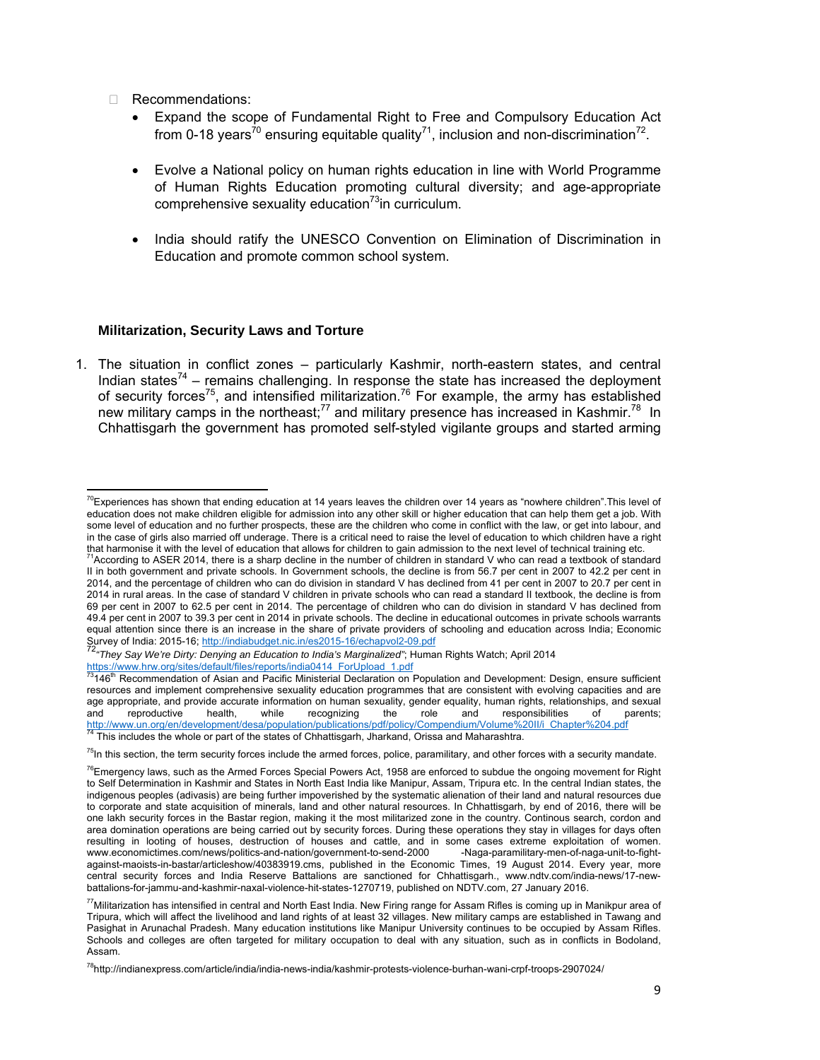- Recommendations:
  - Expand the scope of Fundamental Right to Free and Compulsory Education Act from 0-18 years[70] ensuring equitable quality[71], inclusion and non-discrimination[72].
  - Evolve a National policy on human rights education in line with World Programme of Human Rights Education promoting cultural diversity; and age-appropriate comprehensive sexuality education[73]in curriculum.
  - India should ratify the UNESCO Convention on Elimination of Discrimination in Education and promote common school system.

**Militarization, Security Laws and Torture**

1. The situation in conflict zones – particularly Kashmir, north-eastern states, and central Indian states[74] – remains challenging. In response the state has increased the deployment of security forces[75], and intensified militarization.[76] For example, the army has established new military camps in the northeast;[77] and military presence has increased in Kashmir.[78] In Chhattisgarh the government has promoted self-styled vigilante groups and started arming

---

[70]Experiences has shown that ending education at 14 years leaves the children over 14 years as "nowhere children".This level of education does not make children eligible for admission into any other skill or higher education that can help them get a job. With some level of education and no further prospects, these are the children who come in conflict with the law, or get into labour, and in the case of girls also married off underage. There is a critical need to raise the level of education to which children have a right that harmonise it with the level of education that allows for children to gain admission to the next level of technical training etc.

[71]According to ASER 2014, there is a sharp decline in the number of children in standard V who can read a textbook of standard II in both government and private schools. In Government schools, the decline is from 56.7 per cent in 2007 to 42.2 per cent in 2014, and the percentage of children who can do division in standard V has declined from 41 per cent in 2007 to 20.7 per cent in 2014 in rural areas. In the case of standard V children in private schools who can read a standard II textbook, the decline is from 69 per cent in 2007 to 62.5 per cent in 2014. The percentage of children who can do division in standard V has declined from 49.4 per cent in 2007 to 39.3 per cent in 2014 in private schools. The decline in educational outcomes in private schools warrants equal attention since there is an increase in the share of private providers of schooling and education across India; Economic Survey of India: 2015-16; http://indiabudget.nic.in/es2015-16/echapvol2-09.pdf

[72]*"They Say We're Dirty: Denying an Education to India's Marginalized"*; Human Rights Watch; April 2014 https://www.hrw.org/sites/default/files/reports/india0414_ForUpload_1.pdf

[73]146th Recommendation of Asian and Pacific Ministerial Declaration on Population and Development: Design, ensure sufficient resources and implement comprehensive sexuality education programmes that are consistent with evolving capacities and are age appropriate, and provide accurate information on human sexuality, gender equality, human rights, relationships, and sexual and reproductive health, while recognizing the role and responsibilities of parents; http://www.un.org/en/development/desa/population/publications/pdf/policy/Compendium/Volume%20II/i_Chapter%204.pdf

[74] This includes the whole or part of the states of Chhattisgarh, Jharkand, Orissa and Maharashtra.

[75]In this section, the term security forces include the armed forces, police, paramilitary, and other forces with a security mandate.

[76]Emergency laws, such as the Armed Forces Special Powers Act, 1958 are enforced to subdue the ongoing movement for Right to Self Determination in Kashmir and States in North East India like Manipur, Assam, Tripura etc. In the central Indian states, the indigenous peoples (adivasis) are being further impoverished by the systematic alienation of their land and natural resources due to corporate and state acquisition of minerals, land and other natural resources. In Chhattisgarh, by end of 2016, there will be one lakh security forces in the Bastar region, making it the most militarized zone in the country. Continous search, cordon and area domination operations are being carried out by security forces. During these operations they stay in villages for days often resulting in looting of houses, destruction of houses and cattle, and in some cases extreme exploitation of women. www.economictimes.com/news/politics-and-nation/government-to-send-2000 -Naga-paramilitary-men-of-naga-unit-to-fight-against-maoists-in-bastar/articleshow/40383919.cms, published in the Economic Times, 19 August 2014. Every year, more central security forces and India Reserve Battalions are sanctioned for Chhattisgarh., www.ndtv.com/india-news/17-new-battalions-for-jammu-and-kashmir-naxal-violence-hit-states-1270719, published on NDTV.com, 27 January 2016.

[77]Militarization has intensified in central and North East India. New Firing range for Assam Rifles is coming up in Manikpur area of Tripura, which will affect the livelihood and land rights of at least 32 villages. New military camps are established in Tawang and Pasighat in Arunachal Pradesh. Many education institutions like Manipur University continues to be occupied by Assam Rifles. Schools and colleges are often targeted for military occupation to deal with any situation, such as in conflicts in Bodoland, Assam.

[78]http://indianexpress.com/article/india/india-news-india/kashmir-protests-violence-burhan-wani-crpf-troops-2907024/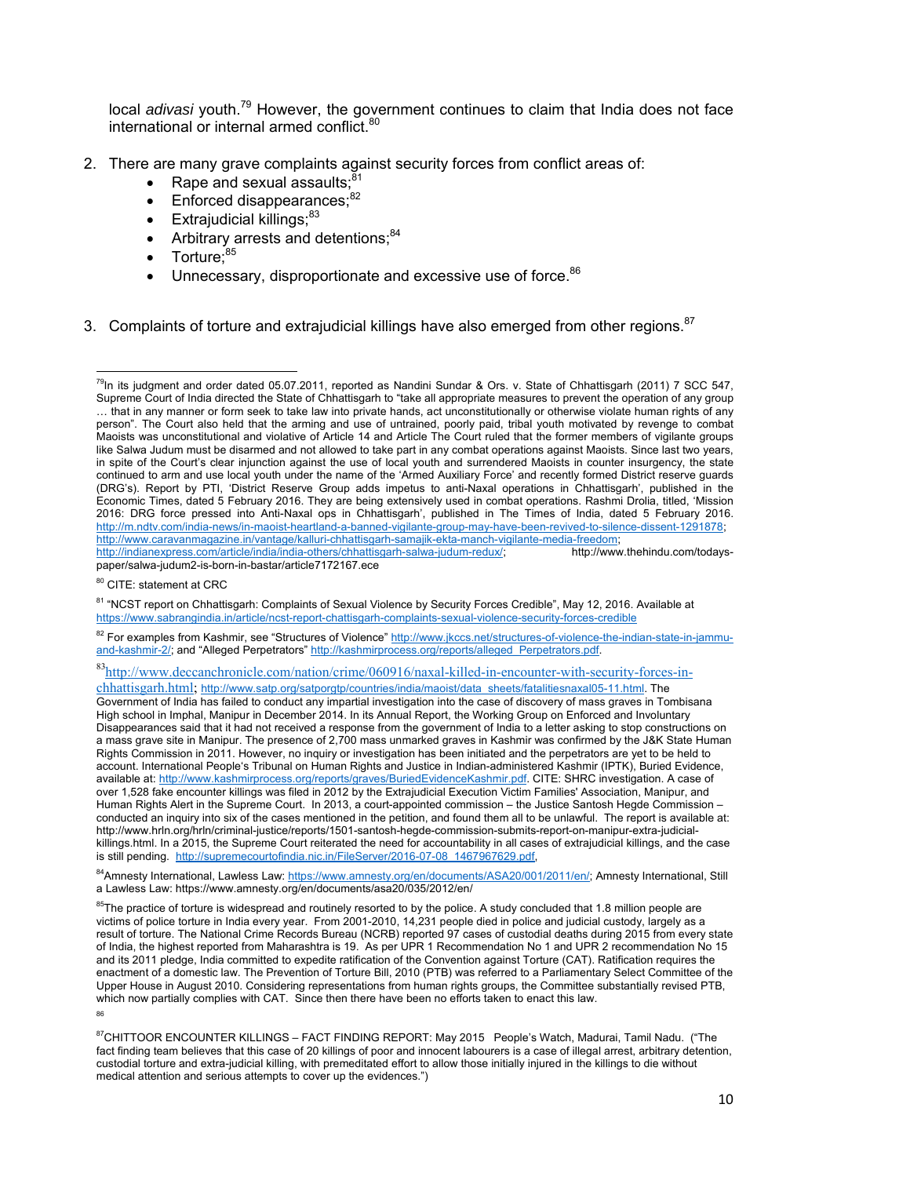local *adivasi* youth.[79] However, the government continues to claim that India does not face international or internal armed conflict.[80]

2. There are many grave complaints against security forces from conflict areas of:
   - Rape and sexual assaults;[81]
   - Enforced disappearances;[82]
   - Extrajudicial killings;[83]
   - Arbitrary arrests and detentions;[84]
   - Torture;[85]
   - Unnecessary, disproportionate and excessive use of force.[86]

3. Complaints of torture and extrajudicial killings have also emerged from other regions.[87]

---

[79] In its judgment and order dated 05.07.2011, reported as Nandini Sundar & Ors. v. State of Chhattisgarh (2011) 7 SCC 547, Supreme Court of India directed the State of Chhattisgarh to "take all appropriate measures to prevent the operation of any group … that in any manner or form seek to take law into private hands, act unconstitutionally or otherwise violate human rights of any person". The Court also held that the arming and use of untrained, poorly paid, tribal youth motivated by revenge to combat Maoists was unconstitutional and violative of Article 14 and Article The Court ruled that the former members of vigilante groups like Salwa Judum must be disarmed and not allowed to take part in any combat operations against Maoists. Since last two years, in spite of the Court's clear injunction against the use of local youth and surrendered Maoists in counter insurgency, the state continued to arm and use local youth under the name of the 'Armed Auxiliary Force' and recently formed District reserve guards (DRG's). Report by PTI, 'District Reserve Group adds impetus to anti-Naxal operations in Chhattisgarh', published in the Economic Times, dated 5 February 2016. They are being extensively used in combat operations. Rashmi Drolia, titled, 'Mission 2016: DRG force pressed into Anti-Naxal ops in Chhattisgarh', published in The Times of India, dated 5 February 2016. http://m.ndtv.com/india-news/in-maoist-heartland-a-banned-vigilante-group-may-have-been-revived-to-silence-dissent-1291878; http://www.caravanmagazine.in/vantage/kalluri-chhattisgarh-samajik-ekta-manch-vigilante-media-freedom; http://indianexpress.com/article/india/india-others/chhattisgarh-salwa-judum-redux/; http://www.thehindu.com/todays-paper/salwa-judum2-is-born-in-bastar/article7172167.ece

[80] CITE: statement at CRC

[81] "NCST report on Chhattisgarh: Complaints of Sexual Violence by Security Forces Credible", May 12, 2016. Available at https://www.sabrangindia.in/article/ncst-report-chattisgarh-complaints-sexual-violence-security-forces-credible

[82] For examples from Kashmir, see "Structures of Violence" http://www.jkccs.net/structures-of-violence-the-indian-state-in-jammu-and-kashmir-2/; and "Alleged Perpetrators" http://kashmirprocess.org/reports/alleged_Perpetrators.pdf.

[83] http://www.deccanchronicle.com/nation/crime/060916/naxal-killed-in-encounter-with-security-forces-in-chhattisgarh.html; http://www.satp.org/satporgtp/countries/india/maoist/data_sheets/fatalitiesnaxal05-11.html. The Government of India has failed to conduct any impartial investigation into the case of discovery of mass graves in Tombisana High school in Imphal, Manipur in December 2014. In its Annual Report, the Working Group on Enforced and Involuntary Disappearances said that it had not received a response from the government of India to a letter asking to stop constructions on a mass grave site in Manipur. The presence of 2,700 mass unmarked graves in Kashmir was confirmed by the J&K State Human Rights Commission in 2011. However, no inquiry or investigation has been initiated and the perpetrators are yet to be held to account. International People's Tribunal on Human Rights and Justice in Indian-administered Kashmir (IPTK), Buried Evidence, available at: http://www.kashmirprocess.org/reports/graves/BuriedEvidenceKashmir.pdf. CITE: SHRC investigation. A case of over 1,528 fake encounter killings was filed in 2012 by the Extrajudicial Execution Victim Families' Association, Manipur, and Human Rights Alert in the Supreme Court. In 2013, a court-appointed commission – the Justice Santosh Hegde Commission – conducted an inquiry into six of the cases mentioned in the petition, and found them all to be unlawful. The report is available at: http://www.hrln.org/hrln/criminal-justice/reports/1501-santosh-hegde-commission-submits-report-on-manipur-extra-judicial-killings.html. In a 2015, the Supreme Court reiterated the need for accountability in all cases of extrajudicial killings, and the case is still pending. http://supremecourtofindia.nic.in/FileServer/2016-07-08_1467967629.pdf,

[84] Amnesty International, Lawless Law: https://www.amnesty.org/en/documents/ASA20/001/2011/en/; Amnesty International, Still a Lawless Law: https://www.amnesty.org/en/documents/asa20/035/2012/en/

[85] The practice of torture is widespread and routinely resorted to by the police. A study concluded that 1.8 million people are victims of police torture in India every year. From 2001-2010, 14,231 people died in police and judicial custody, largely as a result of torture. The National Crime Records Bureau (NCRB) reported 97 cases of custodial deaths during 2015 from every state of India, the highest reported from Maharashtra is 19. As per UPR 1 Recommendation No 1 and UPR 2 recommendation No 15 and its 2011 pledge, India committed to expedite ratification of the Convention against Torture (CAT). Ratification requires the enactment of a domestic law. The Prevention of Torture Bill, 2010 (PTB) was referred to a Parliamentary Select Committee of the Upper House in August 2010. Considering representations from human rights groups, the Committee substantially revised PTB, which now partially complies with CAT. Since then there have been no efforts taken to enact this law.

[86]

[87] CHITTOOR ENCOUNTER KILLINGS – FACT FINDING REPORT: May 2015 People's Watch, Madurai, Tamil Nadu. ("The fact finding team believes that this case of 20 killings of poor and innocent labourers is a case of illegal arrest, arbitrary detention, custodial torture and extra-judicial killing, with premeditated effort to allow those initially injured in the killings to die without medical attention and serious attempts to cover up the evidences.")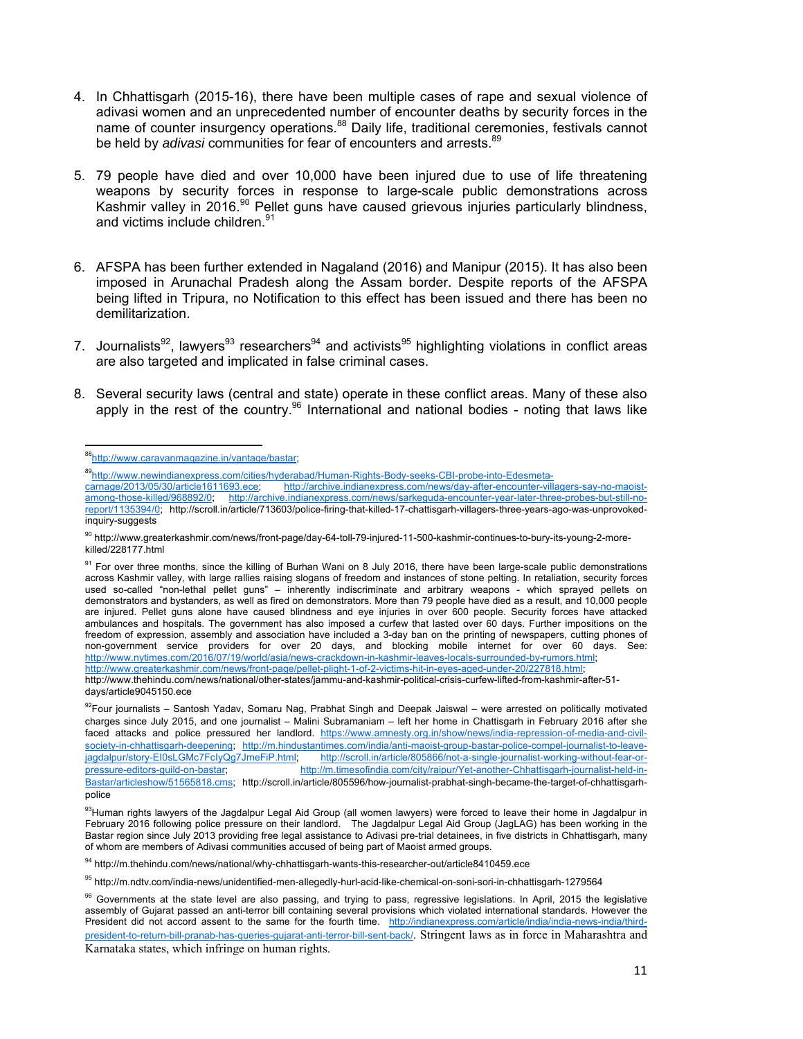4. In Chhattisgarh (2015-16), there have been multiple cases of rape and sexual violence of adivasi women and an unprecedented number of encounter deaths by security forces in the name of counter insurgency operations.[88] Daily life, traditional ceremonies, festivals cannot be held by *adivasi* communities for fear of encounters and arrests.[89]

5. 79 people have died and over 10,000 have been injured due to use of life threatening weapons by security forces in response to large-scale public demonstrations across Kashmir valley in 2016.[90] Pellet guns have caused grievous injuries particularly blindness, and victims include children.[91]

6. AFSPA has been further extended in Nagaland (2016) and Manipur (2015). It has also been imposed in Arunachal Pradesh along the Assam border. Despite reports of the AFSPA being lifted in Tripura, no Notification to this effect has been issued and there has been no demilitarization.

7. Journalists[92], lawyers[93] researchers[94] and activists[95] highlighting violations in conflict areas are also targeted and implicated in false criminal cases.

8. Several security laws (central and state) operate in these conflict areas. Many of these also apply in the rest of the country.[96] International and national bodies - noting that laws like

---

[88] http://www.caravanmagazine.in/vantage/bastar;

[89] http://www.newindianexpress.com/cities/hyderabad/Human-Rights-Body-seeks-CBI-probe-into-Edesmeta-carnage/2013/05/30/article1611693.ece; http://archive.indianexpress.com/news/day-after-encounter-villagers-say-no-maoist-among-those-killed/968892/0; http://archive.indianexpress.com/news/sarkeguda-encounter-year-later-three-probes-but-still-no-report/1135394/0; http://scroll.in/article/713603/police-firing-that-killed-17-chattisgarh-villagers-three-years-ago-was-unprovoked-inquiry-suggests

[90] http://www.greaterkashmir.com/news/front-page/day-64-toll-79-injured-11-500-kashmir-continues-to-bury-its-young-2-more-killed/228177.html

[91] For over three months, since the killing of Burhan Wani on 8 July 2016, there have been large-scale public demonstrations across Kashmir valley, with large rallies raising slogans of freedom and instances of stone pelting. In retaliation, security forces used so-called "non-lethal pellet guns" – inherently indiscriminate and arbitrary weapons - which sprayed pellets on demonstrators and bystanders, as well as fired on demonstrators. More than 79 people have died as a result, and 10,000 people are injured. Pellet guns alone have caused blindness and eye injuries in over 600 people. Security forces have attacked ambulances and hospitals. The government has also imposed a curfew that lasted over 60 days. Further impositions on the freedom of expression, assembly and association have included a 3-day ban on the printing of newspapers, cutting phones of non-government service providers for over 20 days, and blocking mobile internet for over 60 days. See: http://www.nytimes.com/2016/07/19/world/asia/news-crackdown-in-kashmir-leaves-locals-surrounded-by-rumors.html; http://www.greaterkashmir.com/news/front-page/pellet-plight-1-of-2-victims-hit-in-eyes-aged-under-20/227818.html; http://www.thehindu.com/news/national/other-states/jammu-and-kashmir-political-crisis-curfew-lifted-from-kashmir-after-51-days/article9045150.ece

[92] Four journalists – Santosh Yadav, Somaru Nag, Prabhat Singh and Deepak Jaiswal – were arrested on politically motivated charges since July 2015, and one journalist – Malini Subramaniam – left her home in Chattisgarh in February 2016 after she faced attacks and police pressured her landlord. https://www.amnesty.org.in/show/news/india-repression-of-media-and-civil-society-in-chhattisgarh-deepening; http://m.hindustantimes.com/india/anti-maoist-group-bastar-police-compel-journalist-to-leave-jagdalpur/story-EI0sLGMc7FclyQg7JmeFiP.html; http://scroll.in/article/805866/not-a-single-journalist-working-without-fear-or-pressure-editors-guild-on-bastar; http://m.timesofindia.com/city/raipur/Yet-another-Chhattisgarh-journalist-held-in-Bastar/articleshow/51565818.cms; http://scroll.in/article/805596/how-journalist-prabhat-singh-became-the-target-of-chhattisgarh-police

[93] Human rights lawyers of the Jagdalpur Legal Aid Group (all women lawyers) were forced to leave their home in Jagdalpur in February 2016 following police pressure on their landlord. The Jagdalpur Legal Aid Group (JagLAG) has been working in the Bastar region since July 2013 providing free legal assistance to Adivasi pre-trial detainees, in five districts in Chhattisgarh, many of whom are members of Adivasi communities accused of being part of Maoist armed groups.

[94] http://m.thehindu.com/news/national/why-chhattisgarh-wants-this-researcher-out/article8410459.ece

[95] http://m.ndtv.com/india-news/unidentified-men-allegedly-hurl-acid-like-chemical-on-soni-sori-in-chhattisgarh-1279564

[96] Governments at the state level are also passing, and trying to pass, regressive legislations. In April, 2015 the legislative assembly of Gujarat passed an anti-terror bill containing several provisions which violated international standards. However the President did not accord assent to the same for the fourth time. http://indianexpress.com/article/india/india-news-india/third-president-to-return-bill-pranab-has-queries-gujarat-anti-terror-bill-sent-back/. Stringent laws as in force in Maharashtra and Karnataka states, which infringe on human rights.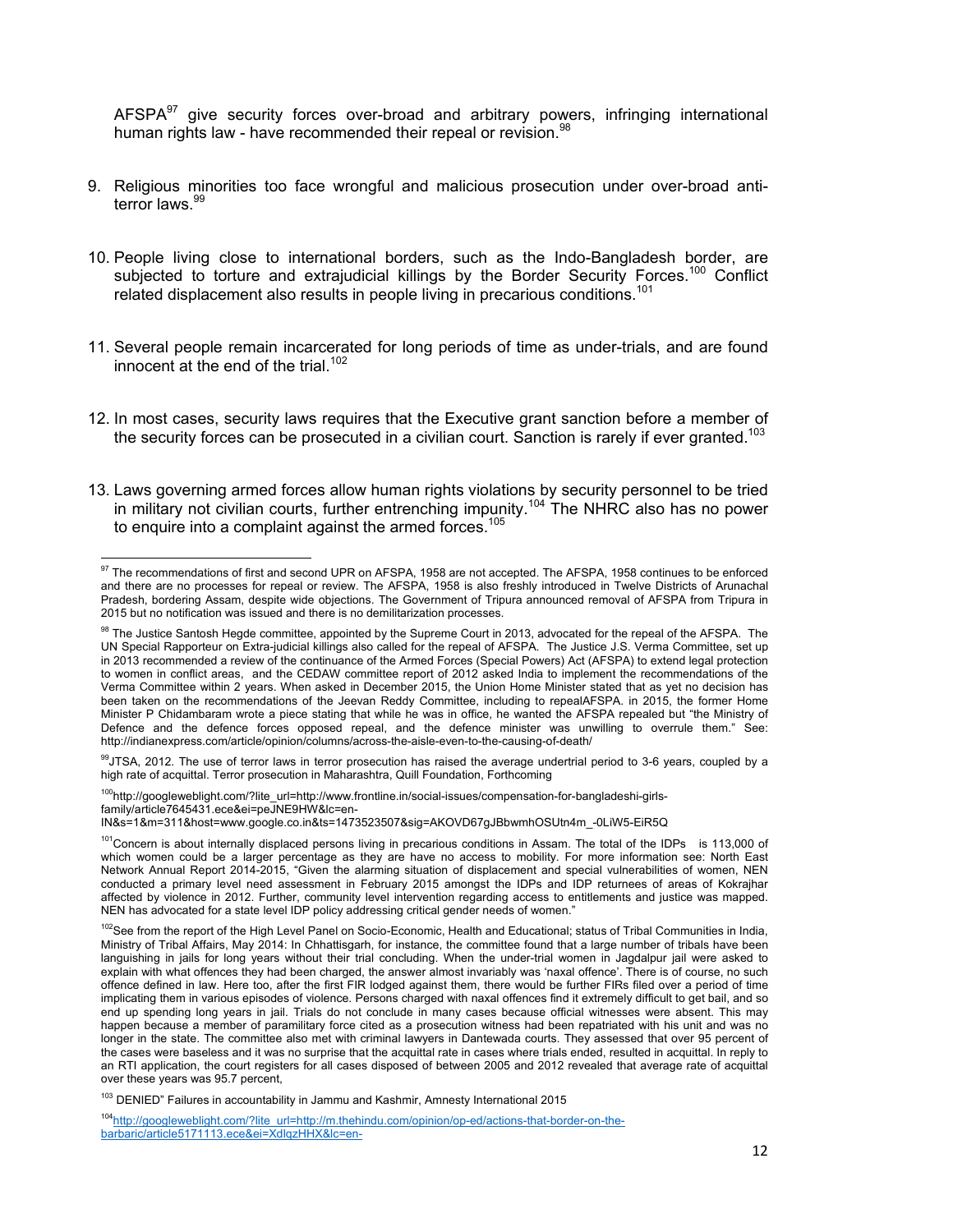AFSPA[97] give security forces over-broad and arbitrary powers, infringing international human rights law - have recommended their repeal or revision.[98]

9. Religious minorities too face wrongful and malicious prosecution under over-broad anti-terror laws.[99]

10. People living close to international borders, such as the Indo-Bangladesh border, are subjected to torture and extrajudicial killings by the Border Security Forces.[100] Conflict related displacement also results in people living in precarious conditions.[101]

11. Several people remain incarcerated for long periods of time as under-trials, and are found innocent at the end of the trial.[102]

12. In most cases, security laws requires that the Executive grant sanction before a member of the security forces can be prosecuted in a civilian court. Sanction is rarely if ever granted.[103]

13. Laws governing armed forces allow human rights violations by security personnel to be tried in military not civilian courts, further entrenching impunity.[104] The NHRC also has no power to enquire into a complaint against the armed forces.[105]

---

[97] The recommendations of first and second UPR on AFSPA, 1958 are not accepted. The AFSPA, 1958 continues to be enforced and there are no processes for repeal or review. The AFSPA, 1958 is also freshly introduced in Twelve Districts of Arunachal Pradesh, bordering Assam, despite wide objections. The Government of Tripura announced removal of AFSPA from Tripura in 2015 but no notification was issued and there is no demilitarization processes.

[98] The Justice Santosh Hegde committee, appointed by the Supreme Court in 2013, advocated for the repeal of the AFSPA. The UN Special Rapporteur on Extra-judicial killings also called for the repeal of AFSPA. The Justice J.S. Verma Committee, set up in 2013 recommended a review of the continuance of the Armed Forces (Special Powers) Act (AFSPA) to extend legal protection to women in conflict areas, and the CEDAW committee report of 2012 asked India to implement the recommendations of the Verma Committee within 2 years. When asked in December 2015, the Union Home Minister stated that as yet no decision has been taken on the recommendations of the Jeevan Reddy Committee, including to repealAFSPA. in 2015, the former Home Minister P Chidambaram wrote a piece stating that while he was in office, he wanted the AFSPA repealed but "the Ministry of Defence and the defence forces opposed repeal, and the defence minister was unwilling to overrule them." See: http://indianexpress.com/article/opinion/columns/across-the-aisle-even-to-the-causing-of-death/

[99] JTSA, 2012. The use of terror laws in terror prosecution has raised the average undertrial period to 3-6 years, coupled by a high rate of acquittal. Terror prosecution in Maharashtra, Quill Foundation, Forthcoming

[100] http://googleweblight.com/?lite_url=http://www.frontline.in/social-issues/compensation-for-bangladeshi-girls-family/article7645431.ece&ei=peJNE9HW&lc=en-IN&s=1&m=311&host=www.google.co.in&ts=1473523507&sig=AKOVD67gJBbwmhOSUtn4m_-0LiW5-EiR5Q

[101] Concern is about internally displaced persons living in precarious conditions in Assam. The total of the IDPs is 113,000 of which women could be a larger percentage as they are have no access to mobility. For more information see: North East Network Annual Report 2014-2015, "Given the alarming situation of displacement and special vulnerabilities of women, NEN conducted a primary level need assessment in February 2015 amongst the IDPs and IDP returnees of areas of Kokrajhar affected by violence in 2012. Further, community level intervention regarding access to entitlements and justice was mapped. NEN has advocated for a state level IDP policy addressing critical gender needs of women."

[102] See from the report of the High Level Panel on Socio-Economic, Health and Educational; status of Tribal Communities in India, Ministry of Tribal Affairs, May 2014: In Chhattisgarh, for instance, the committee found that a large number of tribals have been languishing in jails for long years without their trial concluding. When the under-trial women in Jagdalpur jail were asked to explain with what offences they had been charged, the answer almost invariably was 'naxal offence'. There is of course, no such offence defined in law. Here too, after the first FIR lodged against them, there would be further FIRs filed over a period of time implicating them in various episodes of violence. Persons charged with naxal offences find it extremely difficult to get bail, and so end up spending long years in jail. Trials do not conclude in many cases because official witnesses were absent. This may happen because a member of paramilitary force cited as a prosecution witness had been repatriated with his unit and was no longer in the state. The committee also met with criminal lawyers in Dantewada courts. They assessed that over 95 percent of the cases were baseless and it was no surprise that the acquittal rate in cases where trials ended, resulted in acquittal. In reply to an RTI application, the court registers for all cases disposed of between 2005 and 2012 revealed that average rate of acquittal over these years was 95.7 percent,

[103] DENIED" Failures in accountability in Jammu and Kashmir, Amnesty International 2015

[104] http://googleweblight.com/?lite_url=http://m.thehindu.com/opinion/op-ed/actions-that-border-on-the-barbaric/article5171113.ece&ei=XdlqzHHX&lc=en-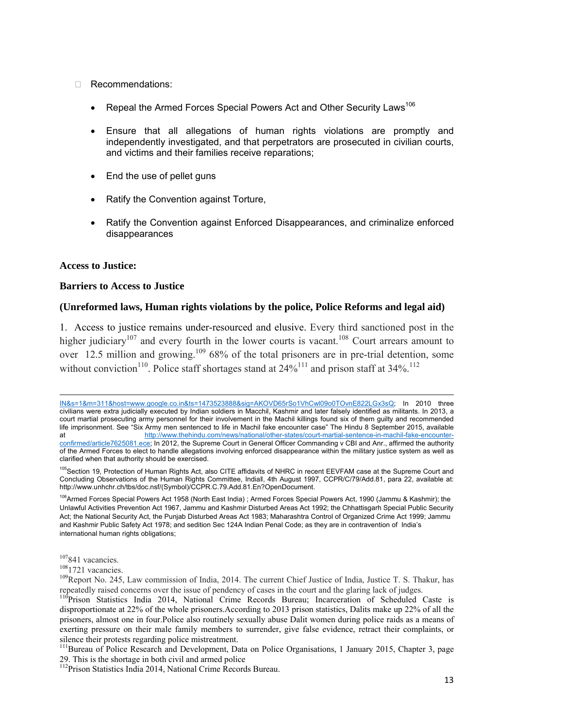- Recommendations:

  - Repeal the Armed Forces Special Powers Act and Other Security Laws[106]
  - Ensure that all allegations of human rights violations are promptly and independently investigated, and that perpetrators are prosecuted in civilian courts, and victims and their families receive reparations;
  - End the use of pellet guns
  - Ratify the Convention against Torture,
  - Ratify the Convention against Enforced Disappearances, and criminalize enforced disappearances

**Access to Justice:**

**Barriers to Access to Justice**

**(Unreformed laws, Human rights violations by the police, Police Reforms and legal aid)**

1. Access to justice remains under-resourced and elusive. Every third sanctioned post in the higher judiciary[107] and every fourth in the lower courts is vacant.[108] Court arrears amount to over 12.5 million and growing.[109] 68% of the total prisoners are in pre-trial detention, some without conviction[110]. Police staff shortages stand at 24%[111] and prison staff at 34%.[112]

---

IN&s=1&m=311&host=www.google.co.in&ts=1473523888&sig=AKOVD65rSo1VhCwl09o0TOvnE822LGx3sQ; In 2010 three civilians were extra judicially executed by Indian soldiers in Macchil, Kashmir and later falsely identified as militants. In 2013, a court martial prosecuting army personnel for their involvement in the Machil killings found six of them guilty and recommended life imprisonment. See "Six Army men sentenced to life in Machil fake encounter case" The Hindu 8 September 2015, available at http://www.thehindu.com/news/national/other-states/court-martial-sentence-in-machil-fake-encounter-confirmed/article7625081.ece; In 2012, the Supreme Court in General Officer Commanding v CBI and Anr., affirmed the authority of the Armed Forces to elect to handle allegations involving enforced disappearance within the military justice system as well as clarified when that authority should be exercised.

[105] Section 19, Protection of Human Rights Act, also CITE affidavits of NHRC in recent EEVFAM case at the Supreme Court and Concluding Observations of the Human Rights Committee, IndiaII, 4th August 1997, CCPR/C/79/Add.81, para 22, available at: http://www.unhchr.ch/tbs/doc.nsf/(Symbol)/CCPR.C.79.Add.81.En?OpenDocument.

[106] Armed Forces Special Powers Act 1958 (North East India) ; Armed Forces Special Powers Act, 1990 (Jammu & Kashmir); the Unlawful Activities Prevention Act 1967, Jammu and Kashmir Disturbed Areas Act 1992; the Chhattisgarh Special Public Security Act; the National Security Act, the Punjab Disturbed Areas Act 1983; Maharashtra Control of Organized Crime Act 1999; Jammu and Kashmir Public Safety Act 1978; and sedition Sec 124A Indian Penal Code; as they are in contravention of India's international human rights obligations;

[107] 841 vacancies.

[108] 1721 vacancies.

[109] Report No. 245, Law commission of India, 2014. The current Chief Justice of India, Justice T. S. Thakur, has repeatedly raised concerns over the issue of pendency of cases in the court and the glaring lack of judges.

[110] Prison Statistics India 2014, National Crime Records Bureau; Incarceration of Scheduled Caste is disproportionate at 22% of the whole prisoners.According to 2013 prison statistics, Dalits make up 22% of all the prisoners, almost one in four.Police also routinely sexually abuse Dalit women during police raids as a means of exerting pressure on their male family members to surrender, give false evidence, retract their complaints, or silence their protests regarding police mistreatment.

[111] Bureau of Police Research and Development, Data on Police Organisations, 1 January 2015, Chapter 3, page 29. This is the shortage in both civil and armed police

[112] Prison Statistics India 2014, National Crime Records Bureau.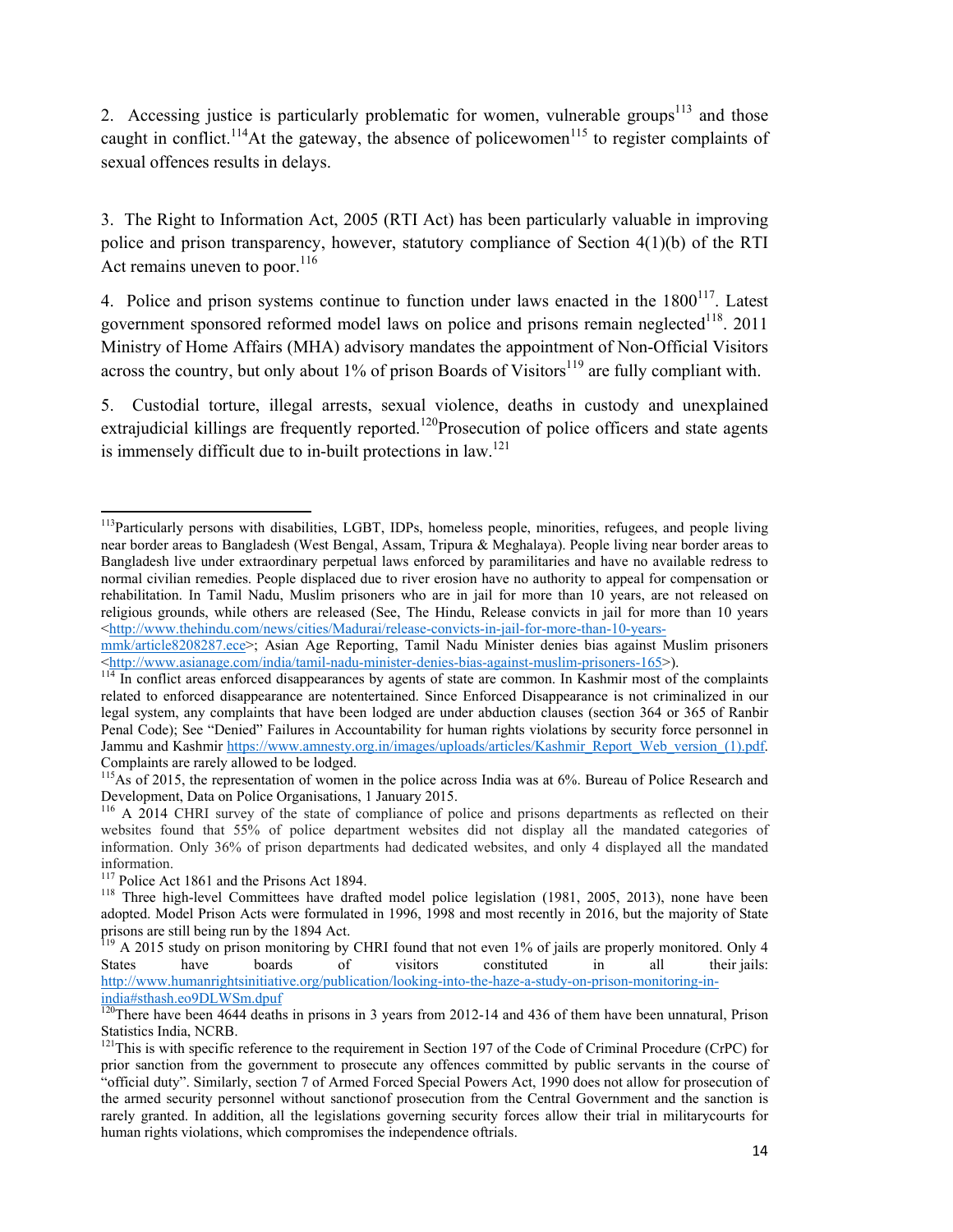2. Accessing justice is particularly problematic for women, vulnerable groups[113] and those caught in conflict.[114] At the gateway, the absence of policewomen[115] to register complaints of sexual offences results in delays.

3. The Right to Information Act, 2005 (RTI Act) has been particularly valuable in improving police and prison transparency, however, statutory compliance of Section 4(1)(b) of the RTI Act remains uneven to poor.[116]

4. Police and prison systems continue to function under laws enacted in the 1800[117]. Latest government sponsored reformed model laws on police and prisons remain neglected[118]. 2011 Ministry of Home Affairs (MHA) advisory mandates the appointment of Non-Official Visitors across the country, but only about 1% of prison Boards of Visitors[119] are fully compliant with.

5. Custodial torture, illegal arrests, sexual violence, deaths in custody and unexplained extrajudicial killings are frequently reported.[120] Prosecution of police officers and state agents is immensely difficult due to in-built protections in law.[121]

---

[113] Particularly persons with disabilities, LGBT, IDPs, homeless people, minorities, refugees, and people living near border areas to Bangladesh (West Bengal, Assam, Tripura & Meghalaya). People living near border areas to Bangladesh live under extraordinary perpetual laws enforced by paramilitaries and have no available redress to normal civilian remedies. People displaced due to river erosion have no authority to appeal for compensation or rehabilitation. In Tamil Nadu, Muslim prisoners who are in jail for more than 10 years, are not released on religious grounds, while others are released (See, The Hindu, Release convicts in jail for more than 10 years <http://www.thehindu.com/news/cities/Madurai/release-convicts-in-jail-for-more-than-10-years-mmk/article8208287.ece>; Asian Age Reporting, Tamil Nadu Minister denies bias against Muslim prisoners <http://www.asianage.com/india/tamil-nadu-minister-denies-bias-against-muslim-prisoners-165>).

[114] In conflict areas enforced disappearances by agents of state are common. In Kashmir most of the complaints related to enforced disappearance are notentertained. Since Enforced Disappearance is not criminalized in our legal system, any complaints that have been lodged are under abduction clauses (section 364 or 365 of Ranbir Penal Code); See "Denied" Failures in Accountability for human rights violations by security force personnel in Jammu and Kashmir https://www.amnesty.org.in/images/uploads/articles/Kashmir_Report_Web_version_(1).pdf. Complaints are rarely allowed to be lodged.

[115] As of 2015, the representation of women in the police across India was at 6%. Bureau of Police Research and Development, Data on Police Organisations, 1 January 2015.

[116] A 2014 CHRI survey of the state of compliance of police and prisons departments as reflected on their websites found that 55% of police department websites did not display all the mandated categories of information. Only 36% of prison departments had dedicated websites, and only 4 displayed all the mandated information.

[117] Police Act 1861 and the Prisons Act 1894.

[118] Three high-level Committees have drafted model police legislation (1981, 2005, 2013), none have been adopted. Model Prison Acts were formulated in 1996, 1998 and most recently in 2016, but the majority of State prisons are still being run by the 1894 Act.

[119] A 2015 study on prison monitoring by CHRI found that not even 1% of jails are properly monitored. Only 4 States have boards of visitors constituted in all their jails: http://www.humanrightsinitiative.org/publication/looking-into-the-haze-a-study-on-prison-monitoring-in-india#sthash.eo9DLWSm.dpuf

[120] There have been 4644 deaths in prisons in 3 years from 2012-14 and 436 of them have been unnatural, Prison Statistics India, NCRB.

[121] This is with specific reference to the requirement in Section 197 of the Code of Criminal Procedure (CrPC) for prior sanction from the government to prosecute any offences committed by public servants in the course of "official duty". Similarly, section 7 of Armed Forced Special Powers Act, 1990 does not allow for prosecution of the armed security personnel without sanctionof prosecution from the Central Government and the sanction is rarely granted. In addition, all the legislations governing security forces allow their trial in militarycourts for human rights violations, which compromises the independence oftrials.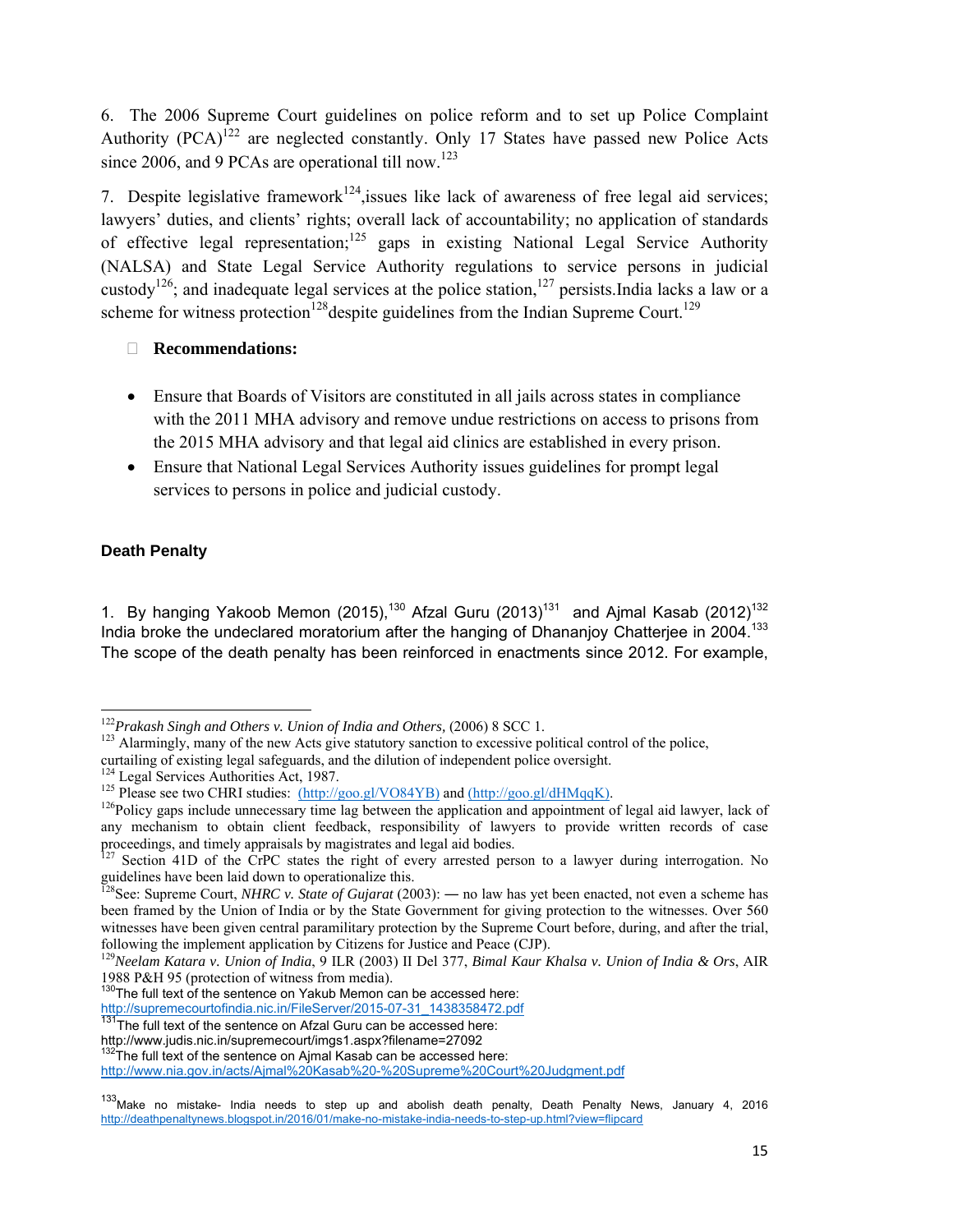6. The 2006 Supreme Court guidelines on police reform and to set up Police Complaint Authority (PCA)[122] are neglected constantly. Only 17 States have passed new Police Acts since 2006, and 9 PCAs are operational till now.[123]

7. Despite legislative framework[124],issues like lack of awareness of free legal aid services; lawyers' duties, and clients' rights; overall lack of accountability; no application of standards of effective legal representation;[125] gaps in existing National Legal Service Authority (NALSA) and State Legal Service Authority regulations to service persons in judicial custody[126]; and inadequate legal services at the police station,[127] persists.India lacks a law or a scheme for witness protection[128]despite guidelines from the Indian Supreme Court.[129]

- **Recommendations:**

- Ensure that Boards of Visitors are constituted in all jails across states in compliance with the 2011 MHA advisory and remove undue restrictions on access to prisons from the 2015 MHA advisory and that legal aid clinics are established in every prison.
- Ensure that National Legal Services Authority issues guidelines for prompt legal services to persons in police and judicial custody.

### Death Penalty

1. By hanging Yakoob Memon (2015),[130] Afzal Guru (2013)[131] and Ajmal Kasab (2012)[132] India broke the undeclared moratorium after the hanging of Dhananjoy Chatterjee in 2004.[133] The scope of the death penalty has been reinforced in enactments since 2012. For example,

---

[122] *Prakash Singh and Others v. Union of India and Others,* (2006) 8 SCC 1.

[123] Alarmingly, many of the new Acts give statutory sanction to excessive political control of the police, curtailing of existing legal safeguards, and the dilution of independent police oversight.

[124] Legal Services Authorities Act, 1987.

[125] Please see two CHRI studies: (http://goo.gl/VO84YB) and (http://goo.gl/dHMqqK).

[126] Policy gaps include unnecessary time lag between the application and appointment of legal aid lawyer, lack of any mechanism to obtain client feedback, responsibility of lawyers to provide written records of case proceedings, and timely appraisals by magistrates and legal aid bodies.

[127] Section 41D of the CrPC states the right of every arrested person to a lawyer during interrogation. No guidelines have been laid down to operationalize this.

[128] See: Supreme Court, *NHRC v. State of Gujarat* (2003): ― no law has yet been enacted, not even a scheme has been framed by the Union of India or by the State Government for giving protection to the witnesses. Over 560 witnesses have been given central paramilitary protection by the Supreme Court before, during, and after the trial, following the implement application by Citizens for Justice and Peace (CJP).

[129] *Neelam Katara v. Union of India*, 9 ILR (2003) II Del 377, *Bimal Kaur Khalsa v. Union of India & Ors*, AIR 1988 P&H 95 (protection of witness from media).

[130] The full text of the sentence on Yakub Memon can be accessed here: http://supremecourtofindia.nic.in/FileServer/2015-07-31_1438358472.pdf

[131] The full text of the sentence on Afzal Guru can be accessed here: http://www.judis.nic.in/supremecourt/imgs1.aspx?filename=27092

[132] The full text of the sentence on Ajmal Kasab can be accessed here: http://www.nia.gov.in/acts/Ajmal%20Kasab%20-%20Supreme%20Court%20Judgment.pdf

[133] Make no mistake- India needs to step up and abolish death penalty, Death Penalty News, January 4, 2016 http://deathpenaltynews.blogspot.in/2016/01/make-no-mistake-india-needs-to-step-up.html?view=flipcard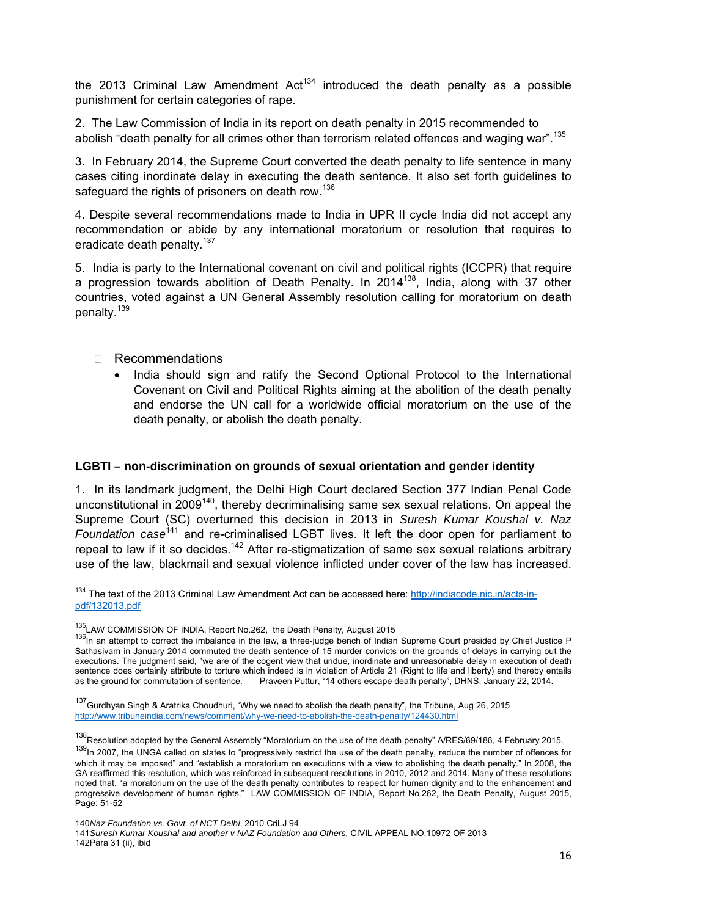the 2013 Criminal Law Amendment Act[134] introduced the death penalty as a possible punishment for certain categories of rape.

2. The Law Commission of India in its report on death penalty in 2015 recommended to abolish "death penalty for all crimes other than terrorism related offences and waging war".[135]

3. In February 2014, the Supreme Court converted the death penalty to life sentence in many cases citing inordinate delay in executing the death sentence. It also set forth guidelines to safeguard the rights of prisoners on death row.[136]

4. Despite several recommendations made to India in UPR II cycle India did not accept any recommendation or abide by any international moratorium or resolution that requires to eradicate death penalty.[137]

5. India is party to the International covenant on civil and political rights (ICCPR) that require a progression towards abolition of Death Penalty. In 2014[138], India, along with 37 other countries, voted against a UN General Assembly resolution calling for moratorium on death penalty.[139]

- Recommendations
  - India should sign and ratify the Second Optional Protocol to the International Covenant on Civil and Political Rights aiming at the abolition of the death penalty and endorse the UN call for a worldwide official moratorium on the use of the death penalty, or abolish the death penalty.

**LGBTI – non-discrimination on grounds of sexual orientation and gender identity**

1. In its landmark judgment, the Delhi High Court declared Section 377 Indian Penal Code unconstitutional in 2009[140], thereby decriminalising same sex sexual relations. On appeal the Supreme Court (SC) overturned this decision in 2013 in *Suresh Kumar Koushal v. Naz Foundation case*[141] and re-criminalised LGBT lives. It left the door open for parliament to repeal to law if it so decides.[142] After re-stigmatization of same sex sexual relations arbitrary use of the law, blackmail and sexual violence inflicted under cover of the law has increased.

---

[134] The text of the 2013 Criminal Law Amendment Act can be accessed here: http://indiacode.nic.in/acts-in-pdf/132013.pdf

[135] LAW COMMISSION OF INDIA, Report No.262, the Death Penalty, August 2015

[136] In an attempt to correct the imbalance in the law, a three-judge bench of Indian Supreme Court presided by Chief Justice P Sathasivam in January 2014 commuted the death sentence of 15 murder convicts on the grounds of delays in carrying out the executions. The judgment said, "we are of the cogent view that undue, inordinate and unreasonable delay in execution of death sentence does certainly attribute to torture which indeed is in violation of Article 21 (Right to life and liberty) and thereby entails as the ground for commutation of sentence. Praveen Puttur, "14 others escape death penalty", DHNS, January 22, 2014.

[137] Gurdhyan Singh & Aratrika Choudhuri, "Why we need to abolish the death penalty", the Tribune, Aug 26, 2015 http://www.tribuneindia.com/news/comment/why-we-need-to-abolish-the-death-penalty/124430.html

[138] Resolution adopted by the General Assembly "Moratorium on the use of the death penalty" A/RES/69/186, 4 February 2015.

[139] In 2007, the UNGA called on states to "progressively restrict the use of the death penalty, reduce the number of offences for which it may be imposed" and "establish a moratorium on executions with a view to abolishing the death penalty." In 2008, the GA reaffirmed this resolution, which was reinforced in subsequent resolutions in 2010, 2012 and 2014. Many of these resolutions noted that, "a moratorium on the use of the death penalty contributes to respect for human dignity and to the enhancement and progressive development of human rights." LAW COMMISSION OF INDIA, Report No.262, the Death Penalty, August 2015, Page: 51-52

[140] *Naz Foundation vs. Govt. of NCT Delhi*, 2010 CriLJ 94

[141] *Suresh Kumar Koushal and another v NAZ Foundation and Others,* CIVIL APPEAL NO.10972 OF 2013

[142] Para 31 (ii), ibid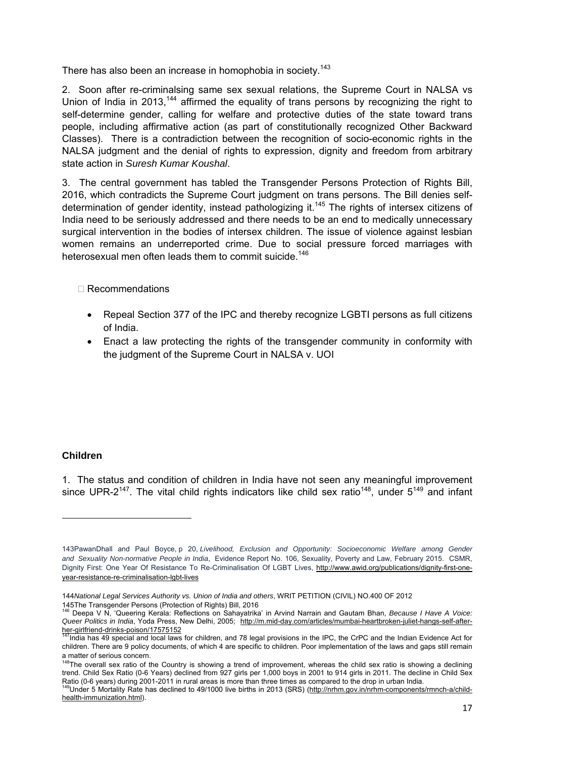There has also been an increase in homophobia in society.[143]

2. Soon after re-criminalsing same sex sexual relations, the Supreme Court in NALSA vs Union of India in 2013,[144] affirmed the equality of trans persons by recognizing the right to self-determine gender, calling for welfare and protective duties of the state toward trans people, including affirmative action (as part of constitutionally recognized Other Backward Classes). There is a contradiction between the recognition of socio-economic rights in the NALSA judgment and the denial of rights to expression, dignity and freedom from arbitrary state action in *Suresh Kumar Koushal*.

3. The central government has tabled the Transgender Persons Protection of Rights Bill, 2016, which contradicts the Supreme Court judgment on trans persons. The Bill denies self-determination of gender identity, instead pathologizing it.[145] The rights of intersex citizens of India need to be seriously addressed and there needs to be an end to medically unnecessary surgical intervention in the bodies of intersex children. The issue of violence against lesbian women remains an underreported crime. Due to social pressure forced marriages with heterosexual men often leads them to commit suicide.[146]

Recommendations

- Repeal Section 377 of the IPC and thereby recognize LGBTI persons as full citizens of India.
- Enact a law protecting the rights of the transgender community in conformity with the judgment of the Supreme Court in NALSA v. UOI

**Children**

1. The status and condition of children in India have not seen any meaningful improvement since UPR-2[147]. The vital child rights indicators like child sex ratio[148], under 5[149] and infant

---

143 PawanDhall and Paul Boyce, p 20, *Livelihood, Exclusion and Opportunity: Socioeconomic Welfare among Gender and Sexuality Non-normative People in India*, Evidence Report No. 106, Sexuality, Poverty and Law, February 2015. CSMR, Dignity First: One Year Of Resistance To Re-Criminalisation Of LGBT Lives, http://www.awid.org/publications/dignity-first-one-year-resistance-re-criminalisation-lgbt-lives

144 *National Legal Services Authority vs. Union of India and others*, WRIT PETITION (CIVIL) NO.400 OF 2012

145 The Transgender Persons (Protection of Rights) Bill, 2016

146 Deepa V N, 'Queering Kerala: Reflections on Sahayatrika' in Arvind Narrain and Gautam Bhan, *Because I Have A Voice: Queer Politics in India*, Yoda Press, New Delhi, 2005; http://m.mid-day.com/articles/mumbai-heartbroken-juliet-hangs-self-after-her-girlfriend-drinks-poison/17575152

147 India has 49 special and local laws for children, and 78 legal provisions in the IPC, the CrPC and the Indian Evidence Act for children. There are 9 policy documents, of which 4 are specific to children. Poor implementation of the laws and gaps still remain a matter of serious concern.

148 The overall sex ratio of the Country is showing a trend of improvement, whereas the child sex ratio is showing a declining trend. Child Sex Ratio (0-6 Years) declined from 927 girls per 1,000 boys in 2001 to 914 girls in 2011. The decline in Child Sex Ratio (0-6 years) during 2001-2011 in rural areas is more than three times as compared to the drop in urban India.

149 Under 5 Mortality Rate has declined to 49/1000 live births in 2013 (SRS) (http://nrhm.gov.in/nrhm-components/rmnch-a/child-health-immunization.html).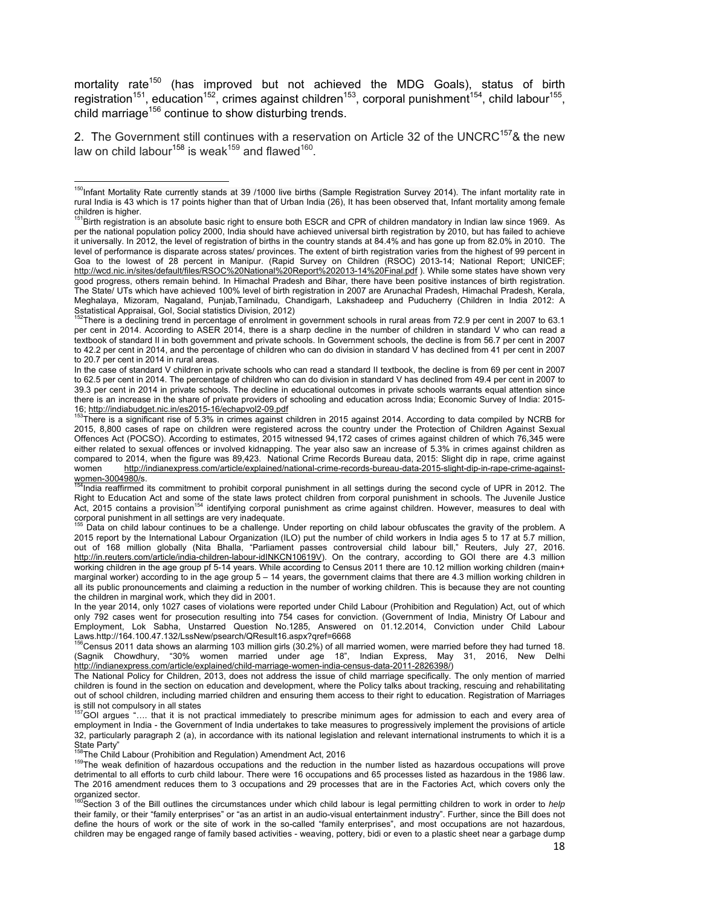mortality rate[150] (has improved but not achieved the MDG Goals), status of birth registration[151], education[152], crimes against children[153], corporal punishment[154], child labour[155], child marriage[156] continue to show disturbing trends.

2. The Government still continues with a reservation on Article 32 of the UNCRC[157]& the new law on child labour[158] is weak[159] and flawed[160].

---

[150]Infant Mortality Rate currently stands at 39 /1000 live births (Sample Registration Survey 2014). The infant mortality rate in rural India is 43 which is 17 points higher than that of Urban India (26), It has been observed that, Infant mortality among female children is higher.

[151]Birth registration is an absolute basic right to ensure both ESCR and CPR of children mandatory in Indian law since 1969. As per the national population policy 2000, India should have achieved universal birth registration by 2010, but has failed to achieve it universally. In 2012, the level of registration of births in the country stands at 84.4% and has gone up from 82.0% in 2010. The level of performance is disparate across states/ provinces. The extent of birth registration varies from the highest of 99 percent in Goa to the lowest of 28 percent in Manipur. (Rapid Survey on Children (RSOC) 2013-14; National Report; UNICEF; http://wcd.nic.in/sites/default/files/RSOC%20National%20Report%202013-14%20Final.pdf ). While some states have shown very good progress, others remain behind. In Himachal Pradesh and Bihar, there have been positive instances of birth registration. The State/ UTs which have achieved 100% level of birth registration in 2007 are Arunachal Pradesh, Himachal Pradesh, Kerala, Meghalaya, Mizoram, Nagaland, Punjab,Tamilnadu, Chandigarh, Lakshadeep and Puducherry (Children in India 2012: A Sstatistical Appraisal, GoI, Social statistics Division, 2012)

[152]There is a declining trend in percentage of enrolment in government schools in rural areas from 72.9 per cent in 2007 to 63.1 per cent in 2014. According to ASER 2014, there is a sharp decline in the number of children in standard V who can read a textbook of standard II in both government and private schools. In Government schools, the decline is from 56.7 per cent in 2007 to 42.2 per cent in 2014, and the percentage of children who can do division in standard V has declined from 41 per cent in 2007 to 20.7 per cent in 2014 in rural areas.

In the case of standard V children in private schools who can read a standard II textbook, the decline is from 69 per cent in 2007 to 62.5 per cent in 2014. The percentage of children who can do division in standard V has declined from 49.4 per cent in 2007 to 39.3 per cent in 2014 in private schools. The decline in educational outcomes in private schools warrants equal attention since there is an increase in the share of private providers of schooling and education across India; Economic Survey of India: 2015-16; http://indiabudget.nic.in/es2015-16/echapvol2-09.pdf

[153]There is a significant rise of 5.3% in crimes against children in 2015 against 2014. According to data compiled by NCRB for 2015, 8,800 cases of rape on children were registered across the country under the Protection of Children Against Sexual Offences Act (POCSO). According to estimates, 2015 witnessed 94,172 cases of crimes against children of which 76,345 were either related to sexual offences or involved kidnapping. The year also saw an increase of 5.3% in crimes against children as compared to 2014, when the figure was 89,423. National Crime Records Bureau data, 2015: Slight dip in rape, crime against women http://indianexpress.com/article/explained/national-crime-records-bureau-data-2015-slight-dip-in-rape-crime-against-women-3004980/s.

[154]India reaffirmed its commitment to prohibit corporal punishment in all settings during the second cycle of UPR in 2012. The Right to Education Act and some of the state laws protect children from corporal punishment in schools. The Juvenile Justice Act, 2015 contains a provision[154] identifying corporal punishment as crime against children. However, measures to deal with corporal punishment in all settings are very inadequate.

[155] Data on child labour continues to be a challenge. Under reporting on child labour obfuscates the gravity of the problem. A 2015 report by the International Labour Organization (ILO) put the number of child workers in India ages 5 to 17 at 5.7 million, out of 168 million globally (Nita Bhalla, "Parliament passes controversial child labour bill," Reuters, July 27, 2016. http://in.reuters.com/article/india-children-labour-idINKCN10619V). On the contrary, according to GOI there are 4.3 million working children in the age group pf 5-14 years. While according to Census 2011 there are 10.12 million working children (main+ marginal worker) according to in the age group 5 – 14 years, the government claims that there are 4.3 million working children in all its public pronouncements and claiming a reduction in the number of working children. This is because they are not counting the children in marginal work, which they did in 2001.

In the year 2014, only 1027 cases of violations were reported under Child Labour (Prohibition and Regulation) Act, out of which only 792 cases went for prosecution resulting into 754 cases for conviction. (Government of India, Ministry Of Labour and Employment, Lok Sabha, Unstarred Question No.1285, Answered on 01.12.2014, Conviction under Child Labour Laws.http://164.100.47.132/LssNew/psearch/QResult16.aspx?qref=6668

[156]Census 2011 data shows an alarming 103 million girls (30.2%) of all married women, were married before they had turned 18. (Sagnik Chowdhury, "30% women married under age 18", Indian Express, May 31, 2016, New Delhi http://indianexpress.com/article/explained/child-marriage-women-india-census-data-2011-2826398/)

The National Policy for Children, 2013, does not address the issue of child marriage specifically. The only mention of married children is found in the section on education and development, where the Policy talks about tracking, rescuing and rehabilitating out of school children, including married children and ensuring them access to their right to education. Registration of Marriages is still not compulsory in all states

[157]GOI argues "…. that it is not practical immediately to prescribe minimum ages for admission to each and every area of employment in India - the Government of India undertakes to take measures to progressively implement the provisions of article 32, particularly paragraph 2 (a), in accordance with its national legislation and relevant international instruments to which it is a State Party"

[158]The Child Labour (Prohibition and Regulation) Amendment Act, 2016

[159]The weak definition of hazardous occupations and the reduction in the number listed as hazardous occupations will prove detrimental to all efforts to curb child labour. There were 16 occupations and 65 processes listed as hazardous in the 1986 law. The 2016 amendment reduces them to 3 occupations and 29 processes that are in the Factories Act, which covers only the organized sector.

[160]Section 3 of the Bill outlines the circumstances under which child labour is legal permitting children to work in order to *help* their family, or their "family enterprises" or "as an artist in an audio-visual entertainment industry". Further, since the Bill does not define the hours of work or the site of work in the so-called "family enterprises", and most occupations are not hazardous, children may be engaged range of family based activities - weaving, pottery, bidi or even to a plastic sheet near a garbage dump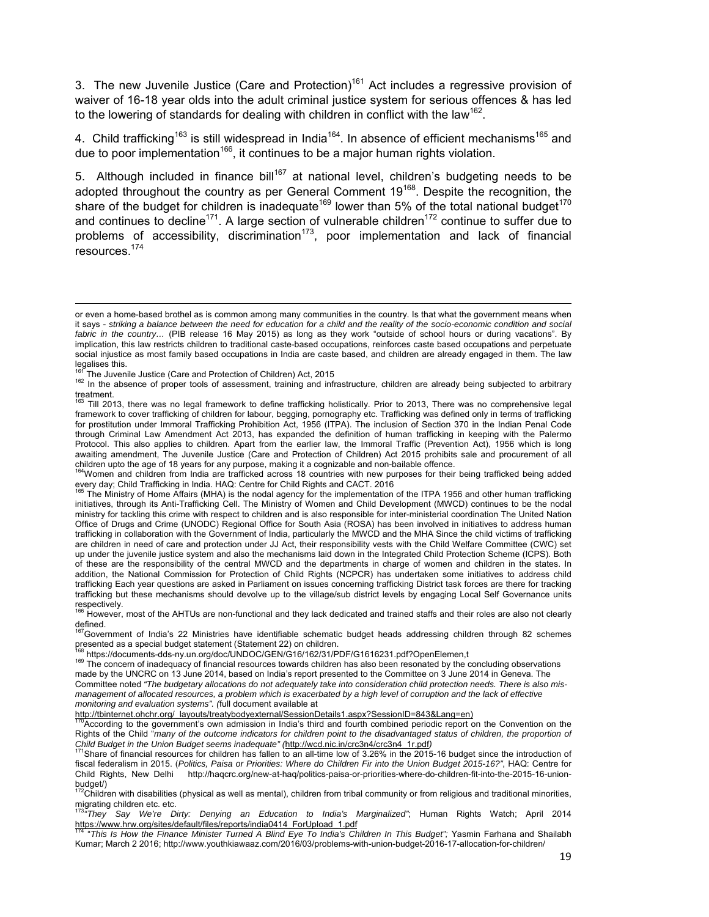3. The new Juvenile Justice (Care and Protection)[161] Act includes a regressive provision of waiver of 16-18 year olds into the adult criminal justice system for serious offences & has led to the lowering of standards for dealing with children in conflict with the law[162].

4. Child trafficking[163] is still widespread in India[164]. In absence of efficient mechanisms[165] and due to poor implementation[166], it continues to be a major human rights violation.

5. Although included in finance bill[167] at national level, children's budgeting needs to be adopted throughout the country as per General Comment 19[168]. Despite the recognition, the share of the budget for children is inadequate[169] lower than 5% of the total national budget[170] and continues to decline[171]. A large section of vulnerable children[172] continue to suffer due to problems of accessibility, discrimination[173], poor implementation and lack of financial resources.[174]

---

or even a home-based brothel as is common among many communities in the country. Is that what the government means when it says - *striking a balance between the need for education for a child and the reality of the socio-economic condition and social fabric in the country…* (PIB release 16 May 2015) as long as they work "outside of school hours or during vacations". By implication, this law restricts children to traditional caste-based occupations, reinforces caste based occupations and perpetuate social injustice as most family based occupations in India are caste based, and children are already engaged in them. The law legalises this.

[161] The Juvenile Justice (Care and Protection of Children) Act, 2015

[162] In the absence of proper tools of assessment, training and infrastructure, children are already being subjected to arbitrary treatment.

[163] Till 2013, there was no legal framework to define trafficking holistically. Prior to 2013, There was no comprehensive legal framework to cover trafficking of children for labour, begging, pornography etc. Trafficking was defined only in terms of trafficking for prostitution under Immoral Trafficking Prohibition Act, 1956 (ITPA). The inclusion of Section 370 in the Indian Penal Code through Criminal Law Amendment Act 2013, has expanded the definition of human trafficking in keeping with the Palermo Protocol. This also applies to children. Apart from the earlier law, the Immoral Traffic (Prevention Act), 1956 which is long awaiting amendment, The Juvenile Justice (Care and Protection of Children) Act 2015 prohibits sale and procurement of all children upto the age of 18 years for any purpose, making it a cognizable and non-bailable offence.

[164] Women and children from India are trafficked across 18 countries with new purposes for their being trafficked being added every day; Child Trafficking in India. HAQ: Centre for Child Rights and CACT. 2016

[165] The Ministry of Home Affairs (MHA) is the nodal agency for the implementation of the ITPA 1956 and other human trafficking initiatives, through its Anti-Trafficking Cell. The Ministry of Women and Child Development (MWCD) continues to be the nodal ministry for tackling this crime with respect to children and is also responsible for inter-ministerial coordination The United Nation Office of Drugs and Crime (UNODC) Regional Office for South Asia (ROSA) has been involved in initiatives to address human trafficking in collaboration with the Government of India, particularly the MWCD and the MHA Since the child victims of trafficking are children in need of care and protection under JJ Act, their responsibility vests with the Child Welfare Committee (CWC) set up under the juvenile justice system and also the mechanisms laid down in the Integrated Child Protection Scheme (ICPS). Both of these are the responsibility of the central MWCD and the departments in charge of women and children in the states. In addition, the National Commission for Protection of Child Rights (NCPCR) has undertaken some initiatives to address child trafficking Each year questions are asked in Parliament on issues concerning trafficking District task forces are there for tracking trafficking but these mechanisms should devolve up to the village/sub district levels by engaging Local Self Governance units respectively.

[166] However, most of the AHTUs are non-functional and they lack dedicated and trained staffs and their roles are also not clearly defined.

[167] Government of India's 22 Ministries have identifiable schematic budget heads addressing children through 82 schemes presented as a special budget statement (Statement 22) on children.

[168] https://documents-dds-ny.un.org/doc/UNDOC/GEN/G16/162/31/PDF/G1616231.pdf?OpenElemen,t

[169] The concern of inadequacy of financial resources towards children has also been resonated by the concluding observations made by the UNCRC on 13 June 2014, based on India's report presented to the Committee on 3 June 2014 in Geneva. The Committee noted *"The budgetary allocations do not adequately take into consideration child protection needs. There is also mis-management of allocated resources, a problem which is exacerbated by a high level of corruption and the lack of effective monitoring and evaluation systems". (*full document available at http://tbinternet.ohchr.org/_layouts/treatybodyexternal/SessionDetails1.aspx?SessionID=843&Lang=en)

[170] According to the government's own admission in India's third and fourth combined periodic report on the Convention on the Rights of the Child "*many of the outcome indicators for children point to the disadvantaged status of children, the proportion of Child Budget in the Union Budget seems inadequate" (*http://wcd.nic.in/crc3n4/crc3n4_1r.pdf*)*

[171] Share of financial resources for children has fallen to an all-time low of 3.26% in the 2015-16 budget since the introduction of fiscal federalism in 2015. (*Politics, Paisa or Priorities: Where do Children Fir into the Union Budget 2015-16?"*, HAQ: Centre for Child Rights, New Delhi http://haqcrc.org/new-at-haq/politics-paisa-or-priorities-where-do-children-fit-into-the-2015-16-union-budget/)

[172] Children with disabilities (physical as well as mental), children from tribal community or from religious and traditional minorities, migrating children etc. etc.

[173] *"They Say We're Dirty: Denying an Education to India's Marginalized"*; Human Rights Watch; April 2014 https://www.hrw.org/sites/default/files/reports/india0414_ForUpload_1.pdf

[174] *"This Is How the Finance Minister Turned A Blind Eye To India's Children In This Budget";* Yasmin Farhana and Shailabh Kumar; March 2 2016; http://www.youthkiawaaz.com/2016/03/problems-with-union-budget-2016-17-allocation-for-children/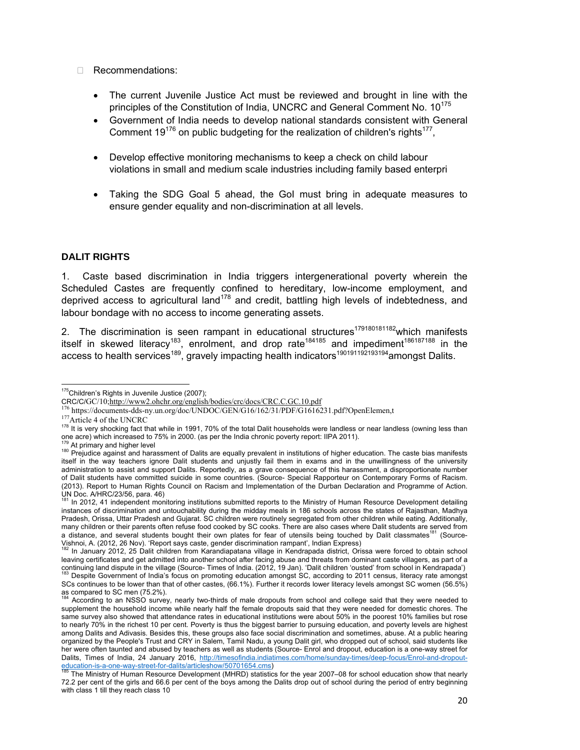- Recommendations:

  - The current Juvenile Justice Act must be reviewed and brought in line with the principles of the Constitution of India, UNCRC and General Comment No. 10[175]
  - Government of India needs to develop national standards consistent with General Comment 19[176] on public budgeting for the realization of children's rights[177],
  - Develop effective monitoring mechanisms to keep a check on child labour violations in small and medium scale industries including family based enterpri
  - Taking the SDG Goal 5 ahead, the GoI must bring in adequate measures to ensure gender equality and non-discrimination at all levels.

**DALIT RIGHTS**

1. Caste based discrimination in India triggers intergenerational poverty wherein the Scheduled Castes are frequently confined to hereditary, low-income employment, and deprived access to agricultural land[178] and credit, battling high levels of indebtedness, and labour bondage with no access to income generating assets.

2. The discrimination is seen rampant in educational structures[179][180][181][182] which manifests itself in skewed literacy[183], enrolment, and drop rate[184][185] and impediment[186][187][188] in the access to health services[189], gravely impacting health indicators[190][191][192][193][194] amongst Dalits.

---

[175] Children's Rights in Juvenile Justice (2007); CRC/C/GC/10; http://www2.ohchr.org/english/bodies/crc/docs/CRC.C.GC.10.pdf

[176] https://documents-dds-ny.un.org/doc/UNDOC/GEN/G16/162/31/PDF/G1616231.pdf?OpenElemen,t

[177] Article 4 of the UNCRC

[178] It is very shocking fact that while in 1991, 70% of the total Dalit households were landless or near landless (owning less than one acre) which increased to 75% in 2000. (as per the India chronic poverty report: IIPA 2011).

[179] At primary and higher level

[180] Prejudice against and harassment of Dalits are equally prevalent in institutions of higher education. The caste bias manifests itself in the way teachers ignore Dalit students and unjustly fail them in exams and in the unwillingness of the university administration to assist and support Dalits. Reportedly, as a grave consequence of this harassment, a disproportionate number of Dalit students have committed suicide in some countries. (Source- Special Rapporteur on Contemporary Forms of Racism. (2013). Report to Human Rights Council on Racism and Implementation of the Durban Declaration and Programme of Action. UN Doc. A/HRC/23/56, para. 46)

[181] In 2012, 41 independent monitoring institutions submitted reports to the Ministry of Human Resource Development detailing instances of discrimination and untouchability during the midday meals in 186 schools across the states of Rajasthan, Madhya Pradesh, Orissa, Uttar Pradesh and Gujarat. SC children were routinely segregated from other children while eating. Additionally, many children or their parents often refuse food cooked by SC cooks. There are also cases where Dalit students are served from a distance, and several students bought their own plates for fear of utensils being touched by Dalit classmates[181] (Source- Vishnoi, A. (2012, 26 Nov). 'Report says caste, gender discrimination rampant', Indian Express)

[182] In January 2012, 25 Dalit children from Karandiapatana village in Kendrapada district, Orissa were forced to obtain school leaving certificates and get admitted into another school after facing abuse and threats from dominant caste villagers, as part of a continuing land dispute in the village (Source- Times of India. (2012, 19 Jan). 'Dalit children 'ousted' from school in Kendrapada')

[183] Despite Government of India's focus on promoting education amongst SC, according to 2011 census, literacy rate amongst SCs continues to be lower than that of other castes, (66.1%). Further it records lower literacy levels amongst SC women (56.5%) as compared to SC men (75.2%).

[184] According to an NSSO survey, nearly two-thirds of male dropouts from school and college said that they were needed to supplement the household income while nearly half the female dropouts said that they were needed for domestic chores. The same survey also showed that attendance rates in educational institutions were about 50% in the poorest 10% families but rose to nearly 70% in the richest 10 per cent. Poverty is thus the biggest barrier to pursuing education, and poverty levels are highest among Dalits and Adivasis. Besides this, these groups also face social discrimination and sometimes, abuse. At a public hearing organized by the People's Trust and CRY in Salem, Tamil Nadu, a young Dalit girl, who dropped out of school, said students like her were often taunted and abused by teachers as well as students (Source- Enrol and dropout, education is a one-way street for Dalits, Times of India, 24 January 2016, http://timesofindia.indiatimes.com/home/sunday-times/deep-focus/Enrol-and-dropout-education-is-a-one-way-street-for-dalits/articleshow/50701654.cms)

[185] The Ministry of Human Resource Development (MHRD) statistics for the year 2007–08 for school education show that nearly 72.2 per cent of the girls and 66.6 per cent of the boys among the Dalits drop out of school during the period of entry beginning with class 1 till they reach class 10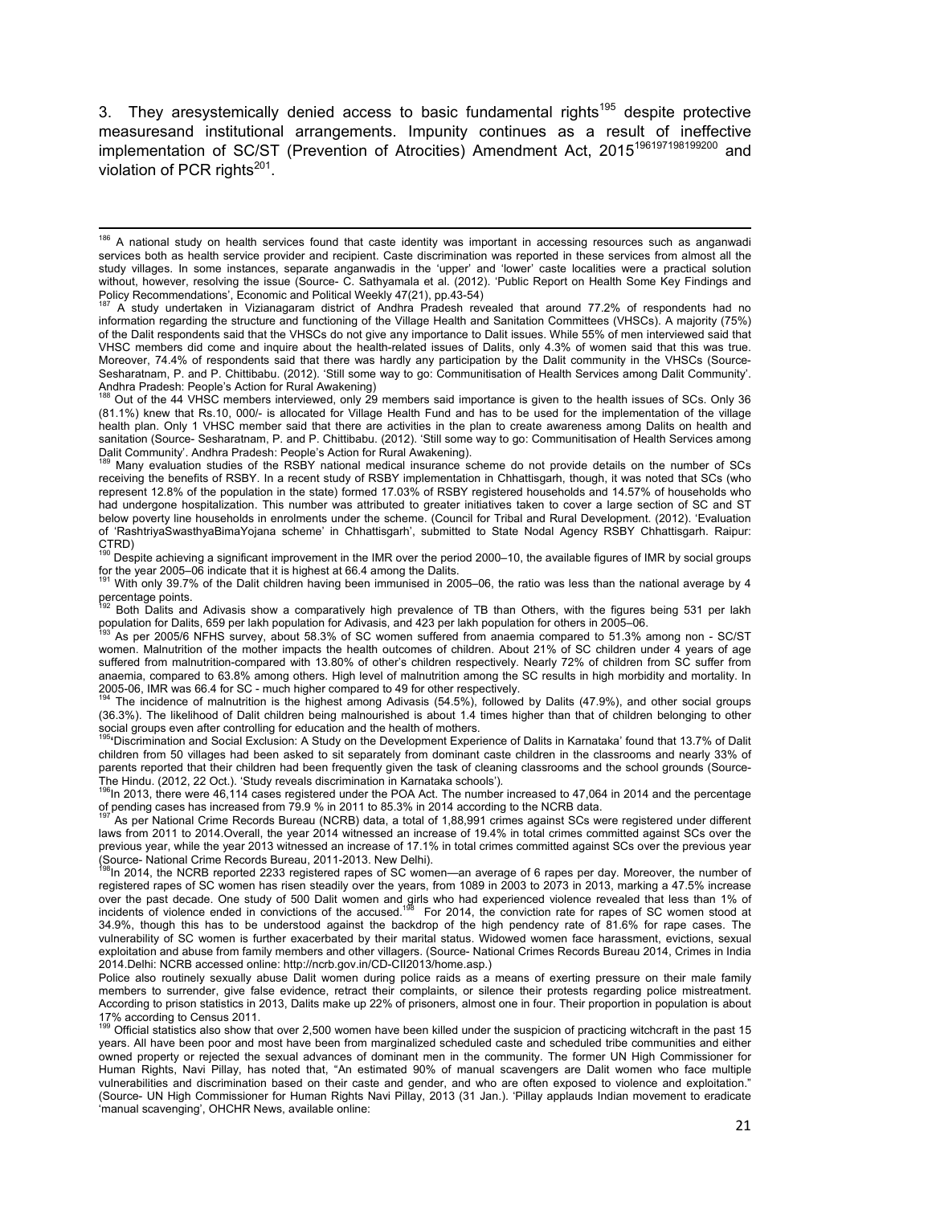3. They aresystemically denied access to basic fundamental rights[195] despite protective measuresand institutional arrangements. Impunity continues as a result of ineffective implementation of SC/ST (Prevention of Atrocities) Amendment Act, 2015[196197198199200] and violation of PCR rights[201].

---

[186] A national study on health services found that caste identity was important in accessing resources such as anganwadi services both as health service provider and recipient. Caste discrimination was reported in these services from almost all the study villages. In some instances, separate anganwadis in the 'upper' and 'lower' caste localities were a practical solution without, however, resolving the issue (Source- C. Sathyamala et al. (2012). 'Public Report on Health Some Key Findings and Policy Recommendations', Economic and Political Weekly 47(21), pp.43-54)

[187] A study undertaken in Vizianagaram district of Andhra Pradesh revealed that around 77.2% of respondents had no information regarding the structure and functioning of the Village Health and Sanitation Committees (VHSCs). A majority (75%) of the Dalit respondents said that the VHSCs do not give any importance to Dalit issues. While 55% of men interviewed said that VHSC members did come and inquire about the health-related issues of Dalits, only 4.3% of women said that this was true. Moreover, 74.4% of respondents said that there was hardly any participation by the Dalit community in the VHSCs (Source- Sesharatnam, P. and P. Chittibabu. (2012). 'Still some way to go: Communitisation of Health Services among Dalit Community'. Andhra Pradesh: People's Action for Rural Awakening)

[188] Out of the 44 VHSC members interviewed, only 29 members said importance is given to the health issues of SCs. Only 36 (81.1%) knew that Rs.10, 000/- is allocated for Village Health Fund and has to be used for the implementation of the village health plan. Only 1 VHSC member said that there are activities in the plan to create awareness among Dalits on health and sanitation (Source- Sesharatnam, P. and P. Chittibabu. (2012). 'Still some way to go: Communitisation of Health Services among Dalit Community'. Andhra Pradesh: People's Action for Rural Awakening).

[189] Many evaluation studies of the RSBY national medical insurance scheme do not provide details on the number of SCs receiving the benefits of RSBY. In a recent study of RSBY implementation in Chhattisgarh, though, it was noted that SCs (who represent 12.8% of the population in the state) formed 17.03% of RSBY registered households and 14.57% of households who had undergone hospitalization. This number was attributed to greater initiatives taken to cover a large section of SC and ST below poverty line households in enrolments under the scheme. (Council for Tribal and Rural Development. (2012). 'Evaluation of 'RashtriyaSwasthyaBimaYojana scheme' in Chhattisgarh', submitted to State Nodal Agency RSBY Chhattisgarh. Raipur: CTRD)

[190] Despite achieving a significant improvement in the IMR over the period 2000–10, the available figures of IMR by social groups for the year 2005–06 indicate that it is highest at 66.4 among the Dalits.

[191] With only 39.7% of the Dalit children having been immunised in 2005–06, the ratio was less than the national average by 4 percentage points.

[192] Both Dalits and Adivasis show a comparatively high prevalence of TB than Others, with the figures being 531 per lakh population for Dalits, 659 per lakh population for Adivasis, and 423 per lakh population for others in 2005–06.

[193] As per 2005/6 NFHS survey, about 58.3% of SC women suffered from anaemia compared to 51.3% among non - SC/ST women. Malnutrition of the mother impacts the health outcomes of children. About 21% of SC children under 4 years of age suffered from malnutrition-compared with 13.80% of other's children respectively. Nearly 72% of children from SC suffer from anaemia, compared to 63.8% among others. High level of malnutrition among the SC results in high morbidity and mortality. In 2005-06, IMR was 66.4 for SC - much higher compared to 49 for other respectively.

[194] The incidence of malnutrition is the highest among Adivasis (54.5%), followed by Dalits (47.9%), and other social groups (36.3%). The likelihood of Dalit children being malnourished is about 1.4 times higher than that of children belonging to other social groups even after controlling for education and the health of mothers.

[195]'Discrimination and Social Exclusion: A Study on the Development Experience of Dalits in Karnataka' found that 13.7% of Dalit children from 50 villages had been asked to sit separately from dominant caste children in the classrooms and nearly 33% of parents reported that their children had been frequently given the task of cleaning classrooms and the school grounds (Source- The Hindu. (2012, 22 Oct.). 'Study reveals discrimination in Karnataka schools').

[196]In 2013, there were 46,114 cases registered under the POA Act. The number increased to 47,064 in 2014 and the percentage of pending cases has increased from 79.9 % in 2011 to 85.3% in 2014 according to the NCRB data.

[197] As per National Crime Records Bureau (NCRB) data, a total of 1,88,991 crimes against SCs were registered under different laws from 2011 to 2014.Overall, the year 2014 witnessed an increase of 19.4% in total crimes committed against SCs over the previous year, while the year 2013 witnessed an increase of 17.1% in total crimes committed against SCs over the previous year (Source- National Crime Records Bureau, 2011-2013. New Delhi).

[198]In 2014, the NCRB reported 2233 registered rapes of SC women—an average of 6 rapes per day. Moreover, the number of registered rapes of SC women has risen steadily over the years, from 1089 in 2003 to 2073 in 2013, marking a 47.5% increase over the past decade. One study of 500 Dalit women and girls who had experienced violence revealed that less than 1% of incidents of violence ended in convictions of the accused.[198] For 2014, the conviction rate for rapes of SC women stood at 34.9%, though this has to be understood against the backdrop of the high pendency rate of 81.6% for rape cases. The vulnerability of SC women is further exacerbated by their marital status. Widowed women face harassment, evictions, sexual exploitation and abuse from family members and other villagers. (Source- National Crimes Records Bureau 2014, Crimes in India 2014.Delhi: NCRB accessed online: http://ncrb.gov.in/CD-CII2013/home.asp.)

Police also routinely sexually abuse Dalit women during police raids as a means of exerting pressure on their male family members to surrender, give false evidence, retract their complaints, or silence their protests regarding police mistreatment. According to prison statistics in 2013, Dalits make up 22% of prisoners, almost one in four. Their proportion in population is about 17% according to Census 2011.

[199] Official statistics also show that over 2,500 women have been killed under the suspicion of practicing witchcraft in the past 15 years. All have been poor and most have been from marginalized scheduled caste and scheduled tribe communities and either owned property or rejected the sexual advances of dominant men in the community. The former UN High Commissioner for Human Rights, Navi Pillay, has noted that, "An estimated 90% of manual scavengers are Dalit women who face multiple vulnerabilities and discrimination based on their caste and gender, and who are often exposed to violence and exploitation." (Source- UN High Commissioner for Human Rights Navi Pillay, 2013 (31 Jan.). 'Pillay applauds Indian movement to eradicate 'manual scavenging', OHCHR News, available online: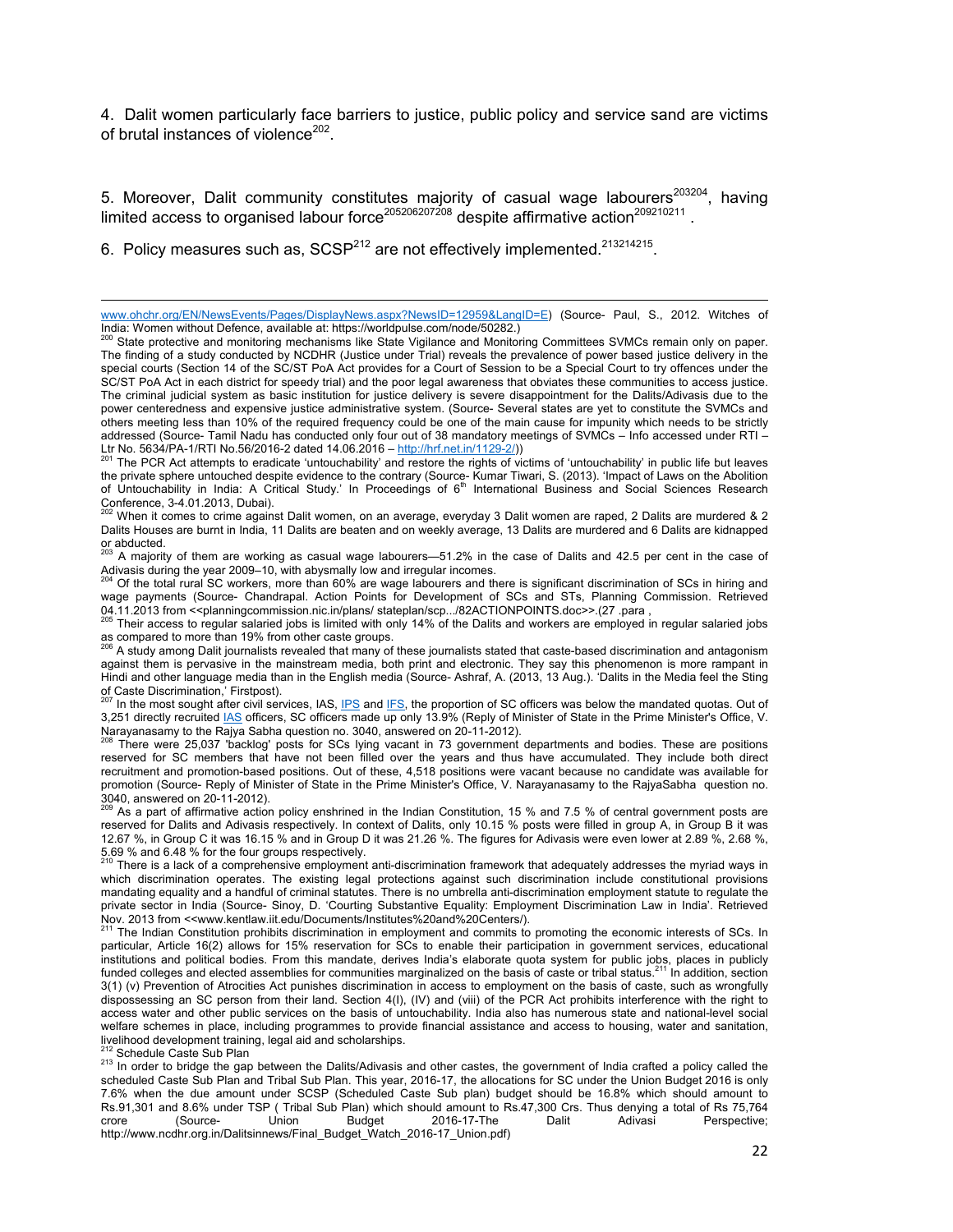4. Dalit women particularly face barriers to justice, public policy and service sand are victims of brutal instances of violence[202].

5. Moreover, Dalit community constitutes majority of casual wage labourers[203][204], having limited access to organised labour force[205][206][207][208] despite affirmative action[209][210][211].

6. Policy measures such as, SCSP[212] are not effectively implemented.[213][214][215].

---

www.ohchr.org/EN/NewsEvents/Pages/DisplayNews.aspx?NewsID=12959&LangID=E) (Source- Paul, S., 2012. Witches of India: Women without Defence, available at: https://worldpulse.com/node/50282.)

[200] State protective and monitoring mechanisms like State Vigilance and Monitoring Committees SVMCs remain only on paper. The finding of a study conducted by NCDHR (Justice under Trial) reveals the prevalence of power based justice delivery in the special courts (Section 14 of the SC/ST PoA Act provides for a Court of Session to be a Special Court to try offences under the SC/ST PoA Act in each district for speedy trial) and the poor legal awareness that obviates these communities to access justice. The criminal judicial system as basic institution for justice delivery is severe disappointment for the Dalits/Adivasis due to the power centeredness and expensive justice administrative system. (Source- Several states are yet to constitute the SVMCs and others meeting less than 10% of the required frequency could be one of the main cause for impunity which needs to be strictly addressed (Source- Tamil Nadu has conducted only four out of 38 mandatory meetings of SVMCs – Info accessed under RTI – Ltr No. 5634/PA-1/RTI No.56/2016-2 dated 14.06.2016 – http://hrf.net.in/1129-2/))

[201] The PCR Act attempts to eradicate 'untouchability' and restore the rights of victims of 'untouchability' in public life but leaves the private sphere untouched despite evidence to the contrary (Source- Kumar Tiwari, S. (2013). 'Impact of Laws on the Abolition of Untouchability in India: A Critical Study.' In Proceedings of 6th International Business and Social Sciences Research Conference, 3-4.01.2013, Dubai).

[202] When it comes to crime against Dalit women, on an average, everyday 3 Dalit women are raped, 2 Dalits are murdered & 2 Dalits Houses are burnt in India, 11 Dalits are beaten and on weekly average, 13 Dalits are murdered and 6 Dalits are kidnapped or abducted.

[203] A majority of them are working as casual wage labourers—51.2% in the case of Dalits and 42.5 per cent in the case of Adivasis during the year 2009–10, with abysmally low and irregular incomes.

[204] Of the total rural SC workers, more than 60% are wage labourers and there is significant discrimination of SCs in hiring and wage payments (Source- Chandrapal. Action Points for Development of SCs and STs, Planning Commission. Retrieved 04.11.2013 from <<planningcommission.nic.in/plans/ stateplan/scp.../82ACTIONPOINTS.doc>>.(27 .para ,

[205] Their access to regular salaried jobs is limited with only 14% of the Dalits and workers are employed in regular salaried jobs as compared to more than 19% from other caste groups.

[206] A study among Dalit journalists revealed that many of these journalists stated that caste-based discrimination and antagonism against them is pervasive in the mainstream media, both print and electronic. They say this phenomenon is more rampant in Hindi and other language media than in the English media (Source- Ashraf, A. (2013, 13 Aug.). 'Dalits in the Media feel the Sting of Caste Discrimination,' Firstpost).

[207] In the most sought after civil services, IAS, IPS and IFS, the proportion of SC officers was below the mandated quotas. Out of 3,251 directly recruited IAS officers, SC officers made up only 13.9% (Reply of Minister of State in the Prime Minister's Office, V. Narayanasamy to the Rajya Sabha question no. 3040, answered on 20-11-2012).

[208] There were 25,037 'backlog' posts for SCs lying vacant in 73 government departments and bodies. These are positions reserved for SC members that have not been filled over the years and thus have accumulated. They include both direct recruitment and promotion-based positions. Out of these, 4,518 positions were vacant because no candidate was available for promotion (Source- Reply of Minister of State in the Prime Minister's Office, V. Narayanasamy to the RajyaSabha question no. 3040, answered on 20-11-2012).

[209] As a part of affirmative action policy enshrined in the Indian Constitution, 15 % and 7.5 % of central government posts are reserved for Dalits and Adivasis respectively. In context of Dalits, only 10.15 % posts were filled in group A, in Group B it was 12.67 %, in Group C it was 16.15 % and in Group D it was 21.26 %. The figures for Adivasis were even lower at 2.89 %, 2.68 %, 5.69 % and 6.48 % for the four groups respectively.

[210] There is a lack of a comprehensive employment anti-discrimination framework that adequately addresses the myriad ways in which discrimination operates. The existing legal protections against such discrimination include constitutional provisions mandating equality and a handful of criminal statutes. There is no umbrella anti-discrimination employment statute to regulate the private sector in India (Source- Sinoy, D. 'Courting Substantive Equality: Employment Discrimination Law in India'. Retrieved Nov. 2013 from <<www.kentlaw.iit.edu/Documents/Institutes%20and%20Centers/).

[211] The Indian Constitution prohibits discrimination in employment and commits to promoting the economic interests of SCs. In particular, Article 16(2) allows for 15% reservation for SCs to enable their participation in government services, educational institutions and political bodies. From this mandate, derives India's elaborate quota system for public jobs, places in publicly funded colleges and elected assemblies for communities marginalized on the basis of caste or tribal status.[211] In addition, section 3(1) (v) Prevention of Atrocities Act punishes discrimination in access to employment on the basis of caste, such as wrongfully dispossessing an SC person from their land. Section 4(I), (IV) and (viii) of the PCR Act prohibits interference with the right to access water and other public services on the basis of untouchability. India also has numerous state and national-level social welfare schemes in place, including programmes to provide financial assistance and access to housing, water and sanitation, livelihood development training, legal aid and scholarships.

[212] Schedule Caste Sub Plan

[213] In order to bridge the gap between the Dalits/Adivasis and other castes, the government of India crafted a policy called the scheduled Caste Sub Plan and Tribal Sub Plan. This year, 2016-17, the allocations for SC under the Union Budget 2016 is only 7.6% when the due amount under SCSP (Scheduled Caste Sub plan) budget should be 16.8% which should amount to Rs.91,301 and 8.6% under TSP ( Tribal Sub Plan) which should amount to Rs.47,300 Crs. Thus denying a total of Rs 75,764 crore (Source- Union Budget 2016-17-The Dalit Adivasi Perspective; http://www.ncdhr.org.in/Dalitsinnews/Final_Budget_Watch_2016-17_Union.pdf)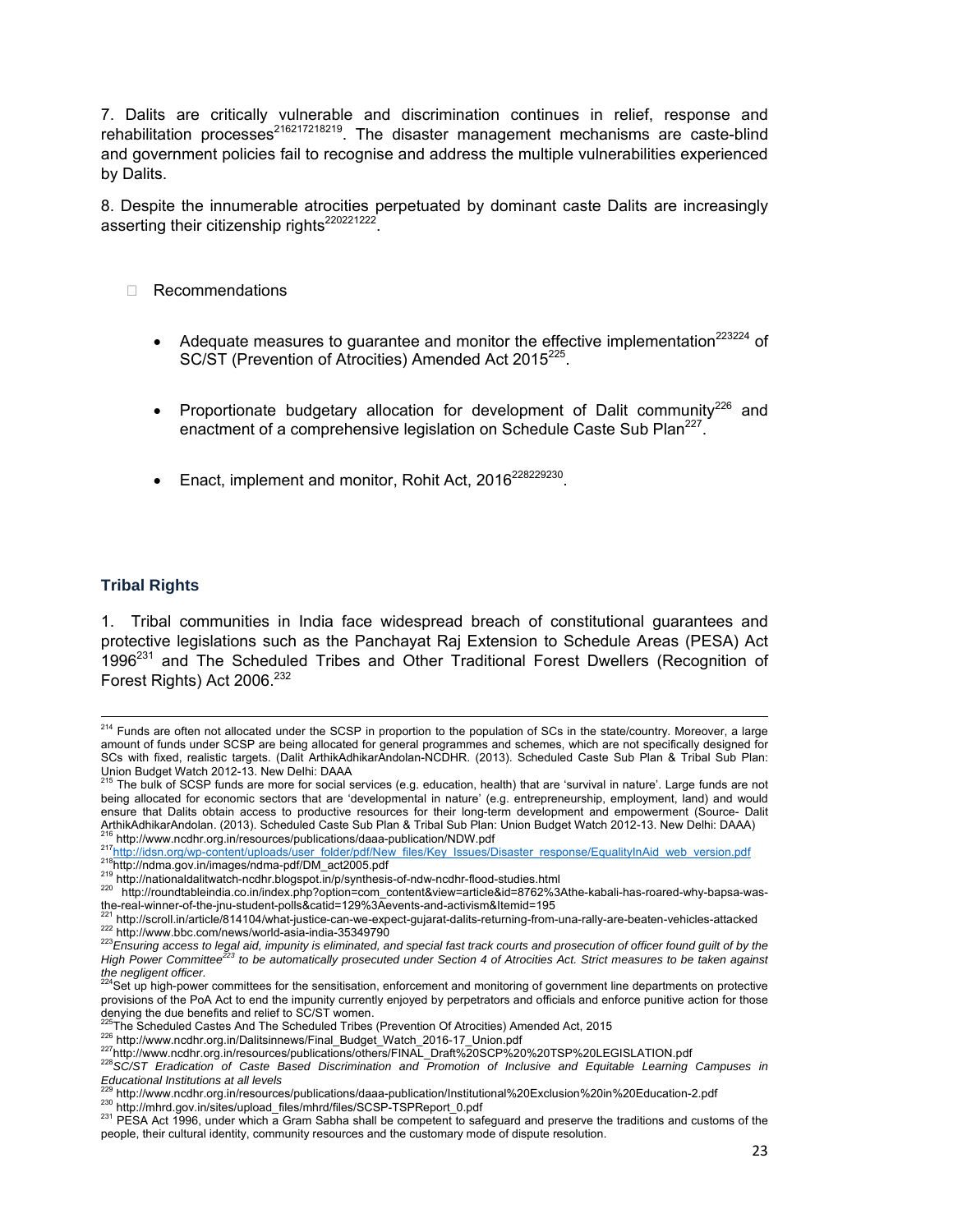7. Dalits are critically vulnerable and discrimination continues in relief, response and rehabilitation processes[216][217][218][219]. The disaster management mechanisms are caste-blind and government policies fail to recognise and address the multiple vulnerabilities experienced by Dalits.

8. Despite the innumerable atrocities perpetuated by dominant caste Dalits are increasingly asserting their citizenship rights[220][221][222].

- Recommendations

  - Adequate measures to guarantee and monitor the effective implementation[223][224] of SC/ST (Prevention of Atrocities) Amended Act 2015[225].

  - Proportionate budgetary allocation for development of Dalit community[226] and enactment of a comprehensive legislation on Schedule Caste Sub Plan[227].

  - Enact, implement and monitor, Rohit Act, 2016[228][229][230].

### Tribal Rights

1. Tribal communities in India face widespread breach of constitutional guarantees and protective legislations such as the Panchayat Raj Extension to Schedule Areas (PESA) Act 1996[231] and The Scheduled Tribes and Other Traditional Forest Dwellers (Recognition of Forest Rights) Act 2006.[232]

---

[214] Funds are often not allocated under the SCSP in proportion to the population of SCs in the state/country. Moreover, a large amount of funds under SCSP are being allocated for general programmes and schemes, which are not specifically designed for SCs with fixed, realistic targets. (Dalit ArthikAdhikarAndolan-NCDHR. (2013). Scheduled Caste Sub Plan & Tribal Sub Plan: Union Budget Watch 2012-13. New Delhi: DAAA

[215] The bulk of SCSP funds are more for social services (e.g. education, health) that are 'survival in nature'. Large funds are not being allocated for economic sectors that are 'developmental in nature' (e.g. entrepreneurship, employment, land) and would ensure that Dalits obtain access to productive resources for their long-term development and empowerment (Source- Dalit ArthikAdhikarAndolan. (2013). Scheduled Caste Sub Plan & Tribal Sub Plan: Union Budget Watch 2012-13. New Delhi: DAAA)

[216] http://www.ncdhr.org.in/resources/publications/daaa-publication/NDW.pdf

[217] http://idsn.org/wp-content/uploads/user_folder/pdf/New_files/Key_Issues/Disaster_response/EqualityInAid_web_version.pdf

[218] http://ndma.gov.in/images/ndma-pdf/DM_act2005.pdf

[219] http://nationaldalitwatch-ncdhr.blogspot.in/p/synthesis-of-ndw-ncdhr-flood-studies.html

[220] http://roundtableindia.co.in/index.php?option=com_content&view=article&id=8762%3Athe-kabali-has-roared-why-bapsa-was-the-real-winner-of-the-jnu-student-polls&catid=129%3Aevents-and-activism&Itemid=195

[221] http://scroll.in/article/814104/what-justice-can-we-expect-gujarat-dalits-returning-from-una-rally-are-beaten-vehicles-attacked

[222] http://www.bbc.com/news/world-asia-india-35349790

[223] *Ensuring access to legal aid, impunity is eliminated, and special fast track courts and prosecution of officer found guilt of by the High Power Committee[223] to be automatically prosecuted under Section 4 of Atrocities Act. Strict measures to be taken against the negligent officer.*

[224] Set up high-power committees for the sensitisation, enforcement and monitoring of government line departments on protective provisions of the PoA Act to end the impunity currently enjoyed by perpetrators and officials and enforce punitive action for those denying the due benefits and relief to SC/ST women.

[225] The Scheduled Castes And The Scheduled Tribes (Prevention Of Atrocities) Amended Act, 2015

[226] http://www.ncdhr.org.in/Dalitsinnews/Final_Budget_Watch_2016-17_Union.pdf

[227] http://www.ncdhr.org.in/resources/publications/others/FINAL_Draft%20SCP%20%20TSP%20LEGISLATION.pdf

[228] *SC/ST Eradication of Caste Based Discrimination and Promotion of Inclusive and Equitable Learning Campuses in Educational Institutions at all levels*

[229] http://www.ncdhr.org.in/resources/publications/daaa-publication/Institutional%20Exclusion%20in%20Education-2.pdf

[230] http://mhrd.gov.in/sites/upload_files/mhrd/files/SCSP-TSPReport_0.pdf

[231] PESA Act 1996, under which a Gram Sabha shall be competent to safeguard and preserve the traditions and customs of the people, their cultural identity, community resources and the customary mode of dispute resolution.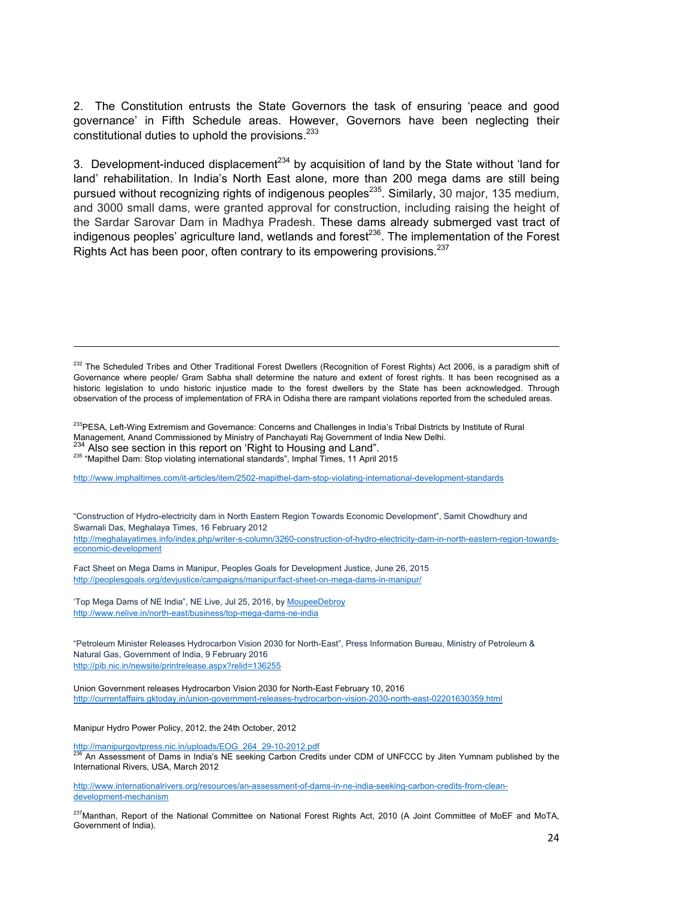2. The Constitution entrusts the State Governors the task of ensuring 'peace and good governance' in Fifth Schedule areas. However, Governors have been neglecting their constitutional duties to uphold the provisions.[233]

3. Development-induced displacement[234] by acquisition of land by the State without 'land for land' rehabilitation. In India's North East alone, more than 200 mega dams are still being pursued without recognizing rights of indigenous peoples[235]. Similarly, 30 major, 135 medium, and 3000 small dams, were granted approval for construction, including raising the height of the Sardar Sarovar Dam in Madhya Pradesh. These dams already submerged vast tract of indigenous peoples' agriculture land, wetlands and forest[236]. The implementation of the Forest Rights Act has been poor, often contrary to its empowering provisions.[237]

---

[232] The Scheduled Tribes and Other Traditional Forest Dwellers (Recognition of Forest Rights) Act 2006, is a paradigm shift of Governance where people/ Gram Sabha shall determine the nature and extent of forest rights. It has been recognised as a historic legislation to undo historic injustice made to the forest dwellers by the State has been acknowledged. Through observation of the process of implementation of FRA in Odisha there are rampant violations reported from the scheduled areas.

[233] PESA, Left-Wing Extremism and Governance: Concerns and Challenges in India's Tribal Districts by Institute of Rural Management, Anand Commissioned by Ministry of Panchayati Raj Government of India New Delhi.

[234] Also see section in this report on 'Right to Housing and Land".

[235] "Mapithel Dam: Stop violating international standards", Imphal Times, 11 April 2015

http://www.imphaltimes.com/it-articles/item/2502-mapithel-dam-stop-violating-international-development-standards

"Construction of Hydro-electricity dam in North Eastern Region Towards Economic Development", Samit Chowdhury and Swarnali Das, Meghalaya Times, 16 February 2012
http://meghalayatimes.info/index.php/writer-s-column/3260-construction-of-hydro-electricity-dam-in-north-eastern-region-towards-economic-development

Fact Sheet on Mega Dams in Manipur, Peoples Goals for Development Justice, June 26, 2015
http://peoplesgoals.org/devjustice/campaigns/manipur/fact-sheet-on-mega-dams-in-manipur/

'Top Mega Dams of NE India", NE Live, Jul 25, 2016, by MoupeeDebroy
http://www.nelive.in/north-east/business/top-mega-dams-ne-india

"Petroleum Minister Releases Hydrocarbon Vision 2030 for North-East", Press Information Bureau, Ministry of Petroleum & Natural Gas, Government of India, 9 February 2016
http://pib.nic.in/newsite/printrelease.aspx?relid=136255

Union Government releases Hydrocarbon Vision 2030 for North-East February 10, 2016
http://currentaffairs.gktoday.in/union-government-releases-hydrocarbon-vision-2030-north-east-02201630359.html

Manipur Hydro Power Policy, 2012, the 24th October, 2012

http://manipurgovtpress.nic.in/uploads/EOG_264_29-10-2012.pdf

[236] An Assessment of Dams in India's NE seeking Carbon Credits under CDM of UNFCCC by Jiten Yumnam published by the International Rivers, USA, March 2012

http://www.internationalrivers.org/resources/an-assessment-of-dams-in-ne-india-seeking-carbon-credits-from-clean-development-mechanism

[237] Manthan, Report of the National Committee on National Forest Rights Act, 2010 (A Joint Committee of MoEF and MoTA, Government of India).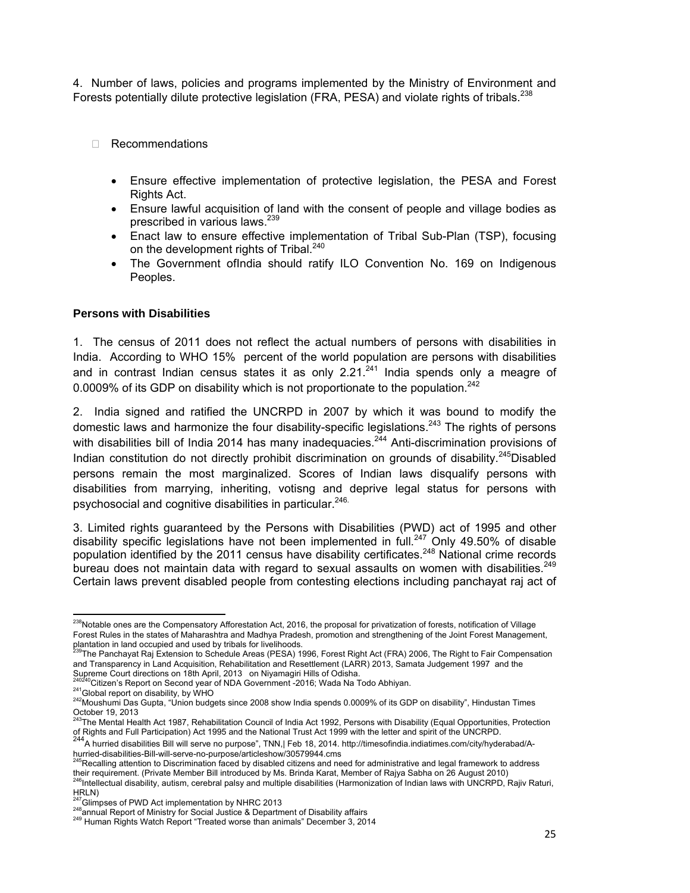4. Number of laws, policies and programs implemented by the Ministry of Environment and Forests potentially dilute protective legislation (FRA, PESA) and violate rights of tribals.[238]

- Recommendations

  - Ensure effective implementation of protective legislation, the PESA and Forest Rights Act.
  - Ensure lawful acquisition of land with the consent of people and village bodies as prescribed in various laws.[239]
  - Enact law to ensure effective implementation of Tribal Sub-Plan (TSP), focusing on the development rights of Tribal.[240]
  - The Government ofIndia should ratify ILO Convention No. 169 on Indigenous Peoples.

**Persons with Disabilities**

1. The census of 2011 does not reflect the actual numbers of persons with disabilities in India. According to WHO 15% percent of the world population are persons with disabilities and in contrast Indian census states it as only 2.21.[241] India spends only a meagre of 0.0009% of its GDP on disability which is not proportionate to the population.[242]

2. India signed and ratified the UNCRPD in 2007 by which it was bound to modify the domestic laws and harmonize the four disability-specific legislations.[243] The rights of persons with disabilities bill of India 2014 has many inadequacies.[244] Anti-discrimination provisions of Indian constitution do not directly prohibit discrimination on grounds of disability.[245]Disabled persons remain the most marginalized. Scores of Indian laws disqualify persons with disabilities from marrying, inheriting, votisng and deprive legal status for persons with psychosocial and cognitive disabilities in particular.[246.]

3. Limited rights guaranteed by the Persons with Disabilities (PWD) act of 1995 and other disability specific legislations have not been implemented in full.[247] Only 49.50% of disable population identified by the 2011 census have disability certificates.[248] National crime records bureau does not maintain data with regard to sexual assaults on women with disabilities.[249] Certain laws prevent disabled people from contesting elections including panchayat raj act of

---

[238]Notable ones are the Compensatory Afforestation Act, 2016, the proposal for privatization of forests, notification of Village Forest Rules in the states of Maharashtra and Madhya Pradesh, promotion and strengthening of the Joint Forest Management, plantation in land occupied and used by tribals for livelihoods.

[239]The Panchayat Raj Extension to Schedule Areas (PESA) 1996, Forest Right Act (FRA) 2006, The Right to Fair Compensation and Transparency in Land Acquisition, Rehabilitation and Resettlement (LARR) 2013, Samata Judgement 1997 and the Supreme Court directions on 18th April, 2013 on Niyamagiri Hills of Odisha.

[240240]Citizen's Report on Second year of NDA Government -2016; Wada Na Todo Abhiyan.

[241]Global report on disability, by WHO

[242]Moushumi Das Gupta, "Union budgets since 2008 show India spends 0.0009% of its GDP on disability", Hindustan Times October 19, 2013

[243]The Mental Health Act 1987, Rehabilitation Council of India Act 1992, Persons with Disability (Equal Opportunities, Protection of Rights and Full Participation) Act 1995 and the National Trust Act 1999 with the letter and spirit of the UNCRPD.

[244]A hurried disabilities Bill will serve no purpose", TNN,| Feb 18, 2014. http://timesofindia.indiatimes.com/city/hyderabad/A-hurried-disabilities-Bill-will-serve-no-purpose/articleshow/30579944.cms

[245]Recalling attention to Discrimination faced by disabled citizens and need for administrative and legal framework to address their requirement. (Private Member Bill introduced by Ms. Brinda Karat, Member of Rajya Sabha on 26 August 2010)

[246]Intellectual disability, autism, cerebral palsy and multiple disabilities (Harmonization of Indian laws with UNCRPD, Rajiv Raturi, HRLN)

[247]Glimpses of PWD Act implementation by NHRC 2013

[248]annual Report of Ministry for Social Justice & Department of Disability affairs

[249] Human Rights Watch Report "Treated worse than animals" December 3, 2014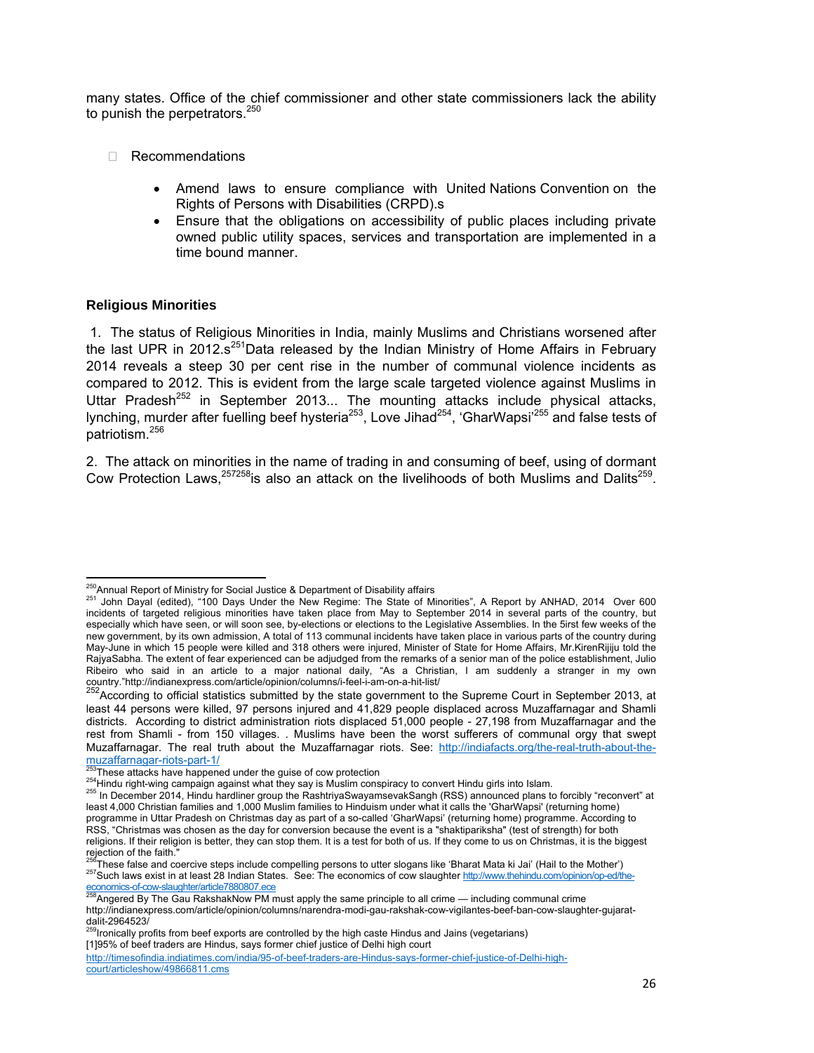many states. Office of the chief commissioner and other state commissioners lack the ability to punish the perpetrators.[250]

- Recommendations

    - Amend laws to ensure compliance with United Nations Convention on the Rights of Persons with Disabilities (CRPD).s
    - Ensure that the obligations on accessibility of public places including private owned public utility spaces, services and transportation are implemented in a time bound manner.

**Religious Minorities**

1. The status of Religious Minorities in India, mainly Muslims and Christians worsened after the last UPR in 2012.s[251]Data released by the Indian Ministry of Home Affairs in February 2014 reveals a steep 30 per cent rise in the number of communal violence incidents as compared to 2012. This is evident from the large scale targeted violence against Muslims in Uttar Pradesh[252] in September 2013... The mounting attacks include physical attacks, lynching, murder after fuelling beef hysteria[253], Love Jihad[254], 'GharWapsi'[255] and false tests of patriotism.[256]

2. The attack on minorities in the name of trading in and consuming of beef, using of dormant Cow Protection Laws,[257][258]is also an attack on the livelihoods of both Muslims and Dalits[259].

---

[250]Annual Report of Ministry for Social Justice & Department of Disability affairs

[251] John Dayal (edited), "100 Days Under the New Regime: The State of Minorities", A Report by ANHAD, 2014 Over 600 incidents of targeted religious minorities have taken place from May to September 2014 in several parts of the country, but especially which have seen, or will soon see, by-elections or elections to the Legislative Assemblies. In the 5irst few weeks of the new government, by its own admission, A total of 113 communal incidents have taken place in various parts of the country during May-June in which 15 people were killed and 318 others were injured, Minister of State for Home Affairs, Mr.KirenRijiju told the RajyaSabha. The extent of fear experienced can be adjudged from the remarks of a senior man of the police establishment, Julio Ribeiro who said in an article to a major national daily, "As a Christian, I am suddenly a stranger in my own country."http://indianexpress.com/article/opinion/columns/i-feel-i-am-on-a-hit-list/

[252]According to official statistics submitted by the state government to the Supreme Court in September 2013, at least 44 persons were killed, 97 persons injured and 41,829 people displaced across Muzaffarnagar and Shamli districts. According to district administration riots displaced 51,000 people - 27,198 from Muzaffarnagar and the rest from Shamli - from 150 villages. . Muslims have been the worst sufferers of communal orgy that swept Muzaffarnagar. The real truth about the Muzaffarnagar riots. See: http://indiafacts.org/the-real-truth-about-the-muzaffarnagar-riots-part-1/

[253]These attacks have happened under the guise of cow protection

[254]Hindu right-wing campaign against what they say is Muslim conspiracy to convert Hindu girls into Islam.

[255] In December 2014, Hindu hardliner group the RashtriyaSwayamsevakSangh (RSS) announced plans to forcibly "reconvert" at least 4,000 Christian families and 1,000 Muslim families to Hinduism under what it calls the 'GharWapsi' (returning home) programme in Uttar Pradesh on Christmas day as part of a so-called 'GharWapsi' (returning home) programme. According to RSS, "Christmas was chosen as the day for conversion because the event is a "shaktipariksha" (test of strength) for both religions. If their religion is better, they can stop them. It is a test for both of us. If they come to us on Christmas, it is the biggest rejection of the faith."

[256]These false and coercive steps include compelling persons to utter slogans like 'Bharat Mata ki Jai' (Hail to the Mother')

[257]Such laws exist in at least 28 Indian States. See: The economics of cow slaughter http://www.thehindu.com/opinion/op-ed/the-economics-of-cow-slaughter/article7880807.ece

[258]Angered By The Gau RakshakNow PM must apply the same principle to all crime — including communal crime http://indianexpress.com/article/opinion/columns/narendra-modi-gau-rakshak-cow-vigilantes-beef-ban-cow-slaughter-gujarat-dalit-2964523/

[259]Ironically profits from beef exports are controlled by the high caste Hindus and Jains (vegetarians) [1]95% of beef traders are Hindus, says former chief justice of Delhi high court http://timesofindia.indiatimes.com/india/95-of-beef-traders-are-Hindus-says-former-chief-justice-of-Delhi-high-court/articleshow/49866811.cms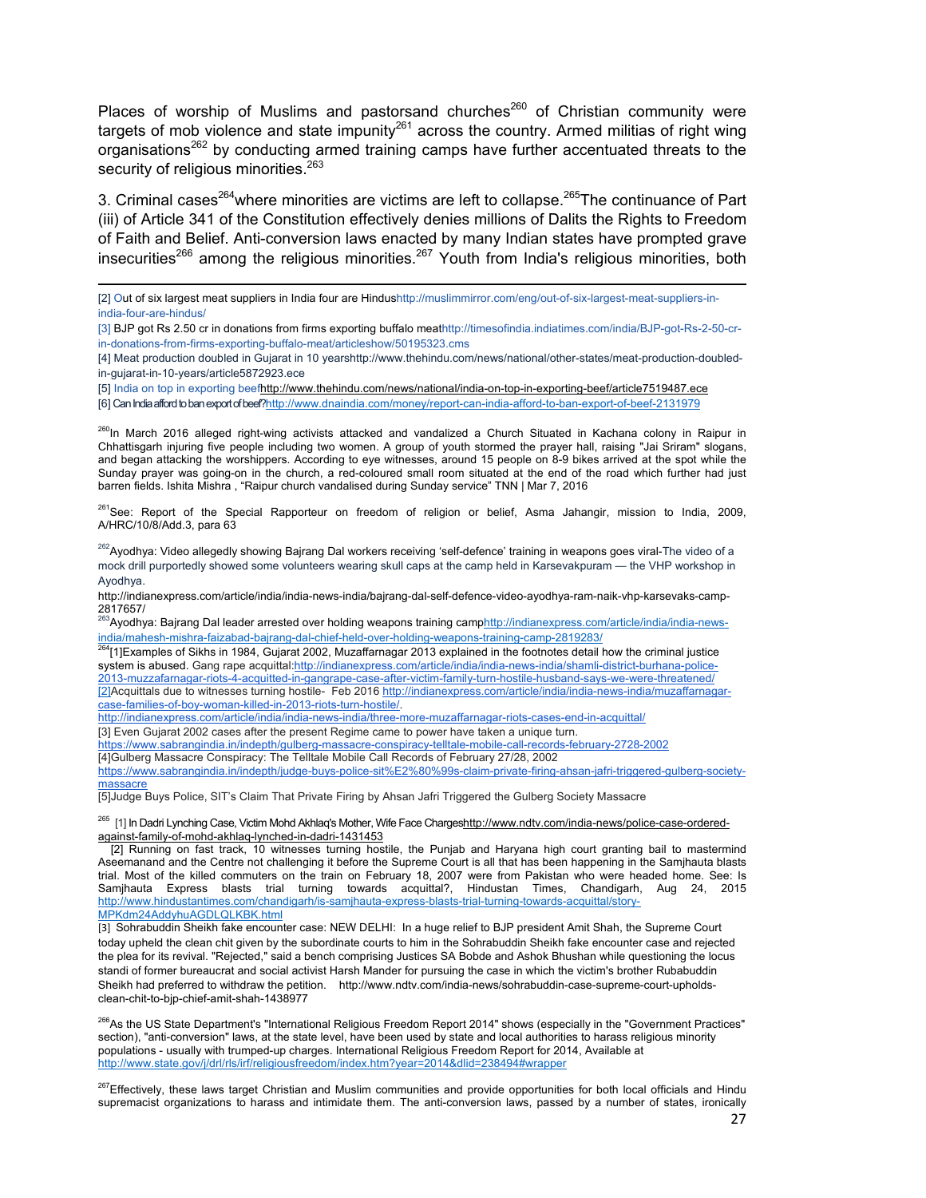Places of worship of Muslims and pastorsand churches[260] of Christian community were targets of mob violence and state impunity[261] across the country. Armed militias of right wing organisations[262] by conducting armed training camps have further accentuated threats to the security of religious minorities.[263]

3. Criminal cases[264]where minorities are victims are left to collapse.[265]The continuance of Part (iii) of Article 341 of the Constitution effectively denies millions of Dalits the Rights to Freedom of Faith and Belief. Anti-conversion laws enacted by many Indian states have prompted grave insecurities[266] among the religious minorities.[267] Youth from India's religious minorities, both

---

[2] Out of six largest meat suppliers in India four are Hindushttp://muslimmirror.com/eng/out-of-six-largest-meat-suppliers-in-india-four-are-hindus/

[3] BJP got Rs 2.50 cr in donations from firms exporting buffalo meathttp://timesofindia.indiatimes.com/india/BJP-got-Rs-2-50-cr-in-donations-from-firms-exporting-buffalo-meat/articleshow/50195323.cms

[4] Meat production doubled in Gujarat in 10 yearshttp://www.thehindu.com/news/national/other-states/meat-production-doubled-in-gujarat-in-10-years/article5872923.ece

[5] India on top in exporting beefhttp://www.thehindu.com/news/national/india-on-top-in-exporting-beef/article7519487.ece

[6] Can India afford to ban export of beef?http://www.dnaindia.com/money/report-can-india-afford-to-ban-export-of-beef-2131979

[260]In March 2016 alleged right-wing activists attacked and vandalized a Church Situated in Kachana colony in Raipur in Chhattisgarh injuring five people including two women. A group of youth stormed the prayer hall, raising "Jai Sriram" slogans, and began attacking the worshippers. According to eye witnesses, around 15 people on 8-9 bikes arrived at the spot while the Sunday prayer was going-on in the church, a red-coloured small room situated at the end of the road which further had just barren fields. Ishita Mishra , "Raipur church vandalised during Sunday service" TNN | Mar 7, 2016

[261]See: Report of the Special Rapporteur on freedom of religion or belief, Asma Jahangir, mission to India, 2009, A/HRC/10/8/Add.3, para 63

[262]Ayodhya: Video allegedly showing Bajrang Dal workers receiving 'self-defence' training in weapons goes viral-The video of a mock drill purportedly showed some volunteers wearing skull caps at the camp held in Karsevakpuram — the VHP workshop in Ayodhya.

http://indianexpress.com/article/india/india-news-india/bajrang-dal-self-defence-video-ayodhya-ram-naik-vhp-karsevaks-camp-2817657/

[263]Ayodhya: Bajrang Dal leader arrested over holding weapons training camphttp://indianexpress.com/article/india/india-news-india/mahesh-mishra-faizabad-bajrang-dal-chief-held-over-holding-weapons-training-camp-2819283/

[264][1]Examples of Sikhs in 1984, Gujarat 2002, Muzaffarnagar 2013 explained in the footnotes detail how the criminal justice system is abused. Gang rape acquittal:http://indianexpress.com/article/india/india-news-india/shamli-district-burhana-police-2013-muzzafarnagar-riots-4-acquitted-in-gangrape-case-after-victim-family-turn-hostile-husband-says-we-were-threatened/ [2]Acquittals due to witnesses turning hostile- Feb 2016 http://indianexpress.com/article/india/india-news-india/muzaffarnagar-case-families-of-boy-woman-killed-in-2013-riots-turn-hostile/.

http://indianexpress.com/article/india/india-news-india/three-more-muzaffarnagar-riots-cases-end-in-acquittal/

[3] Even Gujarat 2002 cases after the present Regime came to power have taken a unique turn.

https://www.sabrangindia.in/indepth/gulberg-massacre-conspiracy-telltale-mobile-call-records-february-2728-2002

[4]Gulberg Massacre Conspiracy: The Telltale Mobile Call Records of February 27/28, 2002

https://www.sabrangindia.in/indepth/judge-buys-police-sit%E2%80%99s-claim-private-firing-ahsan-jafri-triggered-gulberg-society-massacre

[5]Judge Buys Police, SIT's Claim That Private Firing by Ahsan Jafri Triggered the Gulberg Society Massacre

[265] [1] In Dadri Lynching Case, Victim Mohd Akhlaq's Mother, Wife Face Chargeshttp://www.ndtv.com/india-news/police-case-ordered-against-family-of-mohd-akhlaq-lynched-in-dadri-1431453

[2] Running on fast track, 10 witnesses turning hostile, the Punjab and Haryana high court granting bail to mastermind Aseemanand and the Centre not challenging it before the Supreme Court is all that has been happening in the Samjhauta blasts trial. Most of the killed commuters on the train on February 18, 2007 were from Pakistan who were headed home. See: Is Samjhauta Express blasts trial turning towards acquittal?, Hindustan Times, Chandigarh, Aug 24, 2015 http://www.hindustantimes.com/chandigarh/is-samjhauta-express-blasts-trial-turning-towards-acquittal/story-MPKdm24AddyhuAGDLQLKBK.html

[3] Sohrabuddin Sheikh fake encounter case: NEW DELHI: In a huge relief to BJP president Amit Shah, the Supreme Court today upheld the clean chit given by the subordinate courts to him in the Sohrabuddin Sheikh fake encounter case and rejected the plea for its revival. "Rejected," said a bench comprising Justices SA Bobde and Ashok Bhushan while questioning the locus standi of former bureaucrat and social activist Harsh Mander for pursuing the case in which the victim's brother Rubabuddin Sheikh had preferred to withdraw the petition. http://www.ndtv.com/india-news/sohrabuddin-case-supreme-court-upholds-clean-chit-to-bjp-chief-amit-shah-1438977

[266]As the US State Department's "International Religious Freedom Report 2014" shows (especially in the "Government Practices" section), "anti-conversion" laws, at the state level, have been used by state and local authorities to harass religious minority populations - usually with trumped-up charges. International Religious Freedom Report for 2014, Available at http://www.state.gov/j/drl/rls/irf/religiousfreedom/index.htm?year=2014&dlid=238494#wrapper

[267]Effectively, these laws target Christian and Muslim communities and provide opportunities for both local officials and Hindu supremacist organizations to harass and intimidate them. The anti-conversion laws, passed by a number of states, ironically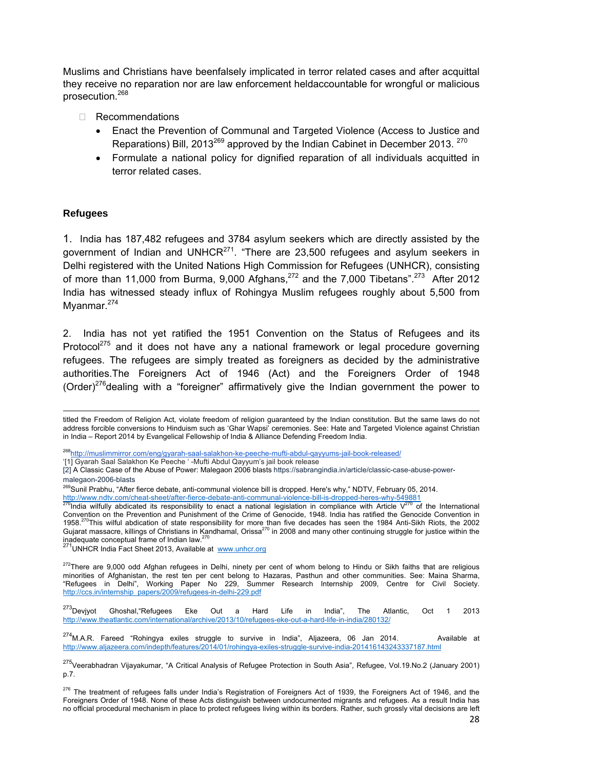Muslims and Christians have beenfalsely implicated in terror related cases and after acquittal they receive no reparation nor are law enforcement heldaccountable for wrongful or malicious prosecution.[268]

- Recommendations
  - Enact the Prevention of Communal and Targeted Violence (Access to Justice and Reparations) Bill, 2013[269] approved by the Indian Cabinet in December 2013. [270]
  - Formulate a national policy for dignified reparation of all individuals acquitted in terror related cases.

### Refugees

1. India has 187,482 refugees and 3784 asylum seekers which are directly assisted by the government of Indian and UNHCR[271]. "There are 23,500 refugees and asylum seekers in Delhi registered with the United Nations High Commission for Refugees (UNHCR), consisting of more than 11,000 from Burma, 9,000 Afghans,[272] and the 7,000 Tibetans".[273] After 2012 India has witnessed steady influx of Rohingya Muslim refugees roughly about 5,500 from Myanmar.[274]

2. India has not yet ratified the 1951 Convention on the Status of Refugees and its Protocol[275] and it does not have any a national framework or legal procedure governing refugees. The refugees are simply treated as foreigners as decided by the administrative authorities.The Foreigners Act of 1946 (Act) and the Foreigners Order of 1948 (Order)[276]dealing with a "foreigner" affirmatively give the Indian government the power to

---

titled the Freedom of Religion Act, violate freedom of religion guaranteed by the Indian constitution. But the same laws do not address forcible conversions to Hinduism such as 'Ghar Wapsi' ceremonies. See: Hate and Targeted Violence against Christian in India – Report 2014 by Evangelical Fellowship of India & Alliance Defending Freedom India.

[268] http://muslimmirror.com/eng/gyarah-saal-salakhon-ke-peeche-mufti-abdul-qayyums-jail-book-released/
'[1] Gyarah Saal Salakhon Ke Peeche ' -Mufti Abdul Qayyum's jail book release
[2] A Classic Case of the Abuse of Power: Malegaon 2006 blasts https://sabrangindia.in/article/classic-case-abuse-power-malegaon-2006-blasts

[269] Sunil Prabhu, "After fierce debate, anti-communal violence bill is dropped. Here's why," NDTV, February 05, 2014. http://www.ndtv.com/cheat-sheet/after-fierce-debate-anti-communal-violence-bill-is-dropped-heres-why-549881

[270] India wilfully abdicated its responsibility to enact a national legislation in compliance with Article V[270] of the International Convention on the Prevention and Punishment of the Crime of Genocide, 1948. India has ratified the Genocide Convention in 1958.[270]This wilful abdication of state responsibility for more than five decades has seen the 1984 Anti-Sikh Riots, the 2002 Gujarat massacre, killings of Christians in Kandhamal, Orissa[270] in 2008 and many other continuing struggle for justice within the inadequate conceptual frame of Indian law.[270]

[271] UNHCR India Fact Sheet 2013, Available at www.unhcr.org

[272] There are 9,000 odd Afghan refugees in Delhi, ninety per cent of whom belong to Hindu or Sikh faiths that are religious minorities of Afghanistan, the rest ten per cent belong to Hazaras, Pasthun and other communities. See: Maina Sharma, "Refugees in Delhi", Working Paper No 229, Summer Research Internship 2009, Centre for Civil Society. http://ccs.in/internship_papers/2009/refugees-in-delhi-229.pdf

[273] Devjyot Ghoshal,"Refugees Eke Out a Hard Life in India", The Atlantic, Oct 1 2013 http://www.theatlantic.com/international/archive/2013/10/refugees-eke-out-a-hard-life-in-india/280132/

[274] M.A.R. Fareed "Rohingya exiles struggle to survive in India", Aljazeera, 06 Jan 2014. Available at http://www.aljazeera.com/indepth/features/2014/01/rohingya-exiles-struggle-survive-india-201416143243337187.html

[275] Veerabhadran Vijayakumar, "A Critical Analysis of Refugee Protection in South Asia", Refugee, Vol.19.No.2 (January 2001) p.7.

[276] The treatment of refugees falls under India's Registration of Foreigners Act of 1939, the Foreigners Act of 1946, and the Foreigners Order of 1948. None of these Acts distinguish between undocumented migrants and refugees. As a result India has no official procedural mechanism in place to protect refugees living within its borders. Rather, such grossly vital decisions are left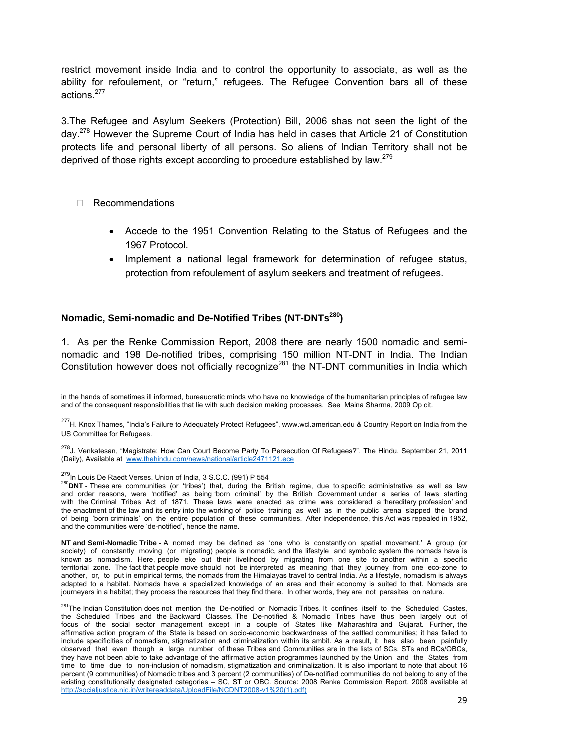restrict movement inside India and to control the opportunity to associate, as well as the ability for refoulement, or "return," refugees. The Refugee Convention bars all of these actions.[277]

3.The Refugee and Asylum Seekers (Protection) Bill, 2006 shas not seen the light of the day.[278] However the Supreme Court of India has held in cases that Article 21 of Constitution protects life and personal liberty of all persons. So aliens of Indian Territory shall not be deprived of those rights except according to procedure established by law.[279]

- Recommendations

  - Accede to the 1951 Convention Relating to the Status of Refugees and the 1967 Protocol.
  - Implement a national legal framework for determination of refugee status, protection from refoulement of asylum seekers and treatment of refugees.

### Nomadic, Semi-nomadic and De-Notified Tribes (NT-DNTs[280])

1. As per the Renke Commission Report, 2008 there are nearly 1500 nomadic and semi-nomadic and 198 De-notified tribes, comprising 150 million NT-DNT in India. The Indian Constitution however does not officially recognize[281] the NT-DNT communities in India which

---

in the hands of sometimes ill informed, bureaucratic minds who have no knowledge of the humanitarian principles of refugee law and of the consequent responsibilities that lie with such decision making processes. See Maina Sharma, 2009 Op cit.

[277] H. Knox Thames, "India's Failure to Adequately Protect Refugees", www.wcl.american.edu & Country Report on India from the US Committee for Refugees.

[278] J. Venkatesan, "Magistrate: How Can Court Become Party To Persecution Of Refugees?", The Hindu, September 21, 2011 (Daily), Available at www.thehindu.com/news/national/article2471121.ece

[279] In Louis De Raedt Verses. Union of India, 3 S.C.C. (991) P 554

[280] **DNT** - These are communities (or 'tribes') that, during the British regime, due to specific administrative as well as law and order reasons, were 'notified' as being 'born criminal' by the British Government under a series of laws starting with the Criminal Tribes Act of 1871. These laws were enacted as crime was considered a 'hereditary profession' and the enactment of the law and its entry into the working of police training as well as in the public arena slapped the brand of being 'born criminals' on the entire population of these communities. After Independence, this Act was repealed in 1952, and the communities were 'de-notified', hence the name.

**NT and Semi-Nomadic Tribe** - A nomad may be defined as 'one who is constantly on spatial movement.' A group (or society) of constantly moving (or migrating) people is nomadic, and the lifestyle and symbolic system the nomads have is known as nomadism. Here, people eke out their livelihood by migrating from one site to another within a specific territorial zone. The fact that people move should not be interpreted as meaning that they journey from one eco-zone to another, or, to put in empirical terms, the nomads from the Himalayas travel to central India. As a lifestyle, nomadism is always adapted to a habitat. Nomads have a specialized knowledge of an area and their economy is suited to that. Nomads are journeyers in a habitat; they process the resources that they find there. In other words, they are not parasites on nature.

[281] The Indian Constitution does not mention the De-notified or Nomadic Tribes. It confines itself to the Scheduled Castes, the Scheduled Tribes and the Backward Classes. The De-notified & Nomadic Tribes have thus been largely out of focus of the social sector management except in a couple of States like Maharashtra and Gujarat. Further, the affirmative action program of the State is based on socio-economic backwardness of the settled communities; it has failed to include specificities of nomadism, stigmatization and criminalization within its ambit. As a result, it has also been painfully observed that even though a large number of these Tribes and Communities are in the lists of SCs, STs and BCs/OBCs, they have not been able to take advantage of the affirmative action programmes launched by the Union and the States from time to time due to non-inclusion of nomadism, stigmatization and criminalization. It is also important to note that about 16 percent (9 communities) of Nomadic tribes and 3 percent (2 communities) of De-notified communities do not belong to any of the existing constitutionally designated categories – SC, ST or OBC. Source: 2008 Renke Commission Report, 2008 available at http://socialjustice.nic.in/writereaddata/UploadFile/NCDNT2008-v1%20(1).pdf)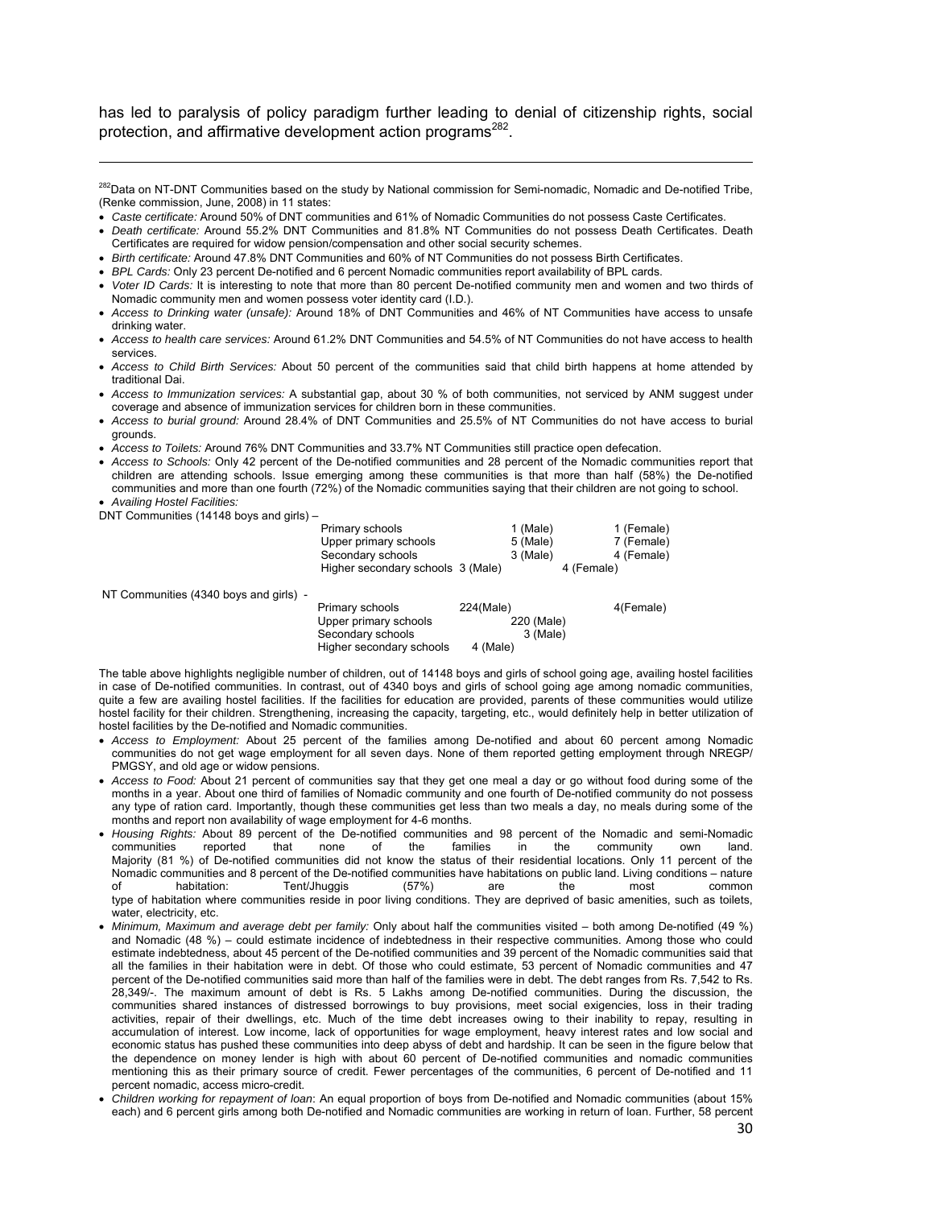has led to paralysis of policy paradigm further leading to denial of citizenship rights, social protection, and affirmative development action programs[282].

---

[282]Data on NT-DNT Communities based on the study by National commission for Semi-nomadic, Nomadic and De-notified Tribe, (Renke commission, June, 2008) in 11 states:

- *Caste certificate:* Around 50% of DNT communities and 61% of Nomadic Communities do not possess Caste Certificates.
- *Death certificate:* Around 55.2% DNT Communities and 81.8% NT Communities do not possess Death Certificates. Death Certificates are required for widow pension/compensation and other social security schemes.
- *Birth certificate:* Around 47.8% DNT Communities and 60% of NT Communities do not possess Birth Certificates.
- *BPL Cards:* Only 23 percent De-notified and 6 percent Nomadic communities report availability of BPL cards.
- *Voter ID Cards:* It is interesting to note that more than 80 percent De-notified community men and women and two thirds of Nomadic community men and women possess voter identity card (I.D.).
- *Access to Drinking water (unsafe):* Around 18% of DNT Communities and 46% of NT Communities have access to unsafe drinking water.
- *Access to health care services:* Around 61.2% DNT Communities and 54.5% of NT Communities do not have access to health services.
- *Access to Child Birth Services:* About 50 percent of the communities said that child birth happens at home attended by traditional Dai.
- *Access to Immunization services:* A substantial gap, about 30 % of both communities, not serviced by ANM suggest under coverage and absence of immunization services for children born in these communities.
- *Access to burial ground:* Around 28.4% of DNT Communities and 25.5% of NT Communities do not have access to burial grounds.
- *Access to Toilets:* Around 76% DNT Communities and 33.7% NT Communities still practice open defecation.
- *Access to Schools:* Only 42 percent of the De-notified communities and 28 percent of the Nomadic communities report that children are attending schools. Issue emerging among these communities is that more than half (58%) the De-notified communities and more than one fourth (72%) of the Nomadic communities saying that their children are not going to school.
- *Availing Hostel Facilities:*

DNT Communities (14148 boys and girls) –

| | | |
|---|---|---|
| Primary schools | 1 (Male) | 1 (Female) |
| Upper primary schools | 5 (Male) | 7 (Female) |
| Secondary schools | 3 (Male) | 4 (Female) |
| Higher secondary schools | 3 (Male) | 4 (Female) |

NT Communities (4340 boys and girls) -

| | | |
|---|---|---|
| Primary schools | 224(Male) | 4(Female) |
| Upper primary schools | 220 (Male) | |
| Secondary schools | 3 (Male) | |
| Higher secondary schools | 4 (Male) | |

The table above highlights negligible number of children, out of 14148 boys and girls of school going age, availing hostel facilities in case of De-notified communities. In contrast, out of 4340 boys and girls of school going age among nomadic communities, quite a few are availing hostel facilities. If the facilities for education are provided, parents of these communities would utilize hostel facility for their children. Strengthening, increasing the capacity, targeting, etc., would definitely help in better utilization of hostel facilities by the De-notified and Nomadic communities.

- *Access to Employment:* About 25 percent of the families among De-notified and about 60 percent among Nomadic communities do not get wage employment for all seven days. None of them reported getting employment through NREGP/ PMGSY, and old age or widow pensions.
- *Access to Food:* About 21 percent of communities say that they get one meal a day or go without food during some of the months in a year. About one third of families of Nomadic community and one fourth of De-notified community do not possess any type of ration card. Importantly, though these communities get less than two meals a day, no meals during some of the months and report non availability of wage employment for 4-6 months.
- *Housing Rights:* About 89 percent of the De-notified communities and 98 percent of the Nomadic and semi-Nomadic communities reported that none of the families in the community own land. Majority (81 %) of De-notified communities did not know the status of their residential locations. Only 11 percent of the Nomadic communities and 8 percent of the De-notified communities have habitations on public land. Living conditions – nature of habitation: Tent/Jhuggis (57%) are the most common type of habitation where communities reside in poor living conditions. They are deprived of basic amenities, such as toilets, water, electricity, etc.
- *Minimum, Maximum and average debt per family:* Only about half the communities visited – both among De-notified (49 %) and Nomadic (48 %) – could estimate incidence of indebtedness in their respective communities. Among those who could estimate indebtedness, about 45 percent of the De-notified communities and 39 percent of the Nomadic communities said that all the families in their habitation were in debt. Of those who could estimate, 53 percent of Nomadic communities and 47 percent of the De-notified communities said more than half of the families were in debt. The debt ranges from Rs. 7,542 to Rs. 28,349/-. The maximum amount of debt is Rs. 5 Lakhs among De-notified communities. During the discussion, the communities shared instances of distressed borrowings to buy provisions, meet social exigencies, loss in their trading activities, repair of their dwellings, etc. Much of the time debt increases owing to their inability to repay, resulting in accumulation of interest. Low income, lack of opportunities for wage employment, heavy interest rates and low social and economic status has pushed these communities into deep abyss of debt and hardship. It can be seen in the figure below that the dependence on money lender is high with about 60 percent of De-notified communities and nomadic communities mentioning this as their primary source of credit. Fewer percentages of the communities, 6 percent of De-notified and 11 percent nomadic, access micro-credit.
- *Children working for repayment of loan*: An equal proportion of boys from De-notified and Nomadic communities (about 15% each) and 6 percent girls among both De-notified and Nomadic communities are working in return of loan. Further, 58 percent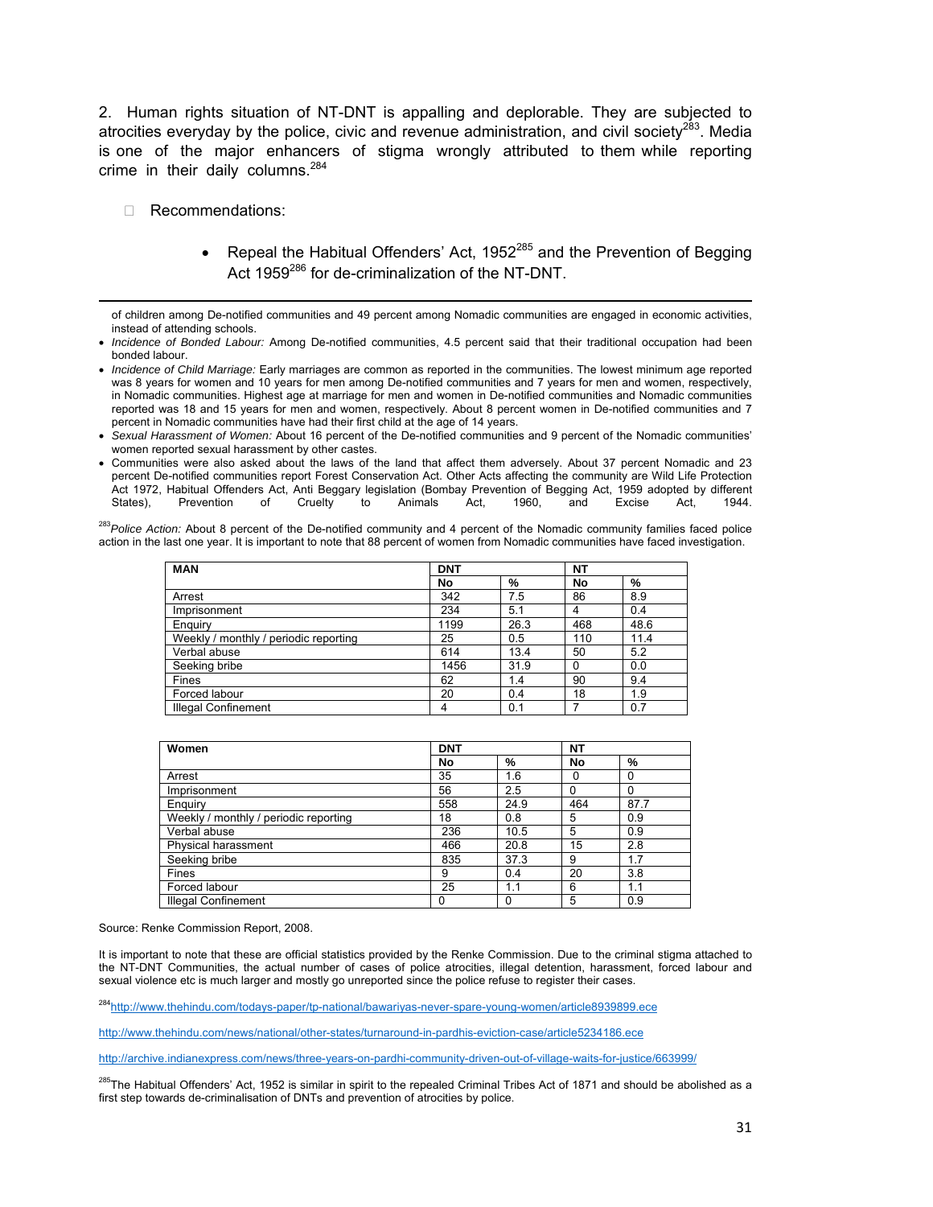2. Human rights situation of NT-DNT is appalling and deplorable. They are subjected to atrocities everyday by the police, civic and revenue administration, and civil society[283]. Media is one of the major enhancers of stigma wrongly attributed to them while reporting crime in their daily columns.[284]

- Recommendations:
  - Repeal the Habitual Offenders' Act, 1952[285] and the Prevention of Begging Act 1959[286] for de-criminalization of the NT-DNT.

---

of children among De-notified communities and 49 percent among Nomadic communities are engaged in economic activities, instead of attending schools.

- *Incidence of Bonded Labour:* Among De-notified communities, 4.5 percent said that their traditional occupation had been bonded labour.
- *Incidence of Child Marriage:* Early marriages are common as reported in the communities. The lowest minimum age reported was 8 years for women and 10 years for men among De-notified communities and 7 years for men and women, respectively, in Nomadic communities. Highest age at marriage for men and women in De-notified communities and Nomadic communities reported was 18 and 15 years for men and women, respectively. About 8 percent women in De-notified communities and 7 percent in Nomadic communities have had their first child at the age of 14 years.
- *Sexual Harassment of Women:* About 16 percent of the De-notified communities and 9 percent of the Nomadic communities' women reported sexual harassment by other castes.
- Communities were also asked about the laws of the land that affect them adversely. About 37 percent Nomadic and 23 percent De-notified communities report Forest Conservation Act. Other Acts affecting the community are Wild Life Protection Act 1972, Habitual Offenders Act, Anti Beggary legislation (Bombay Prevention of Begging Act, 1959 adopted by different States), Prevention of Cruelty to Animals Act, 1960, and Excise Act, 1944.

[283]*Police Action:* About 8 percent of the De-notified community and 4 percent of the Nomadic community families faced police action in the last one year. It is important to note that 88 percent of women from Nomadic communities have faced investigation.

| MAN | DNT | | NT | |
|---|---|---|---|---|
| | No | % | No | % |
| Arrest | 342 | 7.5 | 86 | 8.9 |
| Imprisonment | 234 | 5.1 | 4 | 0.4 |
| Enquiry | 1199 | 26.3 | 468 | 48.6 |
| Weekly / monthly / periodic reporting | 25 | 0.5 | 110 | 11.4 |
| Verbal abuse | 614 | 13.4 | 50 | 5.2 |
| Seeking bribe | 1456 | 31.9 | 0 | 0.0 |
| Fines | 62 | 1.4 | 90 | 9.4 |
| Forced labour | 20 | 0.4 | 18 | 1.9 |
| Illegal Confinement | 4 | 0.1 | 7 | 0.7 |

| Women | DNT | | NT | |
|---|---|---|---|---|
| | No | % | No | % |
| Arrest | 35 | 1.6 | 0 | 0 |
| Imprisonment | 56 | 2.5 | 0 | 0 |
| Enquiry | 558 | 24.9 | 464 | 87.7 |
| Weekly / monthly / periodic reporting | 18 | 0.8 | 5 | 0.9 |
| Verbal abuse | 236 | 10.5 | 5 | 0.9 |
| Physical harassment | 466 | 20.8 | 15 | 2.8 |
| Seeking bribe | 835 | 37.3 | 9 | 1.7 |
| Fines | 9 | 0.4 | 20 | 3.8 |
| Forced labour | 25 | 1.1 | 6 | 1.1 |
| Illegal Confinement | 0 | 0 | 5 | 0.9 |

Source: Renke Commission Report, 2008.

It is important to note that these are official statistics provided by the Renke Commission. Due to the criminal stigma attached to the NT-DNT Communities, the actual number of cases of police atrocities, illegal detention, harassment, forced labour and sexual violence etc is much larger and mostly go unreported since the police refuse to register their cases.

[284]http://www.thehindu.com/todays-paper/tp-national/bawariyas-never-spare-young-women/article8939899.ece

http://www.thehindu.com/news/national/other-states/turnaround-in-pardhis-eviction-case/article5234186.ece

http://archive.indianexpress.com/news/three-years-on-pardhi-community-driven-out-of-village-waits-for-justice/663999/

[285]The Habitual Offenders' Act, 1952 is similar in spirit to the repealed Criminal Tribes Act of 1871 and should be abolished as a first step towards de-criminalisation of DNTs and prevention of atrocities by police.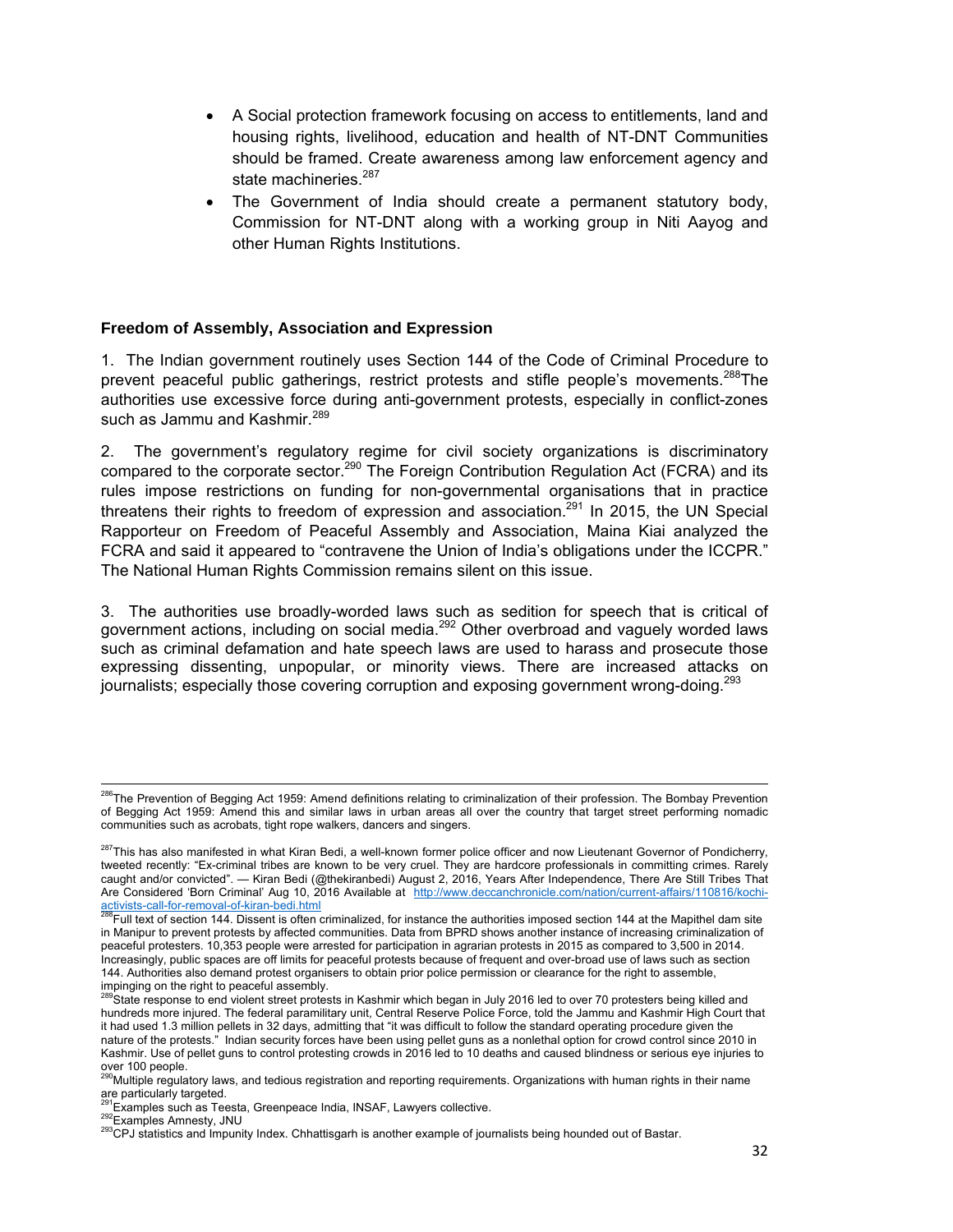- A Social protection framework focusing on access to entitlements, land and housing rights, livelihood, education and health of NT-DNT Communities should be framed. Create awareness among law enforcement agency and state machineries.[287]
- The Government of India should create a permanent statutory body, Commission for NT-DNT along with a working group in Niti Aayog and other Human Rights Institutions.

**Freedom of Assembly, Association and Expression**

1. The Indian government routinely uses Section 144 of the Code of Criminal Procedure to prevent peaceful public gatherings, restrict protests and stifle people's movements.[288]The authorities use excessive force during anti-government protests, especially in conflict-zones such as Jammu and Kashmir.[289]

2. The government's regulatory regime for civil society organizations is discriminatory compared to the corporate sector.[290] The Foreign Contribution Regulation Act (FCRA) and its rules impose restrictions on funding for non-governmental organisations that in practice threatens their rights to freedom of expression and association.[291] In 2015, the UN Special Rapporteur on Freedom of Peaceful Assembly and Association, Maina Kiai analyzed the FCRA and said it appeared to "contravene the Union of India's obligations under the ICCPR." The National Human Rights Commission remains silent on this issue.

3. The authorities use broadly-worded laws such as sedition for speech that is critical of government actions, including on social media.[292] Other overbroad and vaguely worded laws such as criminal defamation and hate speech laws are used to harass and prosecute those expressing dissenting, unpopular, or minority views. There are increased attacks on journalists; especially those covering corruption and exposing government wrong-doing.[293]

---

[286]The Prevention of Begging Act 1959: Amend definitions relating to criminalization of their profession. The Bombay Prevention of Begging Act 1959: Amend this and similar laws in urban areas all over the country that target street performing nomadic communities such as acrobats, tight rope walkers, dancers and singers.

[287]This has also manifested in what Kiran Bedi, a well-known former police officer and now Lieutenant Governor of Pondicherry, tweeted recently: "Ex-criminal tribes are known to be very cruel. They are hardcore professionals in committing crimes. Rarely caught and/or convicted". — Kiran Bedi (@thekiranbedi) August 2, 2016, Years After Independence, There Are Still Tribes That Are Considered 'Born Criminal' Aug 10, 2016 Available at http://www.deccanchronicle.com/nation/current-affairs/110816/kochi-activists-call-for-removal-of-kiran-bedi.html

[288]Full text of section 144. Dissent is often criminalized, for instance the authorities imposed section 144 at the Mapithel dam site in Manipur to prevent protests by affected communities. Data from BPRD shows another instance of increasing criminalization of peaceful protesters. 10,353 people were arrested for participation in agrarian protests in 2015 as compared to 3,500 in 2014. Increasingly, public spaces are off limits for peaceful protests because of frequent and over-broad use of laws such as section 144. Authorities also demand protest organisers to obtain prior police permission or clearance for the right to assemble, impinging on the right to peaceful assembly.

[289]State response to end violent street protests in Kashmir which began in July 2016 led to over 70 protesters being killed and hundreds more injured. The federal paramilitary unit, Central Reserve Police Force, told the Jammu and Kashmir High Court that it had used 1.3 million pellets in 32 days, admitting that "it was difficult to follow the standard operating procedure given the nature of the protests." Indian security forces have been using pellet guns as a nonlethal option for crowd control since 2010 in Kashmir. Use of pellet guns to control protesting crowds in 2016 led to 10 deaths and caused blindness or serious eye injuries to over 100 people.

[290]Multiple regulatory laws, and tedious registration and reporting requirements. Organizations with human rights in their name are particularly targeted.

[291]Examples such as Teesta, Greenpeace India, INSAF, Lawyers collective.

[292]Examples Amnesty, JNU

[293]CPJ statistics and Impunity Index. Chhattisgarh is another example of journalists being hounded out of Bastar.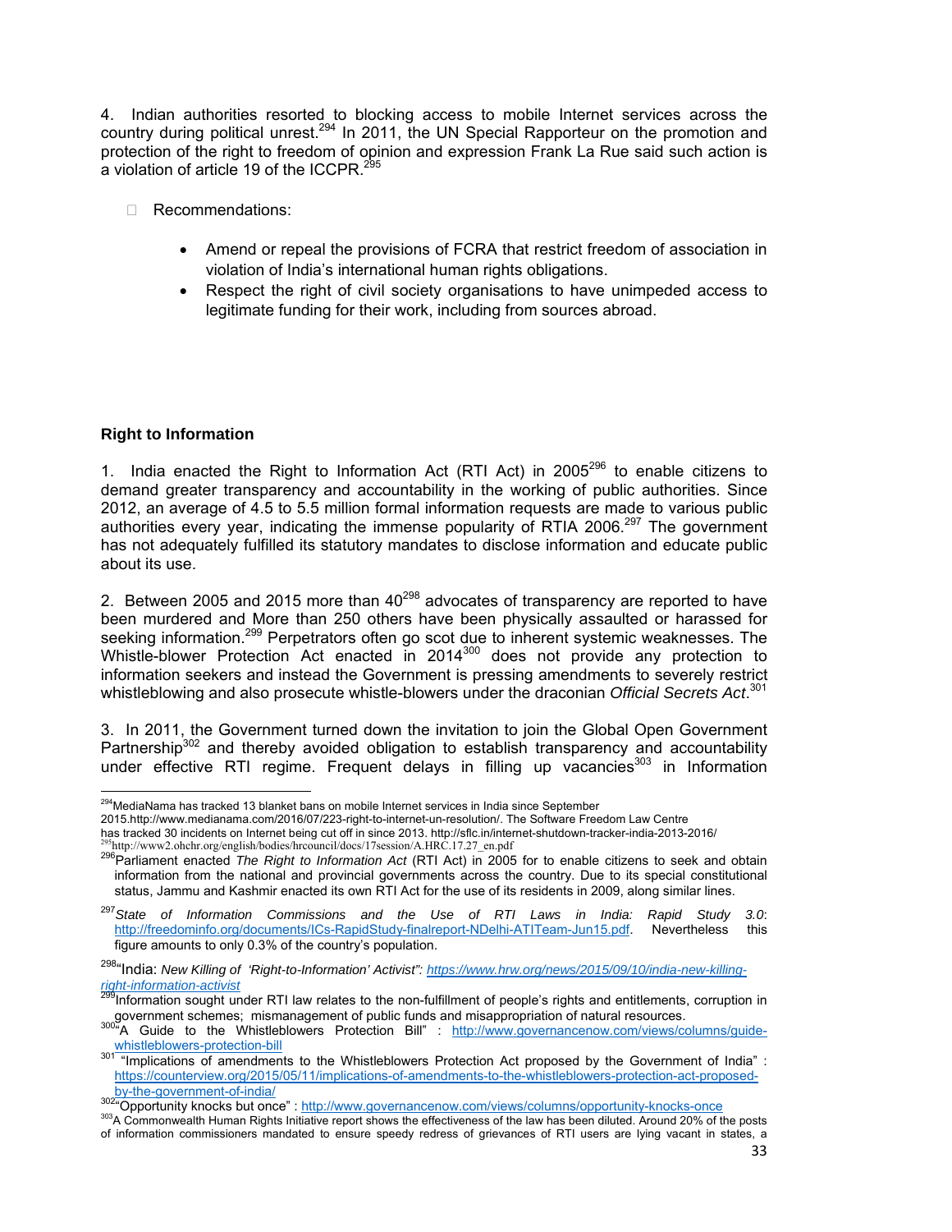4. Indian authorities resorted to blocking access to mobile Internet services across the country during political unrest.[294] In 2011, the UN Special Rapporteur on the promotion and protection of the right to freedom of opinion and expression Frank La Rue said such action is a violation of article 19 of the ICCPR.[295]

- Recommendations:

  - Amend or repeal the provisions of FCRA that restrict freedom of association in violation of India's international human rights obligations.
  - Respect the right of civil society organisations to have unimpeded access to legitimate funding for their work, including from sources abroad.

**Right to Information**

1. India enacted the Right to Information Act (RTI Act) in 2005[296] to enable citizens to demand greater transparency and accountability in the working of public authorities. Since 2012, an average of 4.5 to 5.5 million formal information requests are made to various public authorities every year, indicating the immense popularity of RTIA 2006.[297] The government has not adequately fulfilled its statutory mandates to disclose information and educate public about its use.

2. Between 2005 and 2015 more than 40[298] advocates of transparency are reported to have been murdered and More than 250 others have been physically assaulted or harassed for seeking information.[299] Perpetrators often go scot due to inherent systemic weaknesses. The Whistle-blower Protection Act enacted in 2014[300] does not provide any protection to information seekers and instead the Government is pressing amendments to severely restrict whistleblowing and also prosecute whistle-blowers under the draconian *Official Secrets Act*.[301]

3. In 2011, the Government turned down the invitation to join the Global Open Government Partnership[302] and thereby avoided obligation to establish transparency and accountability under effective RTI regime. Frequent delays in filling up vacancies[303] in Information

---

[294] MediaNama has tracked 13 blanket bans on mobile Internet services in India since September 2015.http://www.medianama.com/2016/07/223-right-to-internet-un-resolution/. The Software Freedom Law Centre has tracked 30 incidents on Internet being cut off in since 2013. http://sflc.in/internet-shutdown-tracker-india-2013-2016/

[295] http://www2.ohchr.org/english/bodies/hrcouncil/docs/17session/A.HRC.17.27_en.pdf

[296] Parliament enacted *The Right to Information Act* (RTI Act) in 2005 for to enable citizens to seek and obtain information from the national and provincial governments across the country. Due to its special constitutional status, Jammu and Kashmir enacted its own RTI Act for the use of its residents in 2009, along similar lines.

[297] *State of Information Commissions and the Use of RTI Laws in India: Rapid Study 3.0*: http://freedominfo.org/documents/ICs-RapidStudy-finalreport-NDelhi-ATITeam-Jun15.pdf. Nevertheless this figure amounts to only 0.3% of the country's population.

[298] "India: *New Killing of 'Right-to-Information' Activist": https://www.hrw.org/news/2015/09/10/india-new-killing-right-information-activist*

[299] Information sought under RTI law relates to the non-fulfillment of people's rights and entitlements, corruption in government schemes; mismanagement of public funds and misappropriation of natural resources.

[300] "A Guide to the Whistleblowers Protection Bill" : http://www.governancenow.com/views/columns/guide-whistleblowers-protection-bill

[301] "Implications of amendments to the Whistleblowers Protection Act proposed by the Government of India" : https://counterview.org/2015/05/11/implications-of-amendments-to-the-whistleblowers-protection-act-proposed-by-the-government-of-india/

[302] "Opportunity knocks but once" : http://www.governancenow.com/views/columns/opportunity-knocks-once

[303] A Commonwealth Human Rights Initiative report shows the effectiveness of the law has been diluted. Around 20% of the posts of information commissioners mandated to ensure speedy redress of grievances of RTI users are lying vacant in states, a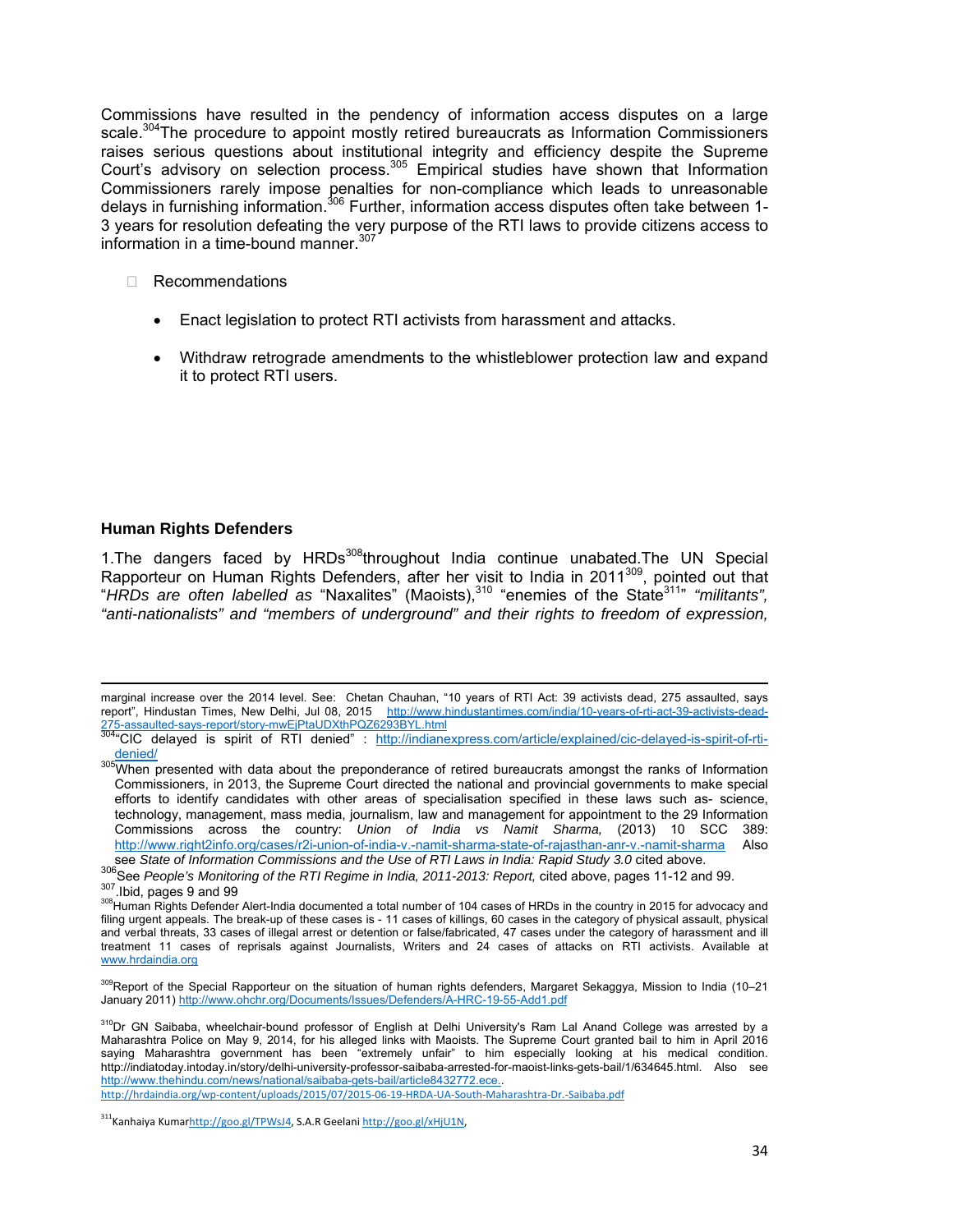Commissions have resulted in the pendency of information access disputes on a large scale.[304]The procedure to appoint mostly retired bureaucrats as Information Commissioners raises serious questions about institutional integrity and efficiency despite the Supreme Court's advisory on selection process.[305] Empirical studies have shown that Information Commissioners rarely impose penalties for non-compliance which leads to unreasonable delays in furnishing information.[306] Further, information access disputes often take between 1-3 years for resolution defeating the very purpose of the RTI laws to provide citizens access to information in a time-bound manner.[307]

- Recommendations
  - Enact legislation to protect RTI activists from harassment and attacks.
  - Withdraw retrograde amendments to the whistleblower protection law and expand it to protect RTI users.

### Human Rights Defenders

1.The dangers faced by HRDs[308]throughout India continue unabated.The UN Special Rapporteur on Human Rights Defenders, after her visit to India in 2011[309], pointed out that "*HRDs are often labelled as* "Naxalites" (Maoists),[310] "enemies of the State[311]" *"militants", "anti-nationalists" and "members of underground" and their rights to freedom of expression,*

---

marginal increase over the 2014 level. See: Chetan Chauhan, "10 years of RTI Act: 39 activists dead, 275 assaulted, says report", Hindustan Times, New Delhi, Jul 08, 2015 http://www.hindustantimes.com/india/10-years-of-rti-act-39-activists-dead-275-assaulted-says-report/story-mwEjPtaUDXthPQZ6293BYL.html

[304]"CIC delayed is spirit of RTI denied" : http://indianexpress.com/article/explained/cic-delayed-is-spirit-of-rti-denied/

[305]When presented with data about the preponderance of retired bureaucrats amongst the ranks of Information Commissioners, in 2013, the Supreme Court directed the national and provincial governments to make special efforts to identify candidates with other areas of specialisation specified in these laws such as- science, technology, management, mass media, journalism, law and management for appointment to the 29 Information Commissions across the country: *Union of India vs Namit Sharma,* (2013) 10 SCC 389: http://www.right2info.org/cases/r2i-union-of-india-v.-namit-sharma-state-of-rajasthan-anr-v.-namit-sharma Also see *State of Information Commissions and the Use of RTI Laws in India: Rapid Study 3.0* cited above.

[306]See *People's Monitoring of the RTI Regime in India, 2011-2013: Report,* cited above, pages 11-12 and 99.

[307].Ibid, pages 9 and 99

[308]Human Rights Defender Alert-India documented a total number of 104 cases of HRDs in the country in 2015 for advocacy and filing urgent appeals. The break-up of these cases is - 11 cases of killings, 60 cases in the category of physical assault, physical and verbal threats, 33 cases of illegal arrest or detention or false/fabricated, 47 cases under the category of harassment and ill treatment 11 cases of reprisals against Journalists, Writers and 24 cases of attacks on RTI activists. Available at www.hrdaindia.org

[309]Report of the Special Rapporteur on the situation of human rights defenders, Margaret Sekaggya, Mission to India (10–21 January 2011) http://www.ohchr.org/Documents/Issues/Defenders/A-HRC-19-55-Add1.pdf

[310]Dr GN Saibaba, wheelchair-bound professor of English at Delhi University's Ram Lal Anand College was arrested by a Maharashtra Police on May 9, 2014, for his alleged links with Maoists. The Supreme Court granted bail to him in April 2016 saying Maharashtra government has been "extremely unfair" to him especially looking at his medical condition. http://indiatoday.intoday.in/story/delhi-university-professor-saibaba-arrested-for-maoist-links-gets-bail/1/634645.html. Also see http://www.thehindu.com/news/national/saibaba-gets-bail/article8432772.ece.. http://hrdaindia.org/wp-content/uploads/2015/07/2015-06-19-HRDA-UA-South-Maharashtra-Dr.-Saibaba.pdf

[311]Kanhaiya Kumarhttp://goo.gl/TPWsJ4, S.A.R Geelani http://goo.gl/xHjU1N,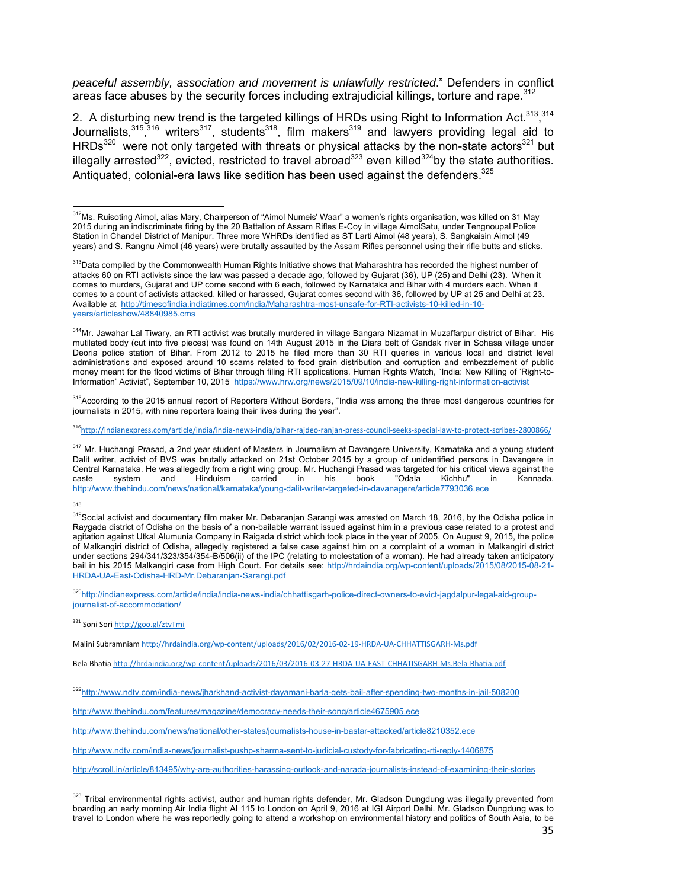*peaceful assembly, association and movement is unlawfully restricted*." Defenders in conflict areas face abuses by the security forces including extrajudicial killings, torture and rape.[312]

2. A disturbing new trend is the targeted killings of HRDs using Right to Information Act.[313],[314] Journalists,[315],[316] writers[317], students[318], film makers[319] and lawyers providing legal aid to HRDs[320] were not only targeted with threats or physical attacks by the non-state actors[321] but illegally arrested[322], evicted, restricted to travel abroad[323] even killed[324] by the state authorities. Antiquated, colonial-era laws like sedition has been used against the defenders.[325]

---

[312] Ms. Ruisoting Aimol, alias Mary, Chairperson of "Aimol Numeis' Waar" a women's rights organisation, was killed on 31 May 2015 during an indiscriminate firing by the 20 Battalion of Assam Rifles E-Coy in village AimolSatu, under Tengnoupal Police Station in Chandel District of Manipur. Three more WHRDs identified as ST Larti Aimol (48 years), S. Sangkaisin Aimol (49 years) and S. Rangnu Aimol (46 years) were brutally assaulted by the Assam Rifles personnel using their rifle butts and sticks.

[313] Data compiled by the Commonwealth Human Rights Initiative shows that Maharashtra has recorded the highest number of attacks 60 on RTI activists since the law was passed a decade ago, followed by Gujarat (36), UP (25) and Delhi (23). When it comes to murders, Gujarat and UP come second with 6 each, followed by Karnataka and Bihar with 4 murders each. When it comes to a count of activists attacked, killed or harassed, Gujarat comes second with 36, followed by UP at 25 and Delhi at 23. Available at http://timesofindia.indiatimes.com/india/Maharashtra-most-unsafe-for-RTI-activists-10-killed-in-10-years/articleshow/48840985.cms

[314] Mr. Jawahar Lal Tiwary, an RTI activist was brutally murdered in village Bangara Nizamat in Muzaffarpur district of Bihar. His mutilated body (cut into five pieces) was found on 14th August 2015 in the Diara belt of Gandak river in Sohasa village under Deoria police station of Bihar. From 2012 to 2015 he filed more than 30 RTI queries in various local and district level administrations and exposed around 10 scams related to food grain distribution and corruption and embezzlement of public money meant for the flood victims of Bihar through filing RTI applications. Human Rights Watch, "India: New Killing of 'Right-to-Information' Activist", September 10, 2015 https://www.hrw.org/news/2015/09/10/india-new-killing-right-information-activist

[315] According to the 2015 annual report of Reporters Without Borders, "India was among the three most dangerous countries for journalists in 2015, with nine reporters losing their lives during the year".

[316] http://indianexpress.com/article/india/india-news-india/bihar-rajdeo-ranjan-press-council-seeks-special-law-to-protect-scribes-2800866/

[317] Mr. Huchangi Prasad, a 2nd year student of Masters in Journalism at Davangere University, Karnataka and a young student Dalit writer, activist of BVS was brutally attacked on 21st October 2015 by a group of unidentified persons in Davangere in Central Karnataka. He was allegedly from a right wing group. Mr. Huchangi Prasad was targeted for his critical views against the caste system and Hinduism carried in his book "Odala Kichhu" in Kannada. http://www.thehindu.com/news/national/karnataka/young-dalit-writer-targeted-in-davanagere/article7793036.ece

[318]

[319] Social activist and documentary film maker Mr. Debaranjan Sarangi was arrested on March 18, 2016, by the Odisha police in Raygada district of Odisha on the basis of a non-bailable warrant issued against him in a previous case related to a protest and agitation against Utkal Alumunia Company in Raigada district which took place in the year of 2005. On August 9, 2015, the police of Malkangiri district of Odisha, allegedly registered a false case against him on a complaint of a woman in Malkangiri district under sections 294/341/323/354/354-B/506(ii) of the IPC (relating to molestation of a woman). He had already taken anticipatory bail in his 2015 Malkangiri case from High Court. For details see: http://hrdaindia.org/wp-content/uploads/2015/08/2015-08-21-HRDA-UA-East-Odisha-HRD-Mr.Debaranjan-Sarangi.pdf

[320] http://indianexpress.com/article/india/india-news-india/chhattisgarh-police-direct-owners-to-evict-jagdalpur-legal-aid-group-journalist-of-accommodation/

[321] Soni Sori http://goo.gl/ztvTmi

Malini Subramniam http://hrdaindia.org/wp-content/uploads/2016/02/2016-02-19-HRDA-UA-CHHATTISGARH-Ms.pdf

Bela Bhatia http://hrdaindia.org/wp-content/uploads/2016/03/2016-03-27-HRDA-UA-EAST-CHHATISGARH-Ms.Bela-Bhatia.pdf

[322] http://www.ndtv.com/india-news/jharkhand-activist-dayamani-barla-gets-bail-after-spending-two-months-in-jail-508200

http://www.thehindu.com/features/magazine/democracy-needs-their-song/article4675905.ece

http://www.thehindu.com/news/national/other-states/journalists-house-in-bastar-attacked/article8210352.ece

http://www.ndtv.com/india-news/journalist-pushp-sharma-sent-to-judicial-custody-for-fabricating-rti-reply-1406875

http://scroll.in/article/813495/why-are-authorities-harassing-outlook-and-narada-journalists-instead-of-examining-their-stories

[323] Tribal environmental rights activist, author and human rights defender, Mr. Gladson Dungdung was illegally prevented from boarding an early morning Air India flight AI 115 to London on April 9, 2016 at IGI Airport Delhi. Mr. Gladson Dungdung was to travel to London where he was reportedly going to attend a workshop on environmental history and politics of South Asia, to be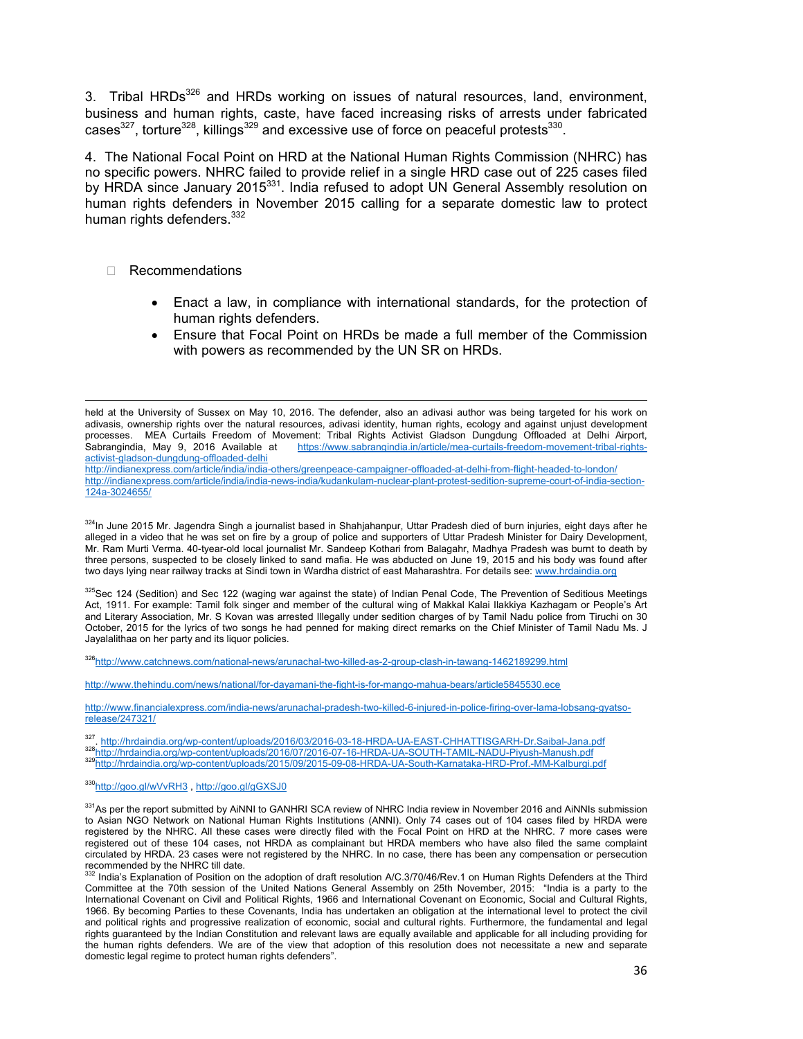3. Tribal HRDs[326] and HRDs working on issues of natural resources, land, environment, business and human rights, caste, have faced increasing risks of arrests under fabricated cases[327], torture[328], killings[329] and excessive use of force on peaceful protests[330].

4. The National Focal Point on HRD at the National Human Rights Commission (NHRC) has no specific powers. NHRC failed to provide relief in a single HRD case out of 225 cases filed by HRDA since January 2015[331]. India refused to adopt UN General Assembly resolution on human rights defenders in November 2015 calling for a separate domestic law to protect human rights defenders.[332]

- Recommendations

    - Enact a law, in compliance with international standards, for the protection of human rights defenders.
    - Ensure that Focal Point on HRDs be made a full member of the Commission with powers as recommended by the UN SR on HRDs.

---

held at the University of Sussex on May 10, 2016. The defender, also an adivasi author was being targeted for his work on adivasis, ownership rights over the natural resources, adivasi identity, human rights, ecology and against unjust development processes. MEA Curtails Freedom of Movement: Tribal Rights Activist Gladson Dungdung Offloaded at Delhi Airport, Sabrangindia, May 9, 2016 Available at https://www.sabrangindia.in/article/mea-curtails-freedom-movement-tribal-rights-activist-gladson-dungdung-offloaded-delhi
http://indianexpress.com/article/india/india-others/greenpeace-campaigner-offloaded-at-delhi-from-flight-headed-to-london/
http://indianexpress.com/article/india/india-news-india/kudankulam-nuclear-plant-protest-sedition-supreme-court-of-india-section-124a-3024655/

[324] In June 2015 Mr. Jagendra Singh a journalist based in Shahjahanpur, Uttar Pradesh died of burn injuries, eight days after he alleged in a video that he was set on fire by a group of police and supporters of Uttar Pradesh Minister for Dairy Development, Mr. Ram Murti Verma. 40-tyear-old local journalist Mr. Sandeep Kothari from Balagahr, Madhya Pradesh was burnt to death by three persons, suspected to be closely linked to sand mafia. He was abducted on June 19, 2015 and his body was found after two days lying near railway tracks at Sindi town in Wardha district of east Maharashtra. For details see: www.hrdaindia.org

[325] Sec 124 (Sedition) and Sec 122 (waging war against the state) of Indian Penal Code, The Prevention of Seditious Meetings Act, 1911. For example: Tamil folk singer and member of the cultural wing of Makkal Kalai Ilakkiya Kazhagam or People's Art and Literary Association, Mr. S Kovan was arrested Illegally under sedition charges of by Tamil Nadu police from Tiruchi on 30 October, 2015 for the lyrics of two songs he had penned for making direct remarks on the Chief Minister of Tamil Nadu Ms. J Jayalalithaa on her party and its liquor policies.

[326] http://www.catchnews.com/national-news/arunachal-two-killed-as-2-group-clash-in-tawang-1462189299.html

http://www.thehindu.com/news/national/for-dayamani-the-fight-is-for-mango-mahua-bears/article5845530.ece

http://www.financialexpress.com/india-news/arunachal-pradesh-two-killed-6-injured-in-police-firing-over-lama-lobsang-gyatso-release/247321/

[327]. http://hrdaindia.org/wp-content/uploads/2016/03/2016-03-18-HRDA-UA-EAST-CHHATTISGARH-Dr.Saibal-Jana.pdf
[328] http://hrdaindia.org/wp-content/uploads/2016/07/2016-07-16-HRDA-UA-SOUTH-TAMIL-NADU-Piyush-Manush.pdf
[329] http://hrdaindia.org/wp-content/uploads/2015/09/2015-09-08-HRDA-UA-South-Karnataka-HRD-Prof.-MM-Kalburgi.pdf

[330] http://goo.gl/wVvRH3 , http://goo.gl/gGXSJ0

[331] As per the report submitted by AiNNI to GANHRI SCA review of NHRC India review in November 2016 and AiNNIs submission to Asian NGO Network on National Human Rights Institutions (ANNI). Only 74 cases out of 104 cases filed by HRDA were registered by the NHRC. All these cases were directly filed with the Focal Point on HRD at the NHRC. 7 more cases were registered out of these 104 cases, not HRDA as complainant but HRDA members who have also filed the same complaint circulated by HRDA. 23 cases were not registered by the NHRC. In no case, there has been any compensation or persecution recommended by the NHRC till date.

[332] India's Explanation of Position on the adoption of draft resolution A/C.3/70/46/Rev.1 on Human Rights Defenders at the Third Committee at the 70th session of the United Nations General Assembly on 25th November, 2015: "India is a party to the International Covenant on Civil and Political Rights, 1966 and International Covenant on Economic, Social and Cultural Rights, 1966. By becoming Parties to these Covenants, India has undertaken an obligation at the international level to protect the civil and political rights and progressive realization of economic, social and cultural rights. Furthermore, the fundamental and legal rights guaranteed by the Indian Constitution and relevant laws are equally available and applicable for all including providing for the human rights defenders. We are of the view that adoption of this resolution does not necessitate a new and separate domestic legal regime to protect human rights defenders".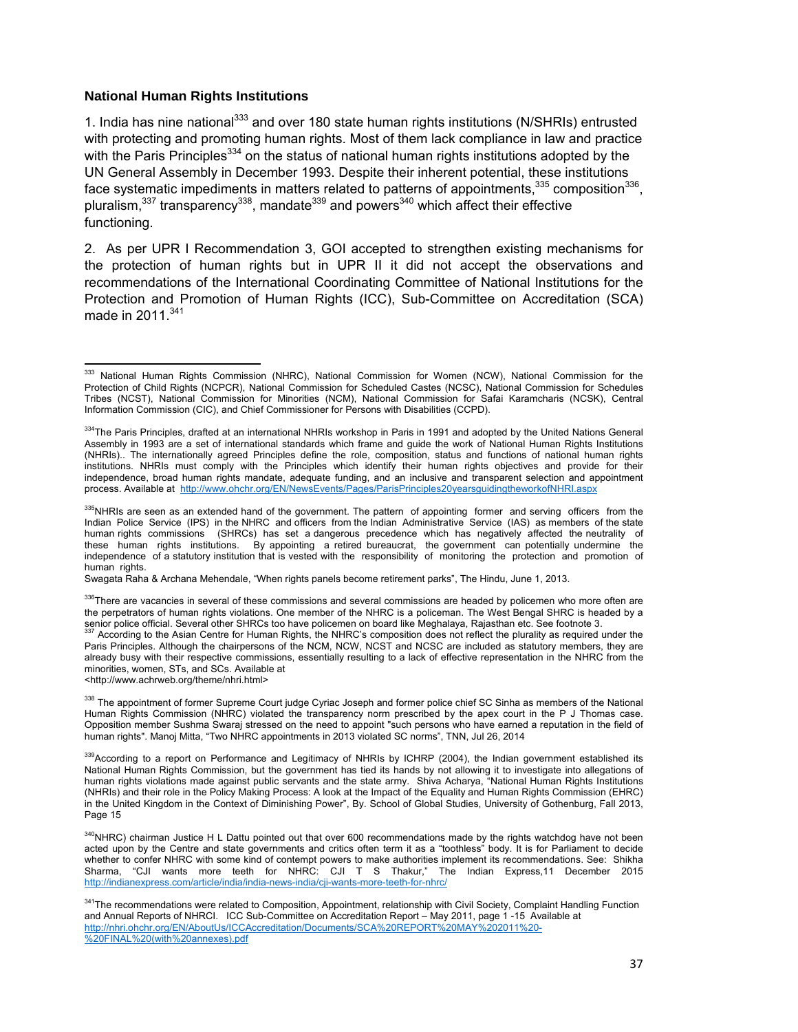### National Human Rights Institutions

1. India has nine national[333] and over 180 state human rights institutions (N/SHRIs) entrusted with protecting and promoting human rights. Most of them lack compliance in law and practice with the Paris Principles[334] on the status of national human rights institutions adopted by the UN General Assembly in December 1993. Despite their inherent potential, these institutions face systematic impediments in matters related to patterns of appointments,[335] composition[336], pluralism,[337] transparency[338], mandate[339] and powers[340] which affect their effective functioning.

2. As per UPR I Recommendation 3, GOI accepted to strengthen existing mechanisms for the protection of human rights but in UPR II it did not accept the observations and recommendations of the International Coordinating Committee of National Institutions for the Protection and Promotion of Human Rights (ICC), Sub-Committee on Accreditation (SCA) made in 2011.[341]

---

[333] National Human Rights Commission (NHRC), National Commission for Women (NCW), National Commission for the Protection of Child Rights (NCPCR), National Commission for Scheduled Castes (NCSC), National Commission for Schedules Tribes (NCST), National Commission for Minorities (NCM), National Commission for Safai Karamcharis (NCSK), Central Information Commission (CIC), and Chief Commissioner for Persons with Disabilities (CCPD).

[334] The Paris Principles, drafted at an international NHRIs workshop in Paris in 1991 and adopted by the United Nations General Assembly in 1993 are a set of international standards which frame and guide the work of National Human Rights Institutions (NHRIs).. The internationally agreed Principles define the role, composition, status and functions of national human rights institutions. NHRIs must comply with the Principles which identify their human rights objectives and provide for their independence, broad human rights mandate, adequate funding, and an inclusive and transparent selection and appointment process. Available at http://www.ohchr.org/EN/NewsEvents/Pages/ParisPrinciples20yearsguidingtheworkofNHRI.aspx

[335] NHRIs are seen as an extended hand of the government. The pattern of appointing former and serving officers from the Indian Police Service (IPS) in the NHRC and officers from the Indian Administrative Service (IAS) as members of the state human rights commissions (SHRCs) has set a dangerous precedence which has negatively affected the neutrality of these human rights institutions. By appointing a retired bureaucrat, the government can potentially undermine the independence of a statutory institution that is vested with the responsibility of monitoring the protection and promotion of human rights.

Swagata Raha & Archana Mehendale, "When rights panels become retirement parks", The Hindu, June 1, 2013.

[336] There are vacancies in several of these commissions and several commissions are headed by policemen who more often are the perpetrators of human rights violations. One member of the NHRC is a policeman. The West Bengal SHRC is headed by a senior police official. Several other SHRCs too have policemen on board like Meghalaya, Rajasthan etc. See footnote 3.

[337] According to the Asian Centre for Human Rights, the NHRC's composition does not reflect the plurality as required under the Paris Principles. Although the chairpersons of the NCM, NCW, NCST and NCSC are included as statutory members, they are already busy with their respective commissions, essentially resulting to a lack of effective representation in the NHRC from the minorities, women, STs, and SCs. Available at <http://www.achrweb.org/theme/nhri.html>

[338] The appointment of former Supreme Court judge Cyriac Joseph and former police chief SC Sinha as members of the National Human Rights Commission (NHRC) violated the transparency norm prescribed by the apex court in the P J Thomas case. Opposition member Sushma Swaraj stressed on the need to appoint "such persons who have earned a reputation in the field of human rights". Manoj Mitta, "Two NHRC appointments in 2013 violated SC norms", TNN, Jul 26, 2014

[339] According to a report on Performance and Legitimacy of NHRIs by ICHRP (2004), the Indian government established its National Human Rights Commission, but the government has tied its hands by not allowing it to investigate into allegations of human rights violations made against public servants and the state army. Shiva Acharya, "National Human Rights Institutions (NHRIs) and their role in the Policy Making Process: A look at the Impact of the Equality and Human Rights Commission (EHRC) in the United Kingdom in the Context of Diminishing Power", By. School of Global Studies, University of Gothenburg, Fall 2013, Page 15

[340] NHRC) chairman Justice H L Dattu pointed out that over 600 recommendations made by the rights watchdog have not been acted upon by the Centre and state governments and critics often term it as a "toothless" body. It is for Parliament to decide whether to confer NHRC with some kind of contempt powers to make authorities implement its recommendations. See: Shikha Sharma, "CJI wants more teeth for NHRC: CJI T S Thakur," The Indian Express,11 December 2015 http://indianexpress.com/article/india/india-news-india/cji-wants-more-teeth-for-nhrc/

[341] The recommendations were related to Composition, Appointment, relationship with Civil Society, Complaint Handling Function and Annual Reports of NHRCI. ICC Sub-Committee on Accreditation Report – May 2011, page 1 -15 Available at http://nhri.ohchr.org/EN/AboutUs/ICCAccreditation/Documents/SCA%20REPORT%20MAY%202011%20-%20FINAL%20(with%20annexes).pdf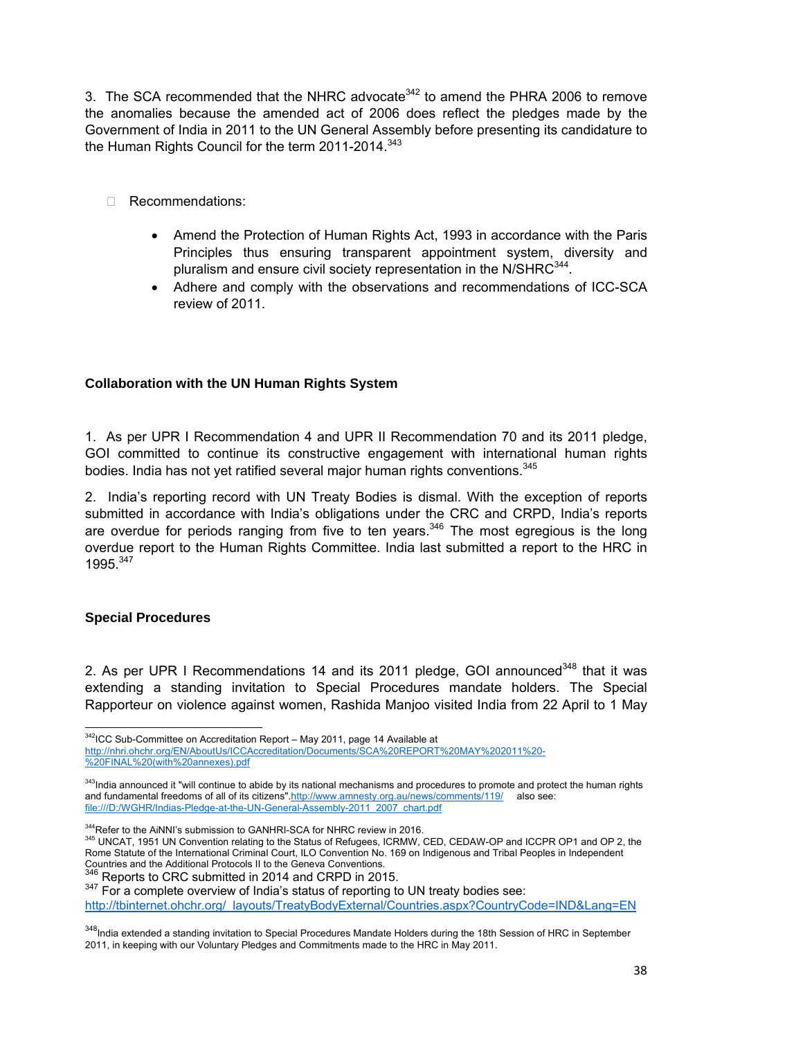3. The SCA recommended that the NHRC advocate[342] to amend the PHRA 2006 to remove the anomalies because the amended act of 2006 does reflect the pledges made by the Government of India in 2011 to the UN General Assembly before presenting its candidature to the Human Rights Council for the term 2011-2014.[343]

- Recommendations:
  - Amend the Protection of Human Rights Act, 1993 in accordance with the Paris Principles thus ensuring transparent appointment system, diversity and pluralism and ensure civil society representation in the N/SHRC[344].
  - Adhere and comply with the observations and recommendations of ICC-SCA review of 2011.

### Collaboration with the UN Human Rights System

1. As per UPR I Recommendation 4 and UPR II Recommendation 70 and its 2011 pledge, GOI committed to continue its constructive engagement with international human rights bodies. India has not yet ratified several major human rights conventions.[345]

2. India's reporting record with UN Treaty Bodies is dismal. With the exception of reports submitted in accordance with India's obligations under the CRC and CRPD, India's reports are overdue for periods ranging from five to ten years.[346] The most egregious is the long overdue report to the Human Rights Committee. India last submitted a report to the HRC in 1995.[347]

### Special Procedures

2. As per UPR I Recommendations 14 and its 2011 pledge, GOI announced[348] that it was extending a standing invitation to Special Procedures mandate holders. The Special Rapporteur on violence against women, Rashida Manjoo visited India from 22 April to 1 May

---

[342] ICC Sub-Committee on Accreditation Report – May 2011, page 14 Available at http://nhri.ohchr.org/EN/AboutUs/ICCAccreditation/Documents/SCA%20REPORT%20MAY%202011%20-%20FINAL%20(with%20annexes).pdf

[343] India announced it "will continue to abide by its national mechanisms and procedures to promote and protect the human rights and fundamental freedoms of all of its citizens".http://www.amnesty.org.au/news/comments/119/ also see: file:///D:/WGHR/Indias-Pledge-at-the-UN-General-Assembly-2011_2007_chart.pdf

[344] Refer to the AiNNI's submission to GANHRI-SCA for NHRC review in 2016.

[345] UNCAT, 1951 UN Convention relating to the Status of Refugees, ICRMW, CED, CEDAW-OP and ICCPR OP1 and OP 2, the Rome Statute of the International Criminal Court, ILO Convention No. 169 on Indigenous and Tribal Peoples in Independent Countries and the Additional Protocols II to the Geneva Conventions.

[346] Reports to CRC submitted in 2014 and CRPD in 2015.

[347] For a complete overview of India's status of reporting to UN treaty bodies see: http://tbinternet.ohchr.org/_layouts/TreatyBodyExternal/Countries.aspx?CountryCode=IND&Lang=EN

[348] India extended a standing invitation to Special Procedures Mandate Holders during the 18th Session of HRC in September 2011, in keeping with our Voluntary Pledges and Commitments made to the HRC in May 2011.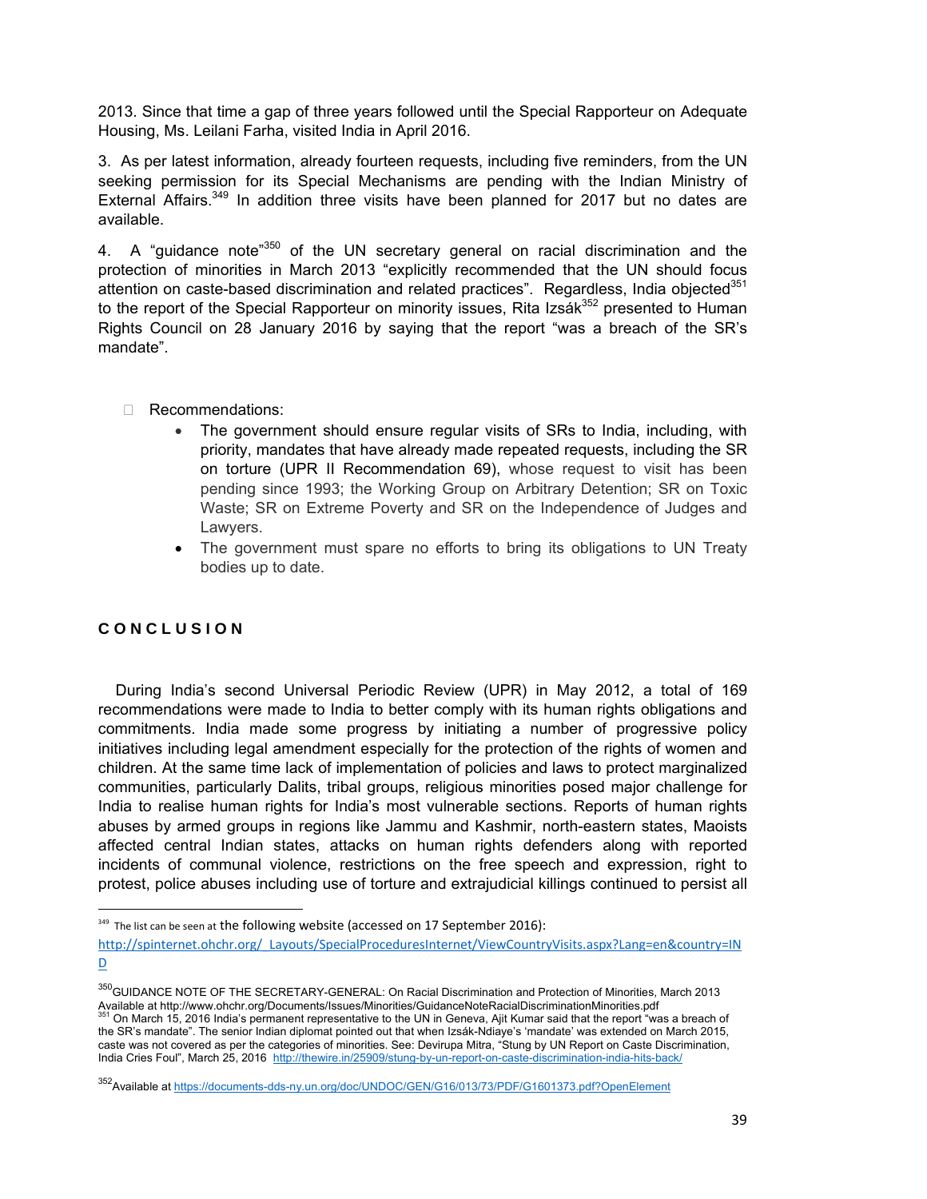2013. Since that time a gap of three years followed until the Special Rapporteur on Adequate Housing, Ms. Leilani Farha, visited India in April 2016.

3. As per latest information, already fourteen requests, including five reminders, from the UN seeking permission for its Special Mechanisms are pending with the Indian Ministry of External Affairs.[349] In addition three visits have been planned for 2017 but no dates are available.

4. A "guidance note"[350] of the UN secretary general on racial discrimination and the protection of minorities in March 2013 "explicitly recommended that the UN should focus attention on caste-based discrimination and related practices". Regardless, India objected[351] to the report of the Special Rapporteur on minority issues, Rita Izsák[352] presented to Human Rights Council on 28 January 2016 by saying that the report "was a breach of the SR's mandate".

- Recommendations:
  - The government should ensure regular visits of SRs to India, including, with priority, mandates that have already made repeated requests, including the SR on torture (UPR II Recommendation 69), whose request to visit has been pending since 1993; the Working Group on Arbitrary Detention; SR on Toxic Waste; SR on Extreme Poverty and SR on the Independence of Judges and Lawyers.
  - The government must spare no efforts to bring its obligations to UN Treaty bodies up to date.

## CONCLUSION

During India's second Universal Periodic Review (UPR) in May 2012, a total of 169 recommendations were made to India to better comply with its human rights obligations and commitments. India made some progress by initiating a number of progressive policy initiatives including legal amendment especially for the protection of the rights of women and children. At the same time lack of implementation of policies and laws to protect marginalized communities, particularly Dalits, tribal groups, religious minorities posed major challenge for India to realise human rights for India's most vulnerable sections. Reports of human rights abuses by armed groups in regions like Jammu and Kashmir, north-eastern states, Maoists affected central Indian states, attacks on human rights defenders along with reported incidents of communal violence, restrictions on the free speech and expression, right to protest, police abuses including use of torture and extrajudicial killings continued to persist all

---

[349] The list can be seen at the following website (accessed on 17 September 2016): http://spinternet.ohchr.org/_Layouts/SpecialProceduresInternet/ViewCountryVisits.aspx?Lang=en&country=IND

[350] GUIDANCE NOTE OF THE SECRETARY-GENERAL: On Racial Discrimination and Protection of Minorities, March 2013 Available at http://www.ohchr.org/Documents/Issues/Minorities/GuidanceNoteRacialDiscriminationMinorities.pdf

[351] On March 15, 2016 India's permanent representative to the UN in Geneva, Ajit Kumar said that the report "was a breach of the SR's mandate". The senior Indian diplomat pointed out that when Izsák-Ndiaye's 'mandate' was extended on March 2015, caste was not covered as per the categories of minorities. See: Devirupa Mitra, "Stung by UN Report on Caste Discrimination, India Cries Foul", March 25, 2016 http://thewire.in/25909/stung-by-un-report-on-caste-discrimination-india-hits-back/

[352] Available at https://documents-dds-ny.un.org/doc/UNDOC/GEN/G16/013/73/PDF/G1601373.pdf?OpenElement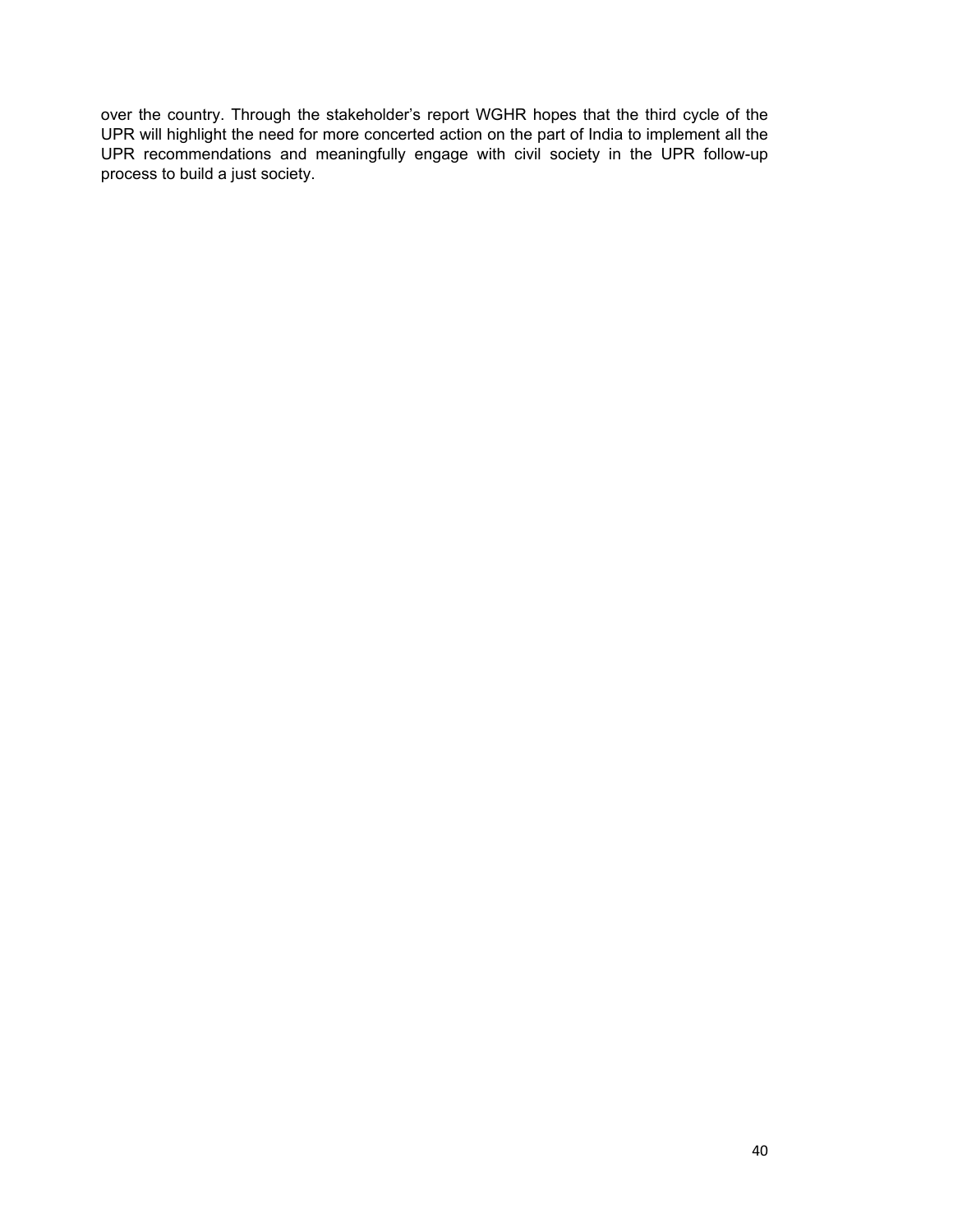over the country. Through the stakeholder's report WGHR hopes that the third cycle of the UPR will highlight the need for more concerted action on the part of India to implement all the UPR recommendations and meaningfully engage with civil society in the UPR follow-up process to build a just society.